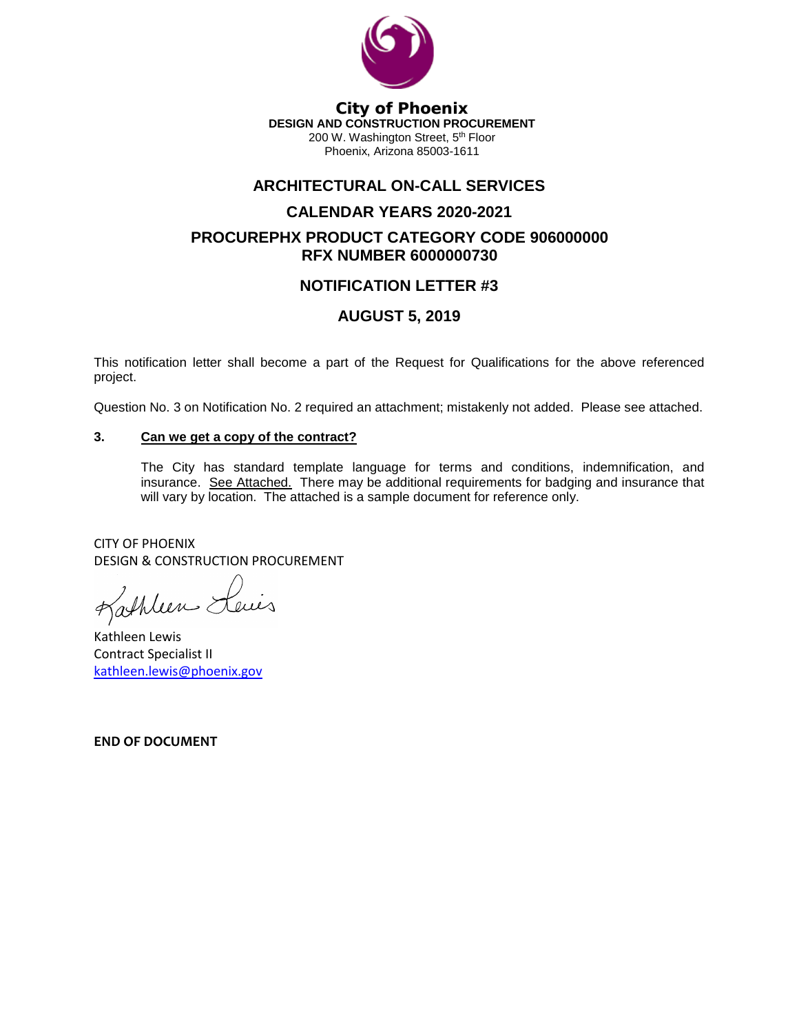**City of Phoenix**
**DESIGN AND CONSTRUCTION PROCUREMENT**
200 W. Washington Street, 5th Floor
Phoenix, Arizona 85003-1611

# ARCHITECTURAL ON-CALL SERVICES

## CALENDAR YEARS 2020-2021

## PROCUREPHX PRODUCT CATEGORY CODE 906000000
## RFX NUMBER 6000000730

## NOTIFICATION LETTER #3

## AUGUST 5, 2019

This notification letter shall become a part of the Request for Qualifications for the above referenced project.

Question No. 3 on Notification No. 2 required an attachment; mistakenly not added. Please see attached.

**3. Can we get a copy of the contract?**

The City has standard template language for terms and conditions, indemnification, and insurance. See Attached. There may be additional requirements for badging and insurance that will vary by location. The attached is a sample document for reference only.

CITY OF PHOENIX
DESIGN & CONSTRUCTION PROCUREMENT

Kathleen Lewis
Contract Specialist II
kathleen.lewis@phoenix.gov

**END OF DOCUMENT**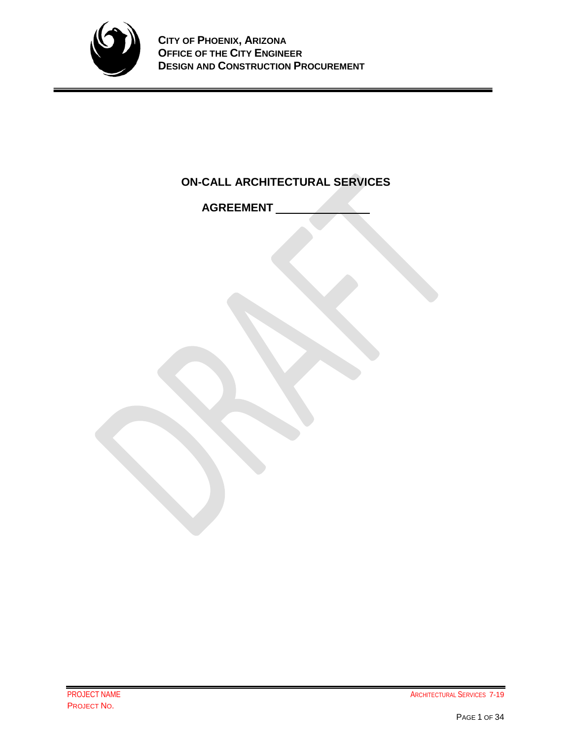**CITY OF PHOENIX, ARIZONA**
**OFFICE OF THE CITY ENGINEER**
**DESIGN AND CONSTRUCTION PROCUREMENT**

# ON-CALL ARCHITECTURAL SERVICES

## AGREEMENT _______________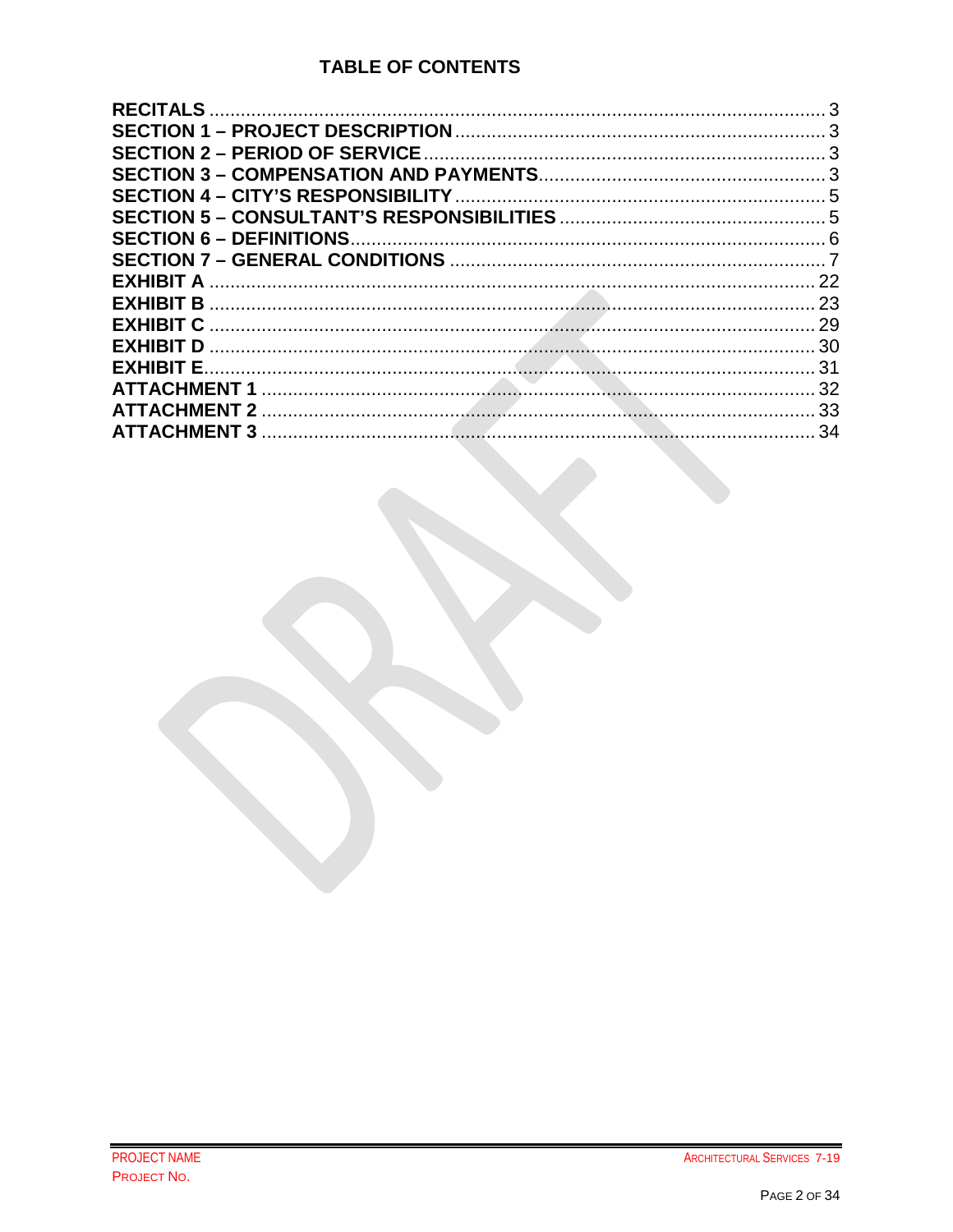## TABLE OF CONTENTS

| | |
|---|---|
| **RECITALS** | 3 |
| **SECTION 1 – PROJECT DESCRIPTION** | 3 |
| **SECTION 2 – PERIOD OF SERVICE** | 3 |
| **SECTION 3 – COMPENSATION AND PAYMENTS** | 3 |
| **SECTION 4 – CITY'S RESPONSIBILITY** | 5 |
| **SECTION 5 – CONSULTANT'S RESPONSIBILITIES** | 5 |
| **SECTION 6 – DEFINITIONS** | 6 |
| **SECTION 7 – GENERAL CONDITIONS** | 7 |
| **EXHIBIT A** | 22 |
| **EXHIBIT B** | 23 |
| **EXHIBIT C** | 29 |
| **EXHIBIT D** | 30 |
| **EXHIBIT E** | 31 |
| **ATTACHMENT 1** | 32 |
| **ATTACHMENT 2** | 33 |
| **ATTACHMENT 3** | 34 |

DRAFT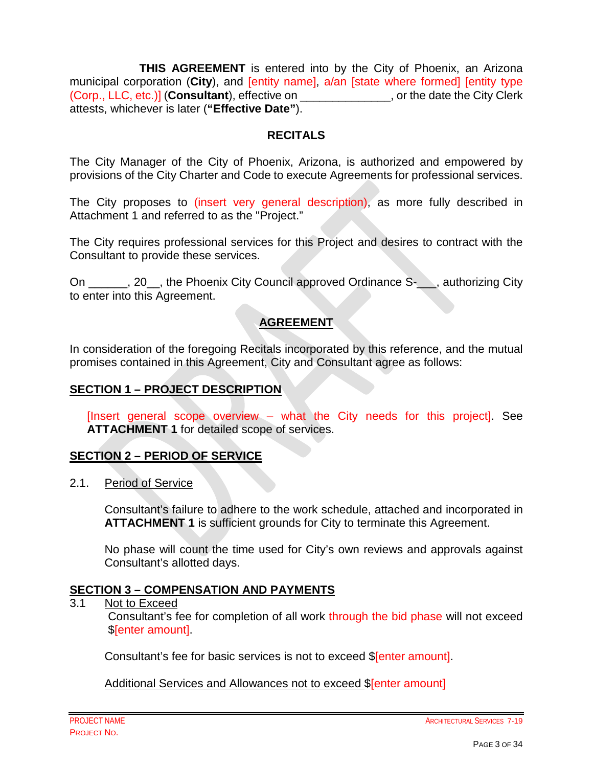**THIS AGREEMENT** is entered into by the City of Phoenix, an Arizona municipal corporation (**City**), and [entity name], a/an [state where formed] [entity type (Corp., LLC, etc.)] (**Consultant**), effective on ______________, or the date the City Clerk attests, whichever is later (**"Effective Date"**).

## RECITALS

The City Manager of the City of Phoenix, Arizona, is authorized and empowered by provisions of the City Charter and Code to execute Agreements for professional services.

The City proposes to (insert very general description), as more fully described in Attachment 1 and referred to as the "Project."

The City requires professional services for this Project and desires to contract with the Consultant to provide these services.

On ______, 20__, the Phoenix City Council approved Ordinance S-___, authorizing City to enter into this Agreement.

## AGREEMENT

In consideration of the foregoing Recitals incorporated by this reference, and the mutual promises contained in this Agreement, City and Consultant agree as follows:

### SECTION 1 – PROJECT DESCRIPTION

[Insert general scope overview – what the City needs for this project]. See **ATTACHMENT 1** for detailed scope of services.

### SECTION 2 – PERIOD OF SERVICE

2.1. Period of Service

Consultant's failure to adhere to the work schedule, attached and incorporated in **ATTACHMENT 1** is sufficient grounds for City to terminate this Agreement.

No phase will count the time used for City's own reviews and approvals against Consultant's allotted days.

### SECTION 3 – COMPENSATION AND PAYMENTS

3.1 Not to Exceed

Consultant's fee for completion of all work through the bid phase will not exceed $[enter amount].

Consultant's fee for basic services is not to exceed $[enter amount].

Additional Services and Allowances not to exceed $[enter amount]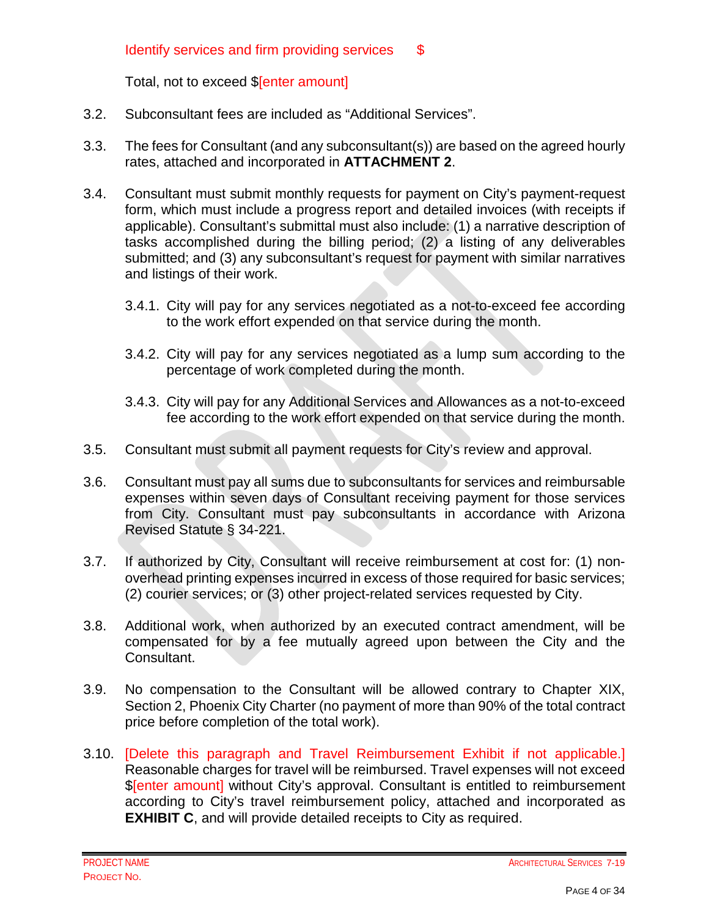Identify services and firm providing services $

Total, not to exceed $[enter amount]

3.2. Subconsultant fees are included as “Additional Services”.

3.3. The fees for Consultant (and any subconsultant(s)) are based on the agreed hourly rates, attached and incorporated in **ATTACHMENT 2**.

3.4. Consultant must submit monthly requests for payment on City’s payment-request form, which must include a progress report and detailed invoices (with receipts if applicable). Consultant’s submittal must also include: (1) a narrative description of tasks accomplished during the billing period; (2) a listing of any deliverables submitted; and (3) any subconsultant’s request for payment with similar narratives and listings of their work.

3.4.1. City will pay for any services negotiated as a not-to-exceed fee according to the work effort expended on that service during the month.

3.4.2. City will pay for any services negotiated as a lump sum according to the percentage of work completed during the month.

3.4.3. City will pay for any Additional Services and Allowances as a not-to-exceed fee according to the work effort expended on that service during the month.

3.5. Consultant must submit all payment requests for City’s review and approval.

3.6. Consultant must pay all sums due to subconsultants for services and reimbursable expenses within seven days of Consultant receiving payment for those services from City. Consultant must pay subconsultants in accordance with Arizona Revised Statute § 34-221.

3.7. If authorized by City, Consultant will receive reimbursement at cost for: (1) non-overhead printing expenses incurred in excess of those required for basic services; (2) courier services; or (3) other project-related services requested by City.

3.8. Additional work, when authorized by an executed contract amendment, will be compensated for by a fee mutually agreed upon between the City and the Consultant.

3.9. No compensation to the Consultant will be allowed contrary to Chapter XIX, Section 2, Phoenix City Charter (no payment of more than 90% of the total contract price before completion of the total work).

3.10. [Delete this paragraph and Travel Reimbursement Exhibit if not applicable.] Reasonable charges for travel will be reimbursed. Travel expenses will not exceed $[enter amount] without City’s approval. Consultant is entitled to reimbursement according to City’s travel reimbursement policy, attached and incorporated as **EXHIBIT C**, and will provide detailed receipts to City as required.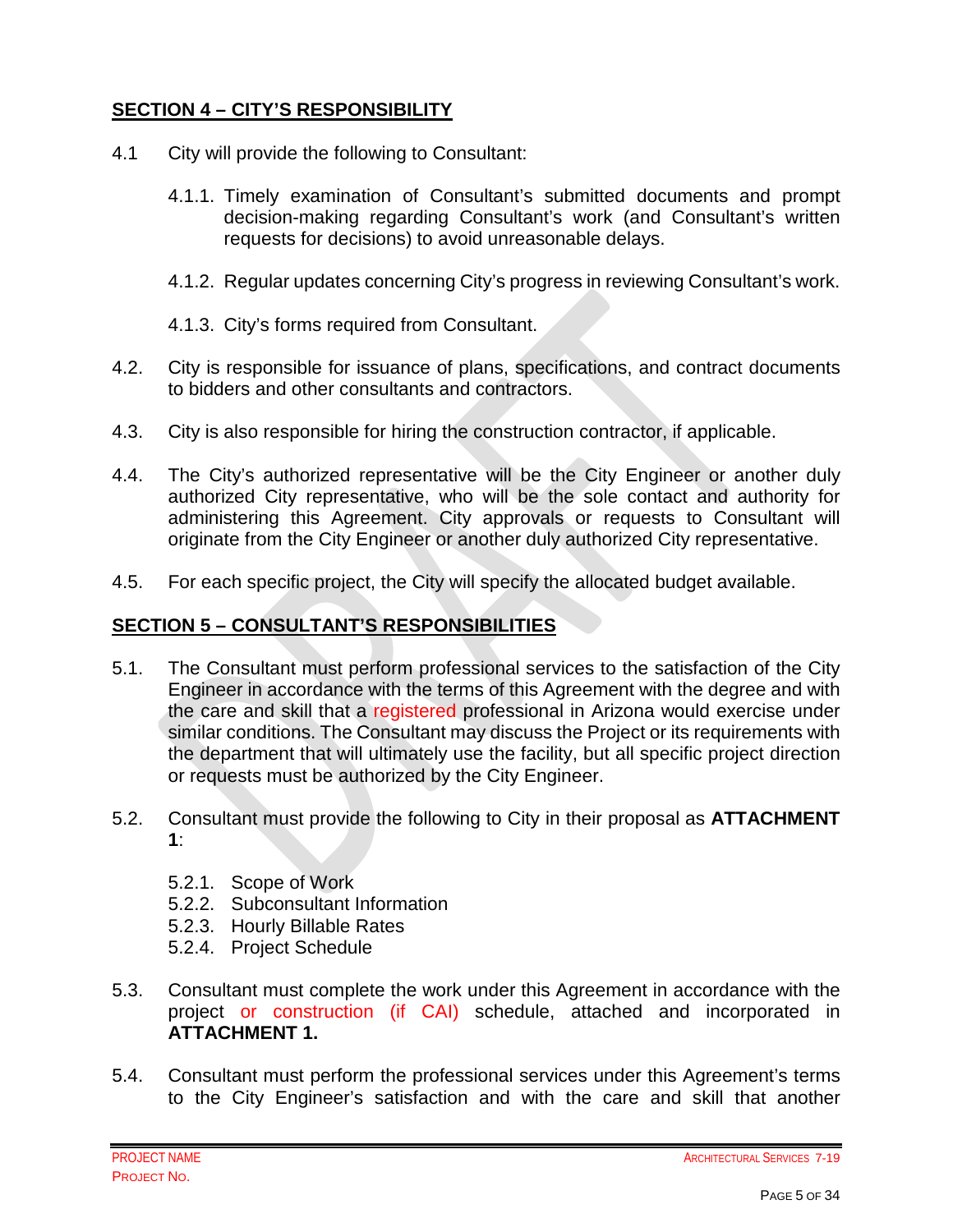**SECTION 4 – CITY'S RESPONSIBILITY**

4.1 City will provide the following to Consultant:

4.1.1. Timely examination of Consultant's submitted documents and prompt decision-making regarding Consultant's work (and Consultant's written requests for decisions) to avoid unreasonable delays.

4.1.2. Regular updates concerning City's progress in reviewing Consultant's work.

4.1.3. City's forms required from Consultant.

4.2. City is responsible for issuance of plans, specifications, and contract documents to bidders and other consultants and contractors.

4.3. City is also responsible for hiring the construction contractor, if applicable.

4.4. The City's authorized representative will be the City Engineer or another duly authorized City representative, who will be the sole contact and authority for administering this Agreement. City approvals or requests to Consultant will originate from the City Engineer or another duly authorized City representative.

4.5. For each specific project, the City will specify the allocated budget available.

**SECTION 5 – CONSULTANT'S RESPONSIBILITIES**

5.1. The Consultant must perform professional services to the satisfaction of the City Engineer in accordance with the terms of this Agreement with the degree and with the care and skill that a registered professional in Arizona would exercise under similar conditions. The Consultant may discuss the Project or its requirements with the department that will ultimately use the facility, but all specific project direction or requests must be authorized by the City Engineer.

5.2. Consultant must provide the following to City in their proposal as **ATTACHMENT 1**:

5.2.1. Scope of Work
5.2.2. Subconsultant Information
5.2.3. Hourly Billable Rates
5.2.4. Project Schedule

5.3. Consultant must complete the work under this Agreement in accordance with the project or construction (if CAI) schedule, attached and incorporated in **ATTACHMENT 1.**

5.4. Consultant must perform the professional services under this Agreement's terms to the City Engineer's satisfaction and with the care and skill that another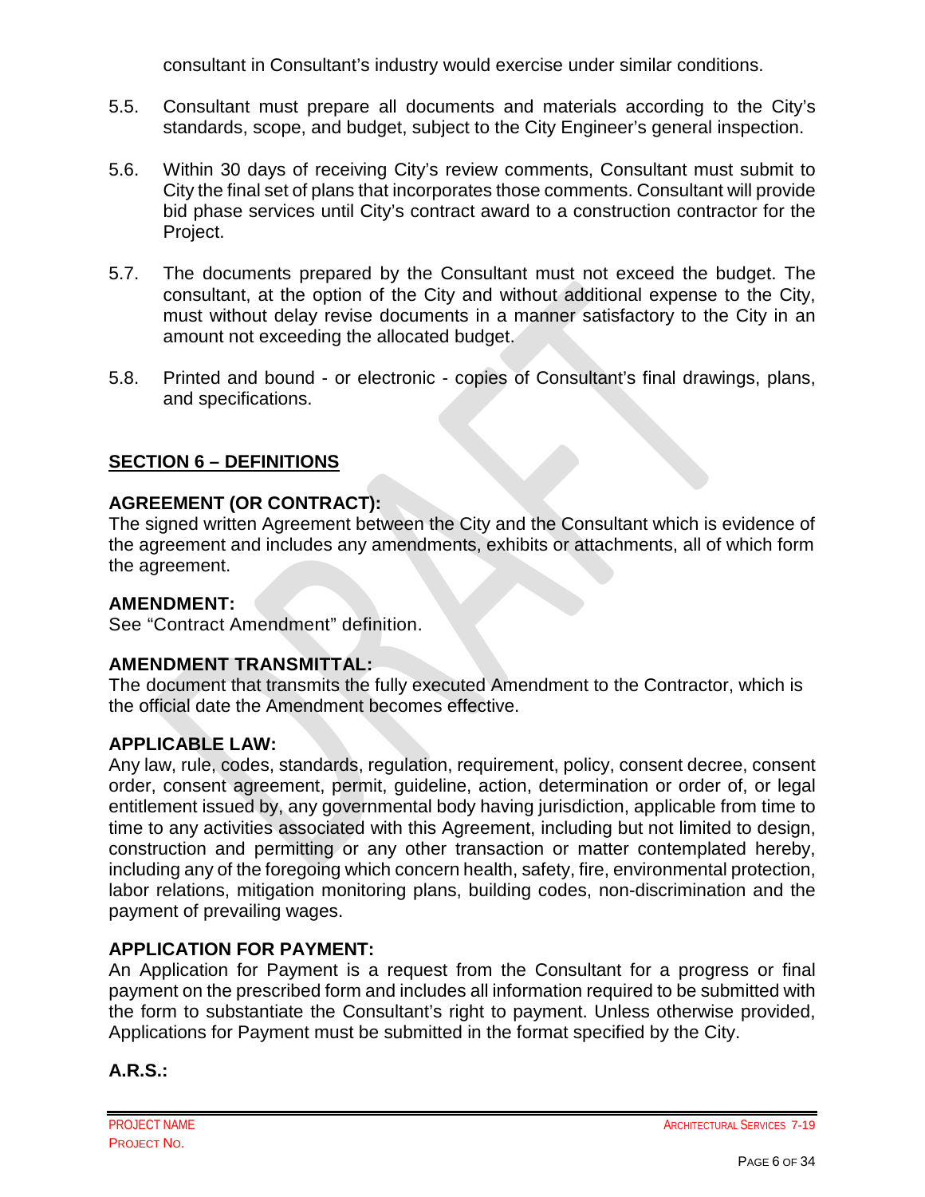consultant in Consultant's industry would exercise under similar conditions.

5.5. Consultant must prepare all documents and materials according to the City's standards, scope, and budget, subject to the City Engineer's general inspection.

5.6. Within 30 days of receiving City's review comments, Consultant must submit to City the final set of plans that incorporates those comments. Consultant will provide bid phase services until City's contract award to a construction contractor for the Project.

5.7. The documents prepared by the Consultant must not exceed the budget. The consultant, at the option of the City and without additional expense to the City, must without delay revise documents in a manner satisfactory to the City in an amount not exceeding the allocated budget.

5.8. Printed and bound - or electronic - copies of Consultant's final drawings, plans, and specifications.

## SECTION 6 – DEFINITIONS

**AGREEMENT (OR CONTRACT):**
The signed written Agreement between the City and the Consultant which is evidence of the agreement and includes any amendments, exhibits or attachments, all of which form the agreement.

**AMENDMENT:**
See "Contract Amendment" definition.

**AMENDMENT TRANSMITTAL:**
The document that transmits the fully executed Amendment to the Contractor, which is the official date the Amendment becomes effective.

**APPLICABLE LAW:**
Any law, rule, codes, standards, regulation, requirement, policy, consent decree, consent order, consent agreement, permit, guideline, action, determination or order of, or legal entitlement issued by, any governmental body having jurisdiction, applicable from time to time to any activities associated with this Agreement, including but not limited to design, construction and permitting or any other transaction or matter contemplated hereby, including any of the foregoing which concern health, safety, fire, environmental protection, labor relations, mitigation monitoring plans, building codes, non-discrimination and the payment of prevailing wages.

**APPLICATION FOR PAYMENT:**
An Application for Payment is a request from the Consultant for a progress or final payment on the prescribed form and includes all information required to be submitted with the form to substantiate the Consultant's right to payment. Unless otherwise provided, Applications for Payment must be submitted in the format specified by the City.

**A.R.S.:**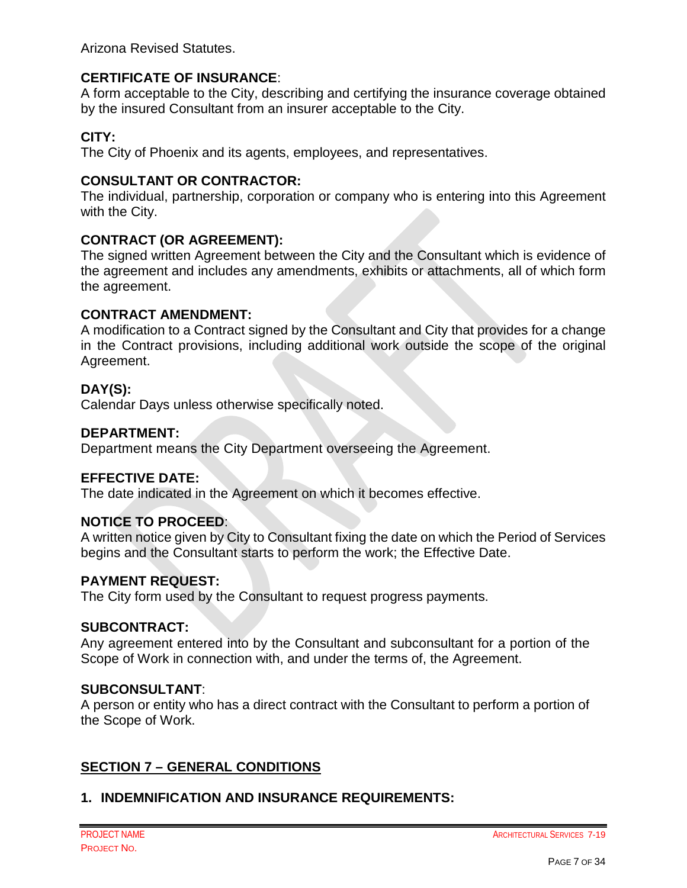Arizona Revised Statutes.

**CERTIFICATE OF INSURANCE**:
A form acceptable to the City, describing and certifying the insurance coverage obtained by the insured Consultant from an insurer acceptable to the City.

**CITY:**
The City of Phoenix and its agents, employees, and representatives.

**CONSULTANT OR CONTRACTOR:**
The individual, partnership, corporation or company who is entering into this Agreement with the City.

**CONTRACT (OR AGREEMENT):**
The signed written Agreement between the City and the Consultant which is evidence of the agreement and includes any amendments, exhibits or attachments, all of which form the agreement.

**CONTRACT AMENDMENT:**
A modification to a Contract signed by the Consultant and City that provides for a change in the Contract provisions, including additional work outside the scope of the original Agreement.

**DAY(S):**
Calendar Days unless otherwise specifically noted.

**DEPARTMENT:**
Department means the City Department overseeing the Agreement.

**EFFECTIVE DATE:**
The date indicated in the Agreement on which it becomes effective.

**NOTICE TO PROCEED**:
A written notice given by City to Consultant fixing the date on which the Period of Services begins and the Consultant starts to perform the work; the Effective Date.

**PAYMENT REQUEST:**
The City form used by the Consultant to request progress payments.

**SUBCONTRACT:**
Any agreement entered into by the Consultant and subconsultant for a portion of the Scope of Work in connection with, and under the terms of, the Agreement.

**SUBCONSULTANT**:
A person or entity who has a direct contract with the Consultant to perform a portion of the Scope of Work.

## SECTION 7 – GENERAL CONDITIONS

### 1. INDEMNIFICATION AND INSURANCE REQUIREMENTS: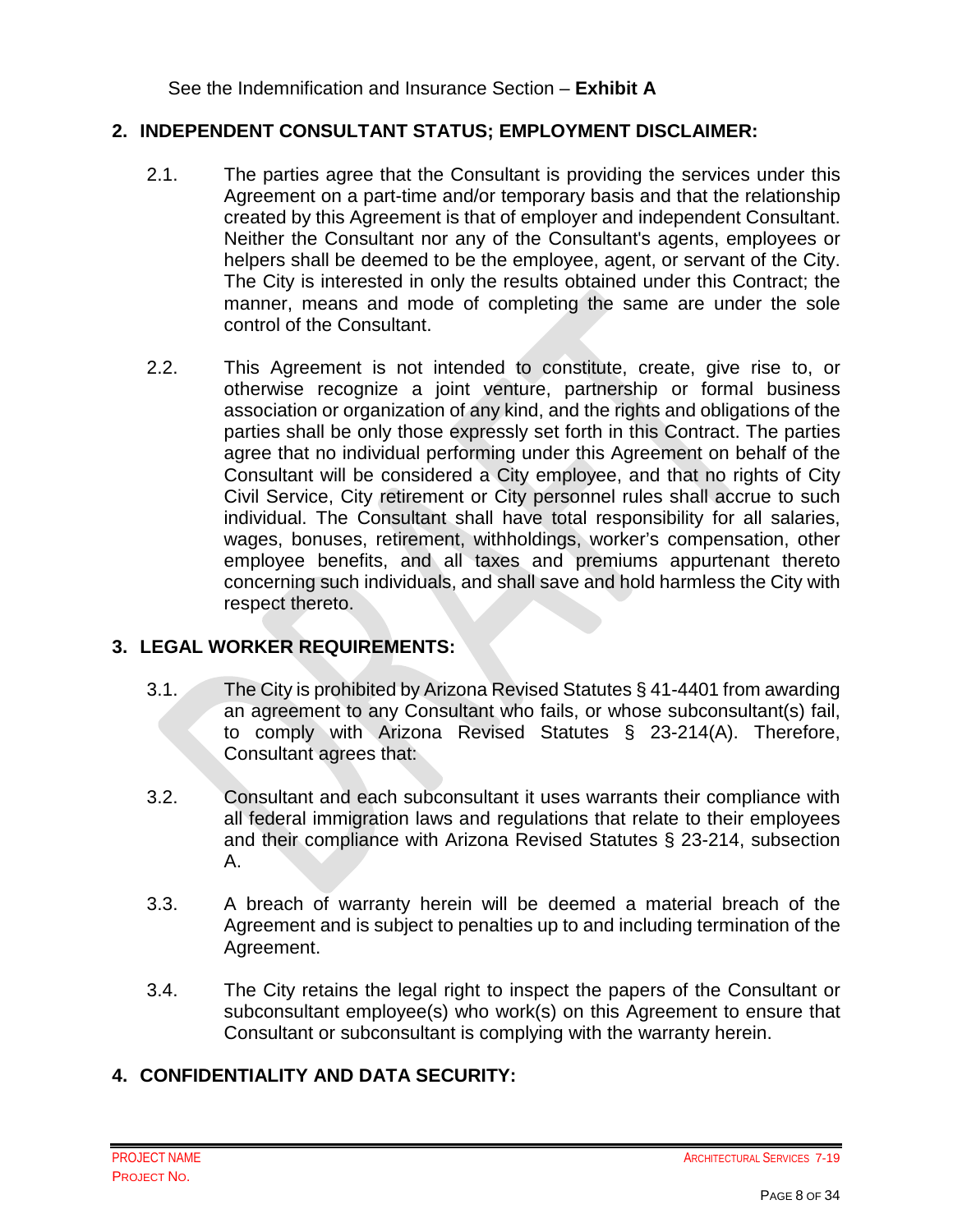See the Indemnification and Insurance Section – **Exhibit A**

## 2. INDEPENDENT CONSULTANT STATUS; EMPLOYMENT DISCLAIMER:

2.1. The parties agree that the Consultant is providing the services under this Agreement on a part-time and/or temporary basis and that the relationship created by this Agreement is that of employer and independent Consultant. Neither the Consultant nor any of the Consultant's agents, employees or helpers shall be deemed to be the employee, agent, or servant of the City. The City is interested in only the results obtained under this Contract; the manner, means and mode of completing the same are under the sole control of the Consultant.

2.2. This Agreement is not intended to constitute, create, give rise to, or otherwise recognize a joint venture, partnership or formal business association or organization of any kind, and the rights and obligations of the parties shall be only those expressly set forth in this Contract. The parties agree that no individual performing under this Agreement on behalf of the Consultant will be considered a City employee, and that no rights of City Civil Service, City retirement or City personnel rules shall accrue to such individual. The Consultant shall have total responsibility for all salaries, wages, bonuses, retirement, withholdings, worker's compensation, other employee benefits, and all taxes and premiums appurtenant thereto concerning such individuals, and shall save and hold harmless the City with respect thereto.

## 3. LEGAL WORKER REQUIREMENTS:

3.1. The City is prohibited by Arizona Revised Statutes § 41-4401 from awarding an agreement to any Consultant who fails, or whose subconsultant(s) fail, to comply with Arizona Revised Statutes § 23-214(A). Therefore, Consultant agrees that:

3.2. Consultant and each subconsultant it uses warrants their compliance with all federal immigration laws and regulations that relate to their employees and their compliance with Arizona Revised Statutes § 23-214, subsection A.

3.3. A breach of warranty herein will be deemed a material breach of the Agreement and is subject to penalties up to and including termination of the Agreement.

3.4. The City retains the legal right to inspect the papers of the Consultant or subconsultant employee(s) who work(s) on this Agreement to ensure that Consultant or subconsultant is complying with the warranty herein.

## 4. CONFIDENTIALITY AND DATA SECURITY:

PROJECT NAME
PROJECT NO.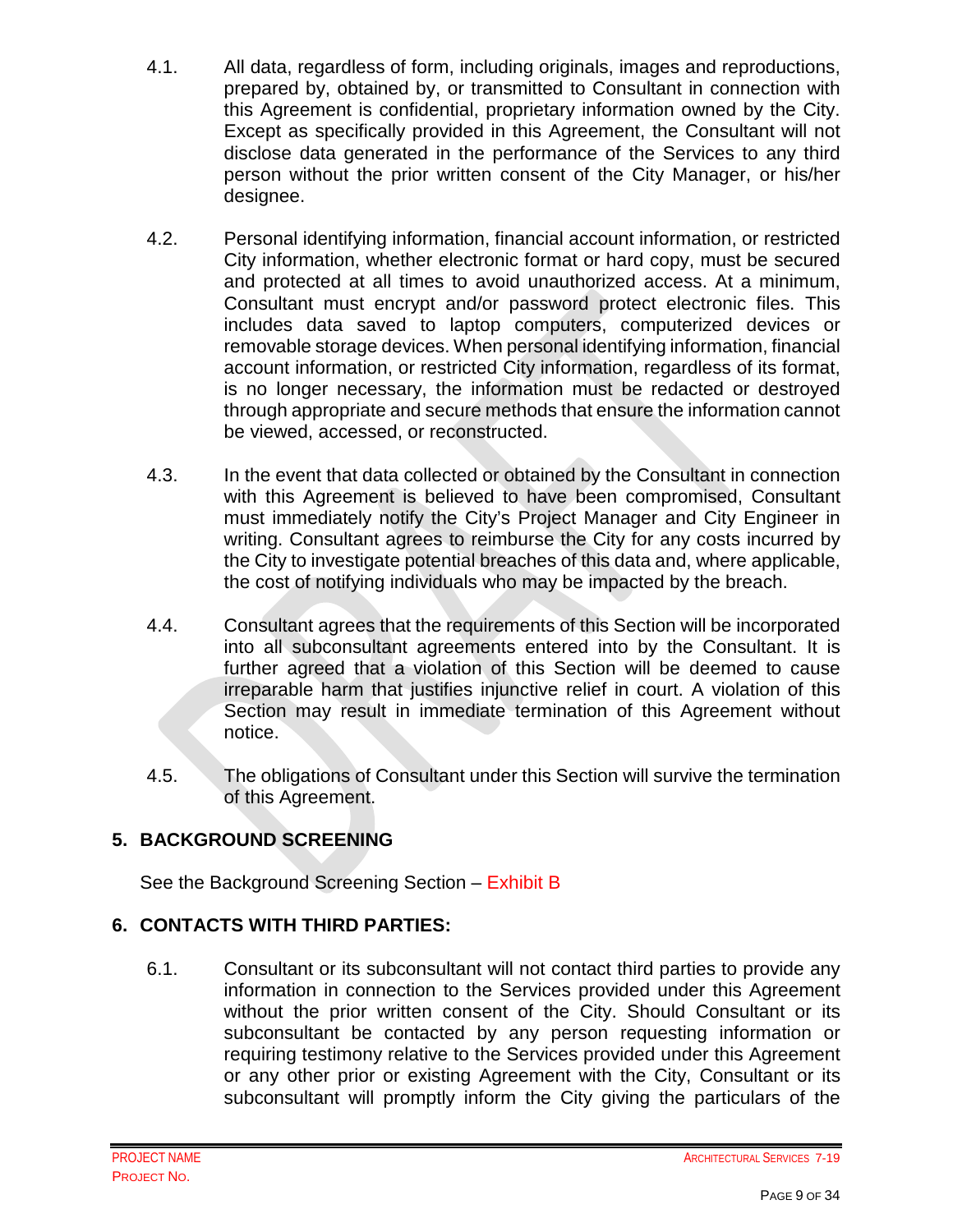4.1. All data, regardless of form, including originals, images and reproductions, prepared by, obtained by, or transmitted to Consultant in connection with this Agreement is confidential, proprietary information owned by the City. Except as specifically provided in this Agreement, the Consultant will not disclose data generated in the performance of the Services to any third person without the prior written consent of the City Manager, or his/her designee.

4.2. Personal identifying information, financial account information, or restricted City information, whether electronic format or hard copy, must be secured and protected at all times to avoid unauthorized access. At a minimum, Consultant must encrypt and/or password protect electronic files. This includes data saved to laptop computers, computerized devices or removable storage devices. When personal identifying information, financial account information, or restricted City information, regardless of its format, is no longer necessary, the information must be redacted or destroyed through appropriate and secure methods that ensure the information cannot be viewed, accessed, or reconstructed.

4.3. In the event that data collected or obtained by the Consultant in connection with this Agreement is believed to have been compromised, Consultant must immediately notify the City's Project Manager and City Engineer in writing. Consultant agrees to reimburse the City for any costs incurred by the City to investigate potential breaches of this data and, where applicable, the cost of notifying individuals who may be impacted by the breach.

4.4. Consultant agrees that the requirements of this Section will be incorporated into all subconsultant agreements entered into by the Consultant. It is further agreed that a violation of this Section will be deemed to cause irreparable harm that justifies injunctive relief in court. A violation of this Section may result in immediate termination of this Agreement without notice.

4.5. The obligations of Consultant under this Section will survive the termination of this Agreement.

## 5. BACKGROUND SCREENING

See the Background Screening Section – Exhibit B

## 6. CONTACTS WITH THIRD PARTIES:

6.1. Consultant or its subconsultant will not contact third parties to provide any information in connection to the Services provided under this Agreement without the prior written consent of the City. Should Consultant or its subconsultant be contacted by any person requesting information or requiring testimony relative to the Services provided under this Agreement or any other prior or existing Agreement with the City, Consultant or its subconsultant will promptly inform the City giving the particulars of the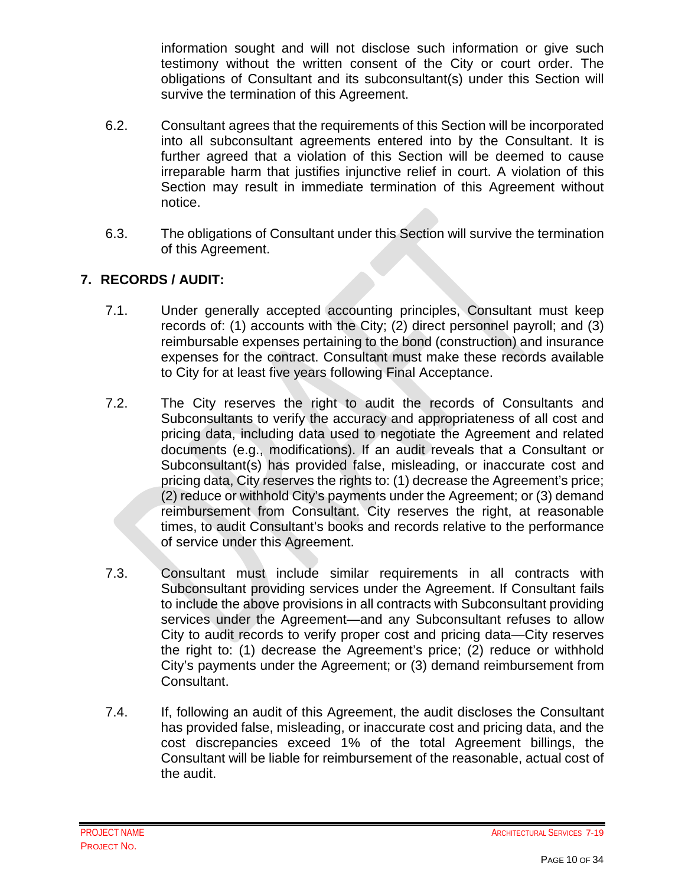information sought and will not disclose such information or give such testimony without the written consent of the City or court order. The obligations of Consultant and its subconsultant(s) under this Section will survive the termination of this Agreement.

6.2. Consultant agrees that the requirements of this Section will be incorporated into all subconsultant agreements entered into by the Consultant. It is further agreed that a violation of this Section will be deemed to cause irreparable harm that justifies injunctive relief in court. A violation of this Section may result in immediate termination of this Agreement without notice.

6.3. The obligations of Consultant under this Section will survive the termination of this Agreement.

## 7. RECORDS / AUDIT:

7.1. Under generally accepted accounting principles, Consultant must keep records of: (1) accounts with the City; (2) direct personnel payroll; and (3) reimbursable expenses pertaining to the bond (construction) and insurance expenses for the contract. Consultant must make these records available to City for at least five years following Final Acceptance.

7.2. The City reserves the right to audit the records of Consultants and Subconsultants to verify the accuracy and appropriateness of all cost and pricing data, including data used to negotiate the Agreement and related documents (e.g., modifications). If an audit reveals that a Consultant or Subconsultant(s) has provided false, misleading, or inaccurate cost and pricing data, City reserves the rights to: (1) decrease the Agreement's price; (2) reduce or withhold City's payments under the Agreement; or (3) demand reimbursement from Consultant. City reserves the right, at reasonable times, to audit Consultant's books and records relative to the performance of service under this Agreement.

7.3. Consultant must include similar requirements in all contracts with Subconsultant providing services under the Agreement. If Consultant fails to include the above provisions in all contracts with Subconsultant providing services under the Agreement—and any Subconsultant refuses to allow City to audit records to verify proper cost and pricing data—City reserves the right to: (1) decrease the Agreement's price; (2) reduce or withhold City's payments under the Agreement; or (3) demand reimbursement from Consultant.

7.4. If, following an audit of this Agreement, the audit discloses the Consultant has provided false, misleading, or inaccurate cost and pricing data, and the cost discrepancies exceed 1% of the total Agreement billings, the Consultant will be liable for reimbursement of the reasonable, actual cost of the audit.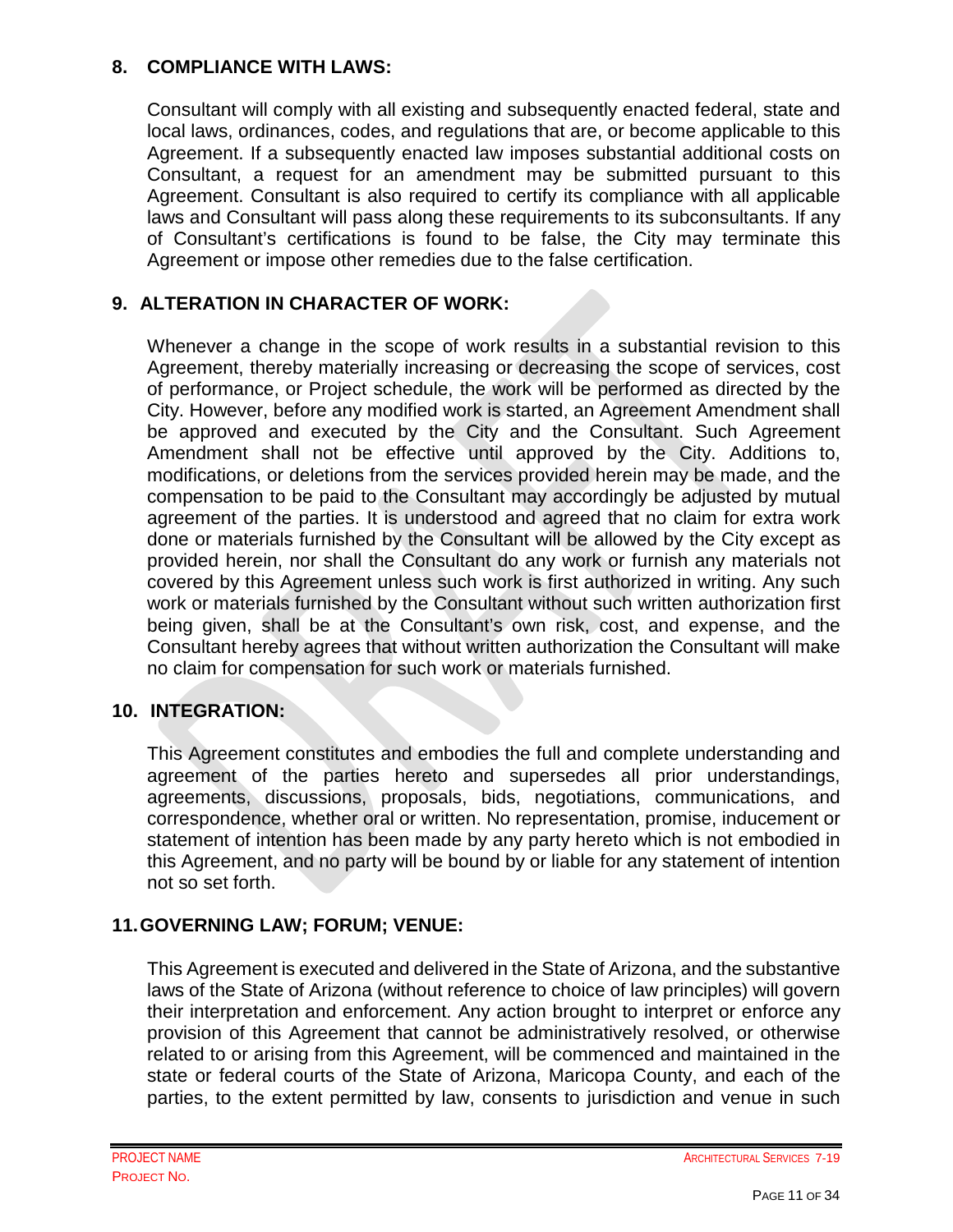## 8. COMPLIANCE WITH LAWS:

Consultant will comply with all existing and subsequently enacted federal, state and local laws, ordinances, codes, and regulations that are, or become applicable to this Agreement. If a subsequently enacted law imposes substantial additional costs on Consultant, a request for an amendment may be submitted pursuant to this Agreement. Consultant is also required to certify its compliance with all applicable laws and Consultant will pass along these requirements to its subconsultants. If any of Consultant's certifications is found to be false, the City may terminate this Agreement or impose other remedies due to the false certification.

## 9. ALTERATION IN CHARACTER OF WORK:

Whenever a change in the scope of work results in a substantial revision to this Agreement, thereby materially increasing or decreasing the scope of services, cost of performance, or Project schedule, the work will be performed as directed by the City. However, before any modified work is started, an Agreement Amendment shall be approved and executed by the City and the Consultant. Such Agreement Amendment shall not be effective until approved by the City. Additions to, modifications, or deletions from the services provided herein may be made, and the compensation to be paid to the Consultant may accordingly be adjusted by mutual agreement of the parties. It is understood and agreed that no claim for extra work done or materials furnished by the Consultant will be allowed by the City except as provided herein, nor shall the Consultant do any work or furnish any materials not covered by this Agreement unless such work is first authorized in writing. Any such work or materials furnished by the Consultant without such written authorization first being given, shall be at the Consultant's own risk, cost, and expense, and the Consultant hereby agrees that without written authorization the Consultant will make no claim for compensation for such work or materials furnished.

## 10. INTEGRATION:

This Agreement constitutes and embodies the full and complete understanding and agreement of the parties hereto and supersedes all prior understandings, agreements, discussions, proposals, bids, negotiations, communications, and correspondence, whether oral or written. No representation, promise, inducement or statement of intention has been made by any party hereto which is not embodied in this Agreement, and no party will be bound by or liable for any statement of intention not so set forth.

## 11. GOVERNING LAW; FORUM; VENUE:

This Agreement is executed and delivered in the State of Arizona, and the substantive laws of the State of Arizona (without reference to choice of law principles) will govern their interpretation and enforcement. Any action brought to interpret or enforce any provision of this Agreement that cannot be administratively resolved, or otherwise related to or arising from this Agreement, will be commenced and maintained in the state or federal courts of the State of Arizona, Maricopa County, and each of the parties, to the extent permitted by law, consents to jurisdiction and venue in such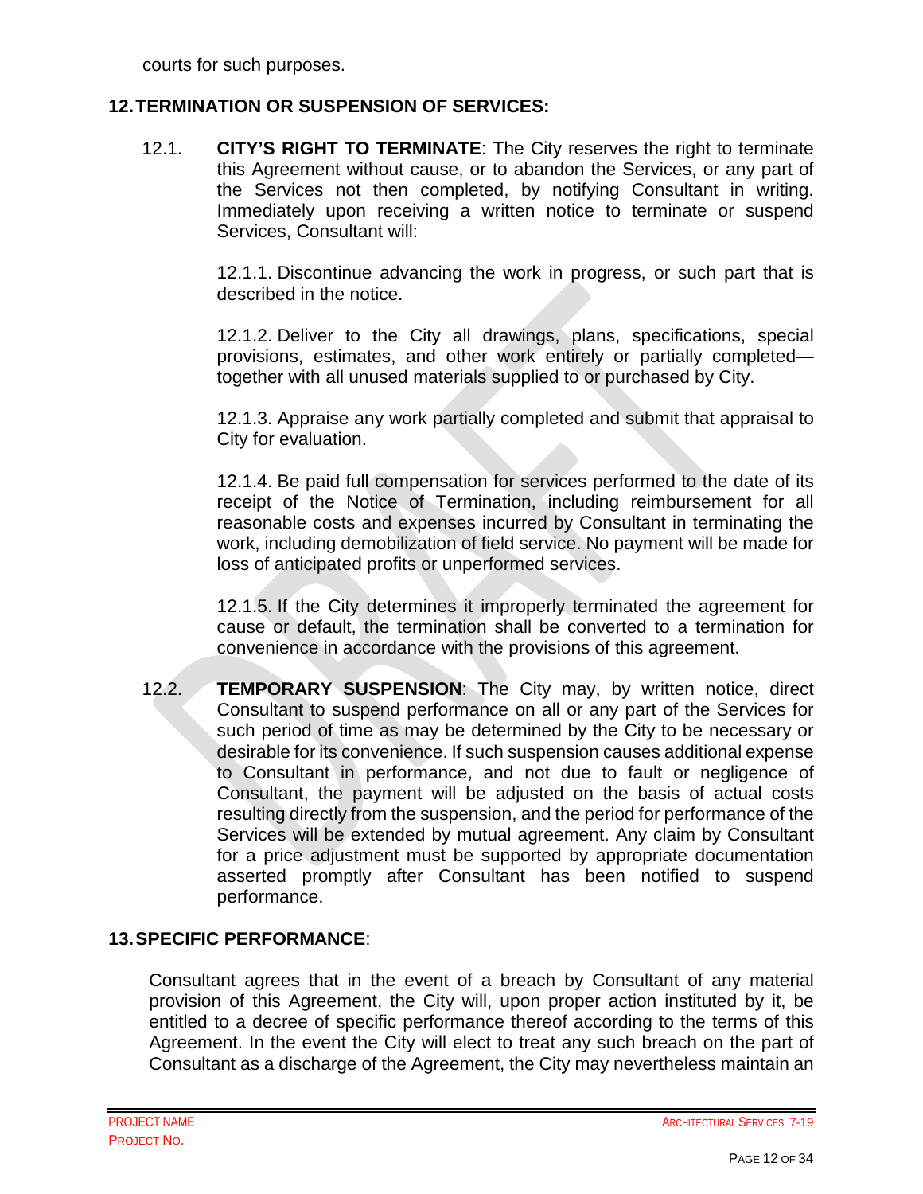courts for such purposes.

## 12. TERMINATION OR SUSPENSION OF SERVICES:

12.1. **CITY'S RIGHT TO TERMINATE**: The City reserves the right to terminate this Agreement without cause, or to abandon the Services, or any part of the Services not then completed, by notifying Consultant in writing. Immediately upon receiving a written notice to terminate or suspend Services, Consultant will:

12.1.1. Discontinue advancing the work in progress, or such part that is described in the notice.

12.1.2. Deliver to the City all drawings, plans, specifications, special provisions, estimates, and other work entirely or partially completed—together with all unused materials supplied to or purchased by City.

12.1.3. Appraise any work partially completed and submit that appraisal to City for evaluation.

12.1.4. Be paid full compensation for services performed to the date of its receipt of the Notice of Termination, including reimbursement for all reasonable costs and expenses incurred by Consultant in terminating the work, including demobilization of field service. No payment will be made for loss of anticipated profits or unperformed services.

12.1.5. If the City determines it improperly terminated the agreement for cause or default, the termination shall be converted to a termination for convenience in accordance with the provisions of this agreement.

12.2. **TEMPORARY SUSPENSION**: The City may, by written notice, direct Consultant to suspend performance on all or any part of the Services for such period of time as may be determined by the City to be necessary or desirable for its convenience. If such suspension causes additional expense to Consultant in performance, and not due to fault or negligence of Consultant, the payment will be adjusted on the basis of actual costs resulting directly from the suspension, and the period for performance of the Services will be extended by mutual agreement. Any claim by Consultant for a price adjustment must be supported by appropriate documentation asserted promptly after Consultant has been notified to suspend performance.

## 13. SPECIFIC PERFORMANCE:

Consultant agrees that in the event of a breach by Consultant of any material provision of this Agreement, the City will, upon proper action instituted by it, be entitled to a decree of specific performance thereof according to the terms of this Agreement. In the event the City will elect to treat any such breach on the part of Consultant as a discharge of the Agreement, the City may nevertheless maintain an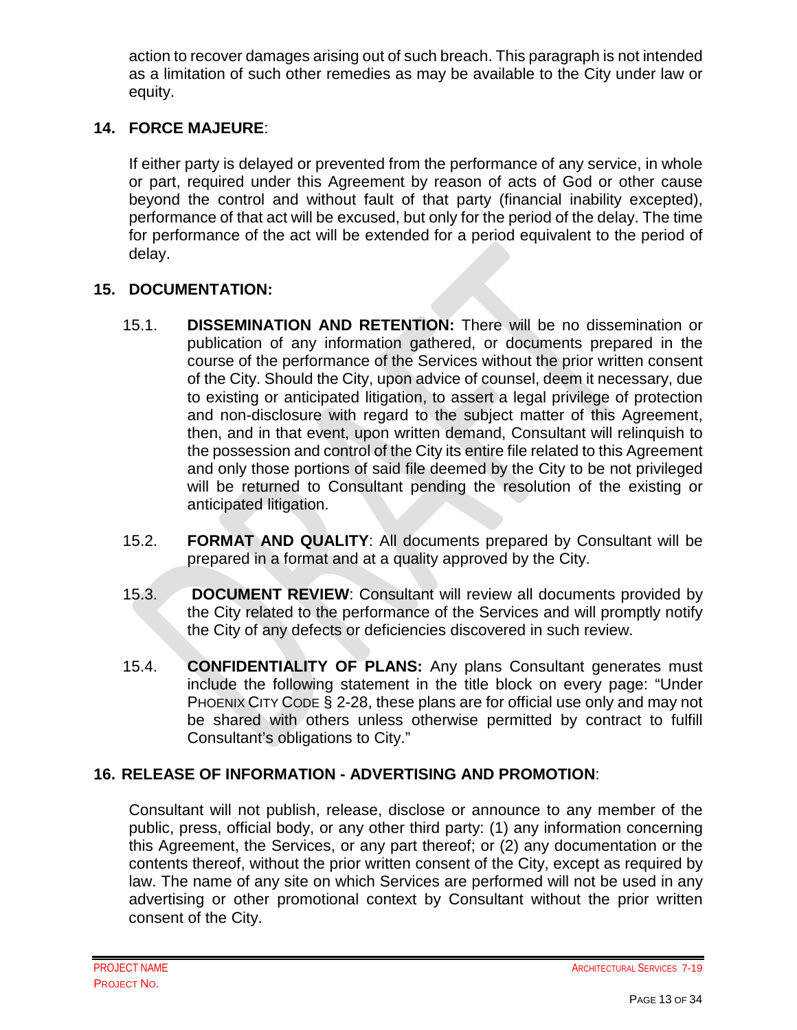action to recover damages arising out of such breach. This paragraph is not intended as a limitation of such other remedies as may be available to the City under law or equity.

## 14. FORCE MAJEURE:

If either party is delayed or prevented from the performance of any service, in whole or part, required under this Agreement by reason of acts of God or other cause beyond the control and without fault of that party (financial inability excepted), performance of that act will be excused, but only for the period of the delay. The time for performance of the act will be extended for a period equivalent to the period of delay.

## 15. DOCUMENTATION:

15.1. **DISSEMINATION AND RETENTION:** There will be no dissemination or publication of any information gathered, or documents prepared in the course of the performance of the Services without the prior written consent of the City. Should the City, upon advice of counsel, deem it necessary, due to existing or anticipated litigation, to assert a legal privilege of protection and non-disclosure with regard to the subject matter of this Agreement, then, and in that event, upon written demand, Consultant will relinquish to the possession and control of the City its entire file related to this Agreement and only those portions of said file deemed by the City to be not privileged will be returned to Consultant pending the resolution of the existing or anticipated litigation.

15.2. **FORMAT AND QUALITY**: All documents prepared by Consultant will be prepared in a format and at a quality approved by the City.

15.3. **DOCUMENT REVIEW**: Consultant will review all documents provided by the City related to the performance of the Services and will promptly notify the City of any defects or deficiencies discovered in such review.

15.4. **CONFIDENTIALITY OF PLANS:** Any plans Consultant generates must include the following statement in the title block on every page: "Under PHOENIX CITY CODE § 2-28, these plans are for official use only and may not be shared with others unless otherwise permitted by contract to fulfill Consultant's obligations to City."

## 16. RELEASE OF INFORMATION - ADVERTISING AND PROMOTION:

Consultant will not publish, release, disclose or announce to any member of the public, press, official body, or any other third party: (1) any information concerning this Agreement, the Services, or any part thereof; or (2) any documentation or the contents thereof, without the prior written consent of the City, except as required by law. The name of any site on which Services are performed will not be used in any advertising or other promotional context by Consultant without the prior written consent of the City.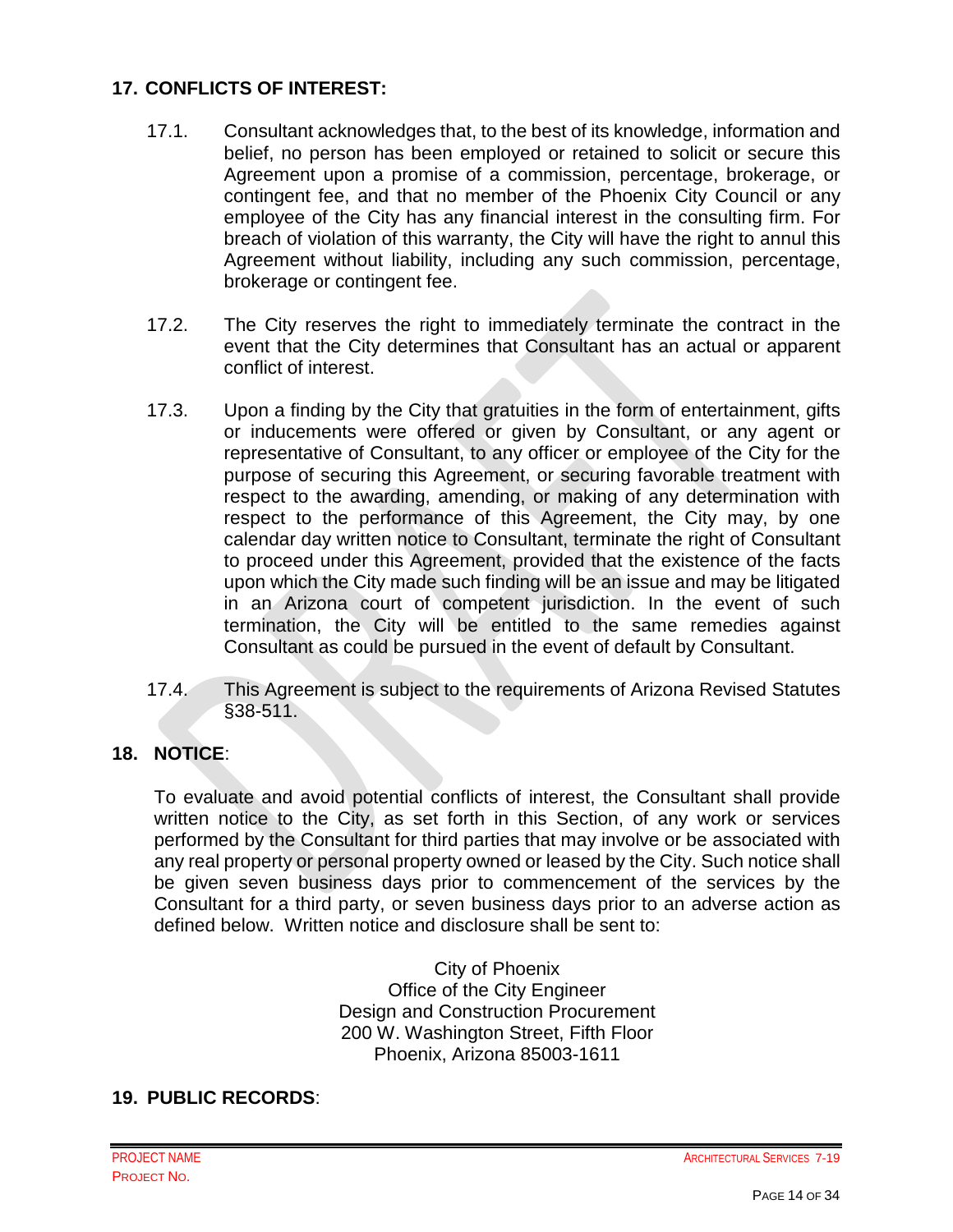## 17. CONFLICTS OF INTEREST:

17.1. Consultant acknowledges that, to the best of its knowledge, information and belief, no person has been employed or retained to solicit or secure this Agreement upon a promise of a commission, percentage, brokerage, or contingent fee, and that no member of the Phoenix City Council or any employee of the City has any financial interest in the consulting firm. For breach of violation of this warranty, the City will have the right to annul this Agreement without liability, including any such commission, percentage, brokerage or contingent fee.

17.2. The City reserves the right to immediately terminate the contract in the event that the City determines that Consultant has an actual or apparent conflict of interest.

17.3. Upon a finding by the City that gratuities in the form of entertainment, gifts or inducements were offered or given by Consultant, or any agent or representative of Consultant, to any officer or employee of the City for the purpose of securing this Agreement, or securing favorable treatment with respect to the awarding, amending, or making of any determination with respect to the performance of this Agreement, the City may, by one calendar day written notice to Consultant, terminate the right of Consultant to proceed under this Agreement, provided that the existence of the facts upon which the City made such finding will be an issue and may be litigated in an Arizona court of competent jurisdiction. In the event of such termination, the City will be entitled to the same remedies against Consultant as could be pursued in the event of default by Consultant.

17.4. This Agreement is subject to the requirements of Arizona Revised Statutes §38-511.

## 18. NOTICE:

To evaluate and avoid potential conflicts of interest, the Consultant shall provide written notice to the City, as set forth in this Section, of any work or services performed by the Consultant for third parties that may involve or be associated with any real property or personal property owned or leased by the City. Such notice shall be given seven business days prior to commencement of the services by the Consultant for a third party, or seven business days prior to an adverse action as defined below. Written notice and disclosure shall be sent to:

City of Phoenix
Office of the City Engineer
Design and Construction Procurement
200 W. Washington Street, Fifth Floor
Phoenix, Arizona 85003-1611

## 19. PUBLIC RECORDS: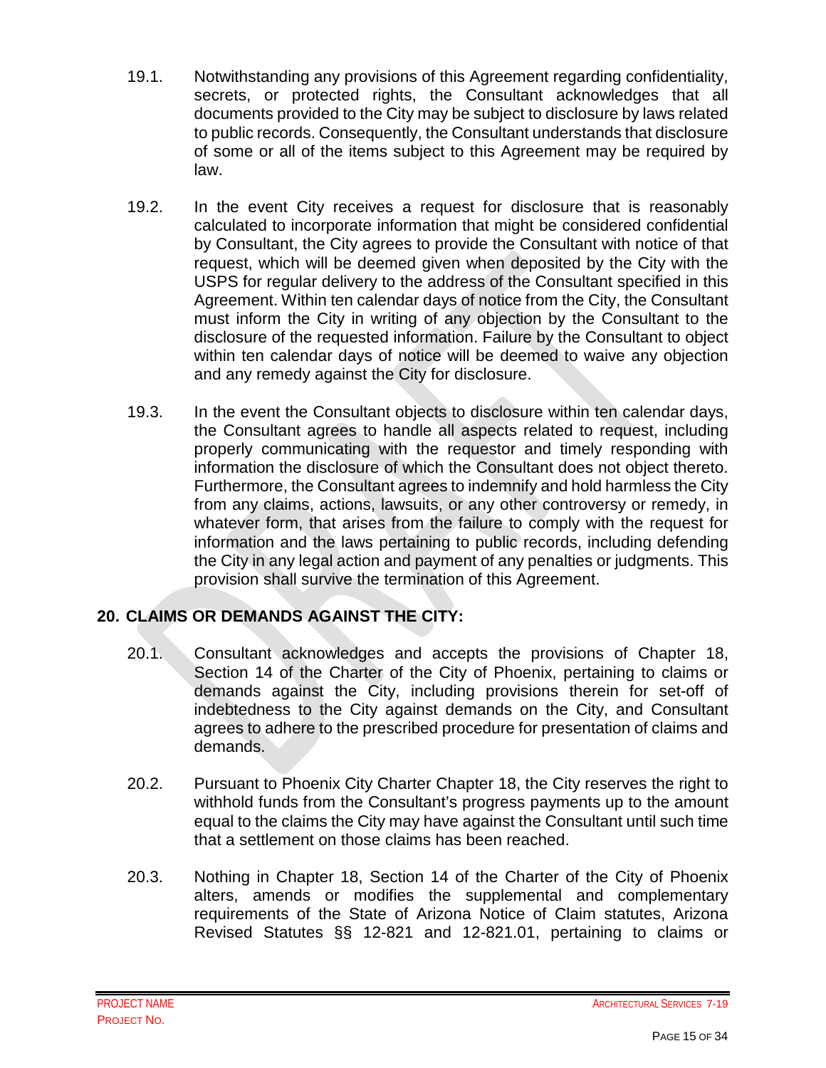19.1. Notwithstanding any provisions of this Agreement regarding confidentiality, secrets, or protected rights, the Consultant acknowledges that all documents provided to the City may be subject to disclosure by laws related to public records. Consequently, the Consultant understands that disclosure of some or all of the items subject to this Agreement may be required by law.

19.2. In the event City receives a request for disclosure that is reasonably calculated to incorporate information that might be considered confidential by Consultant, the City agrees to provide the Consultant with notice of that request, which will be deemed given when deposited by the City with the USPS for regular delivery to the address of the Consultant specified in this Agreement. Within ten calendar days of notice from the City, the Consultant must inform the City in writing of any objection by the Consultant to the disclosure of the requested information. Failure by the Consultant to object within ten calendar days of notice will be deemed to waive any objection and any remedy against the City for disclosure.

19.3. In the event the Consultant objects to disclosure within ten calendar days, the Consultant agrees to handle all aspects related to request, including properly communicating with the requestor and timely responding with information the disclosure of which the Consultant does not object thereto. Furthermore, the Consultant agrees to indemnify and hold harmless the City from any claims, actions, lawsuits, or any other controversy or remedy, in whatever form, that arises from the failure to comply with the request for information and the laws pertaining to public records, including defending the City in any legal action and payment of any penalties or judgments. This provision shall survive the termination of this Agreement.

## 20. CLAIMS OR DEMANDS AGAINST THE CITY:

20.1. Consultant acknowledges and accepts the provisions of Chapter 18, Section 14 of the Charter of the City of Phoenix, pertaining to claims or demands against the City, including provisions therein for set-off of indebtedness to the City against demands on the City, and Consultant agrees to adhere to the prescribed procedure for presentation of claims and demands.

20.2. Pursuant to Phoenix City Charter Chapter 18, the City reserves the right to withhold funds from the Consultant's progress payments up to the amount equal to the claims the City may have against the Consultant until such time that a settlement on those claims has been reached.

20.3. Nothing in Chapter 18, Section 14 of the Charter of the City of Phoenix alters, amends or modifies the supplemental and complementary requirements of the State of Arizona Notice of Claim statutes, Arizona Revised Statutes §§ 12-821 and 12-821.01, pertaining to claims or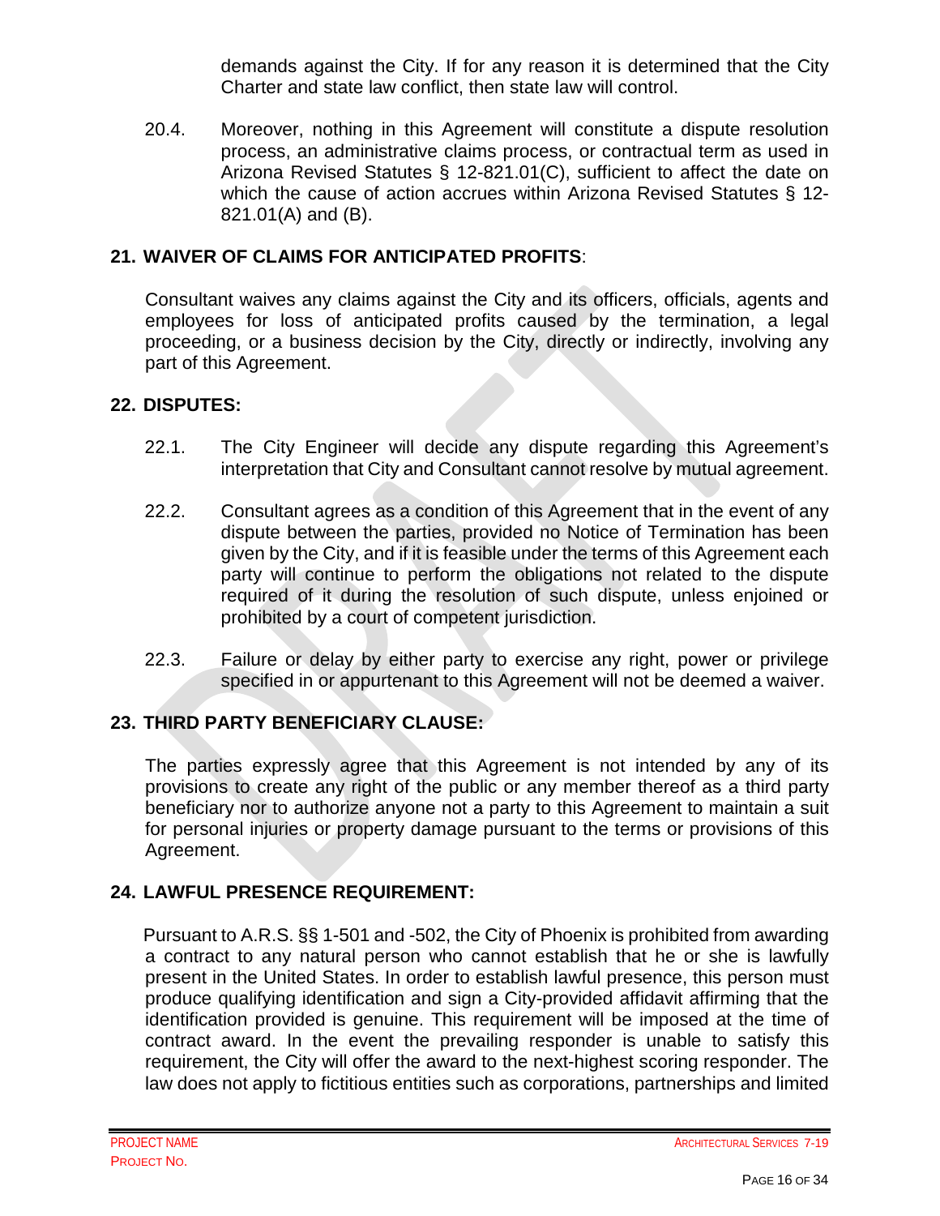demands against the City. If for any reason it is determined that the City Charter and state law conflict, then state law will control.

20.4. Moreover, nothing in this Agreement will constitute a dispute resolution process, an administrative claims process, or contractual term as used in Arizona Revised Statutes § 12-821.01(C), sufficient to affect the date on which the cause of action accrues within Arizona Revised Statutes § 12-821.01(A) and (B).

## 21. WAIVER OF CLAIMS FOR ANTICIPATED PROFITS:

Consultant waives any claims against the City and its officers, officials, agents and employees for loss of anticipated profits caused by the termination, a legal proceeding, or a business decision by the City, directly or indirectly, involving any part of this Agreement.

## 22. DISPUTES:

22.1. The City Engineer will decide any dispute regarding this Agreement's interpretation that City and Consultant cannot resolve by mutual agreement.

22.2. Consultant agrees as a condition of this Agreement that in the event of any dispute between the parties, provided no Notice of Termination has been given by the City, and if it is feasible under the terms of this Agreement each party will continue to perform the obligations not related to the dispute required of it during the resolution of such dispute, unless enjoined or prohibited by a court of competent jurisdiction.

22.3. Failure or delay by either party to exercise any right, power or privilege specified in or appurtenant to this Agreement will not be deemed a waiver.

## 23. THIRD PARTY BENEFICIARY CLAUSE:

The parties expressly agree that this Agreement is not intended by any of its provisions to create any right of the public or any member thereof as a third party beneficiary nor to authorize anyone not a party to this Agreement to maintain a suit for personal injuries or property damage pursuant to the terms or provisions of this Agreement.

## 24. LAWFUL PRESENCE REQUIREMENT:

Pursuant to A.R.S. §§ 1-501 and -502, the City of Phoenix is prohibited from awarding a contract to any natural person who cannot establish that he or she is lawfully present in the United States. In order to establish lawful presence, this person must produce qualifying identification and sign a City-provided affidavit affirming that the identification provided is genuine. This requirement will be imposed at the time of contract award. In the event the prevailing responder is unable to satisfy this requirement, the City will offer the award to the next-highest scoring responder. The law does not apply to fictitious entities such as corporations, partnerships and limited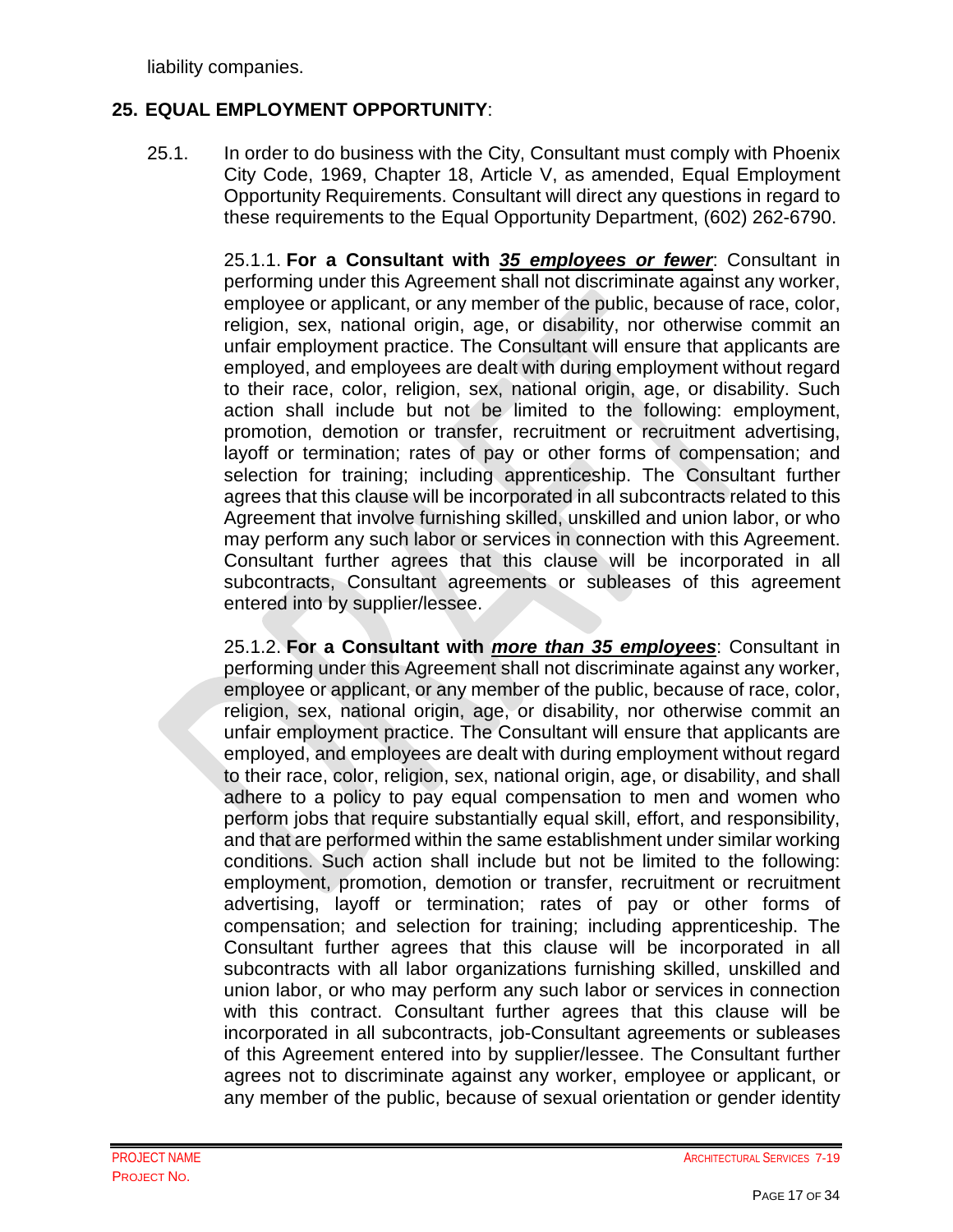liability companies.

## 25. EQUAL EMPLOYMENT OPPORTUNITY:

25.1. In order to do business with the City, Consultant must comply with Phoenix City Code, 1969, Chapter 18, Article V, as amended, Equal Employment Opportunity Requirements. Consultant will direct any questions in regard to these requirements to the Equal Opportunity Department, (602) 262-6790.

25.1.1. **For a Consultant with _35 employees or fewer_**: Consultant in performing under this Agreement shall not discriminate against any worker, employee or applicant, or any member of the public, because of race, color, religion, sex, national origin, age, or disability, nor otherwise commit an unfair employment practice. The Consultant will ensure that applicants are employed, and employees are dealt with during employment without regard to their race, color, religion, sex, national origin, age, or disability. Such action shall include but not be limited to the following: employment, promotion, demotion or transfer, recruitment or recruitment advertising, layoff or termination; rates of pay or other forms of compensation; and selection for training; including apprenticeship. The Consultant further agrees that this clause will be incorporated in all subcontracts related to this Agreement that involve furnishing skilled, unskilled and union labor, or who may perform any such labor or services in connection with this Agreement. Consultant further agrees that this clause will be incorporated in all subcontracts, Consultant agreements or subleases of this agreement entered into by supplier/lessee.

25.1.2. **For a Consultant with _more than 35 employees_**: Consultant in performing under this Agreement shall not discriminate against any worker, employee or applicant, or any member of the public, because of race, color, religion, sex, national origin, age, or disability, nor otherwise commit an unfair employment practice. The Consultant will ensure that applicants are employed, and employees are dealt with during employment without regard to their race, color, religion, sex, national origin, age, or disability, and shall adhere to a policy to pay equal compensation to men and women who perform jobs that require substantially equal skill, effort, and responsibility, and that are performed within the same establishment under similar working conditions. Such action shall include but not be limited to the following: employment, promotion, demotion or transfer, recruitment or recruitment advertising, layoff or termination; rates of pay or other forms of compensation; and selection for training; including apprenticeship. The Consultant further agrees that this clause will be incorporated in all subcontracts with all labor organizations furnishing skilled, unskilled and union labor, or who may perform any such labor or services in connection with this contract. Consultant further agrees that this clause will be incorporated in all subcontracts, job-Consultant agreements or subleases of this Agreement entered into by supplier/lessee. The Consultant further agrees not to discriminate against any worker, employee or applicant, or any member of the public, because of sexual orientation or gender identity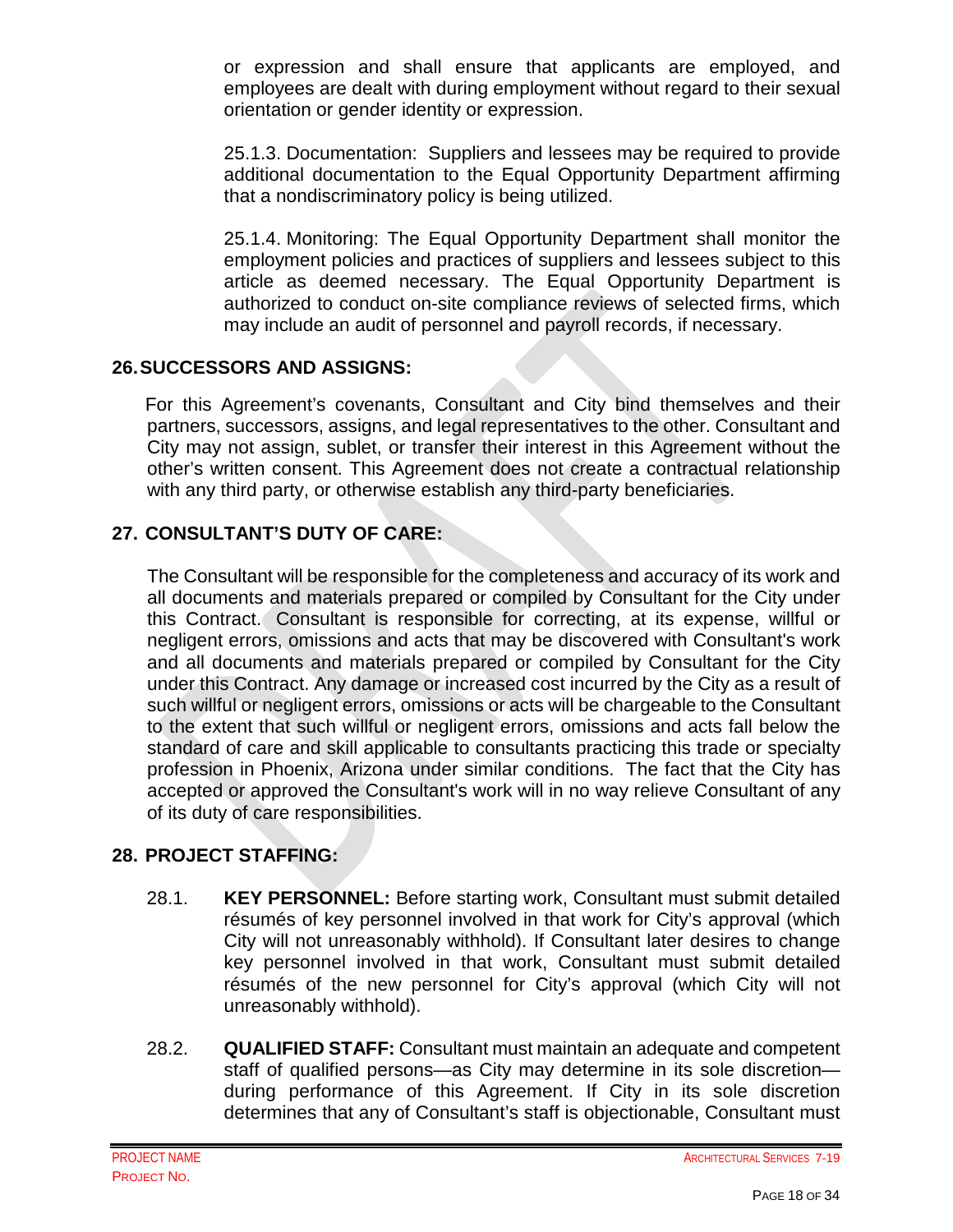or expression and shall ensure that applicants are employed, and employees are dealt with during employment without regard to their sexual orientation or gender identity or expression.

25.1.3. Documentation: Suppliers and lessees may be required to provide additional documentation to the Equal Opportunity Department affirming that a nondiscriminatory policy is being utilized.

25.1.4. Monitoring: The Equal Opportunity Department shall monitor the employment policies and practices of suppliers and lessees subject to this article as deemed necessary. The Equal Opportunity Department is authorized to conduct on-site compliance reviews of selected firms, which may include an audit of personnel and payroll records, if necessary.

## 26. SUCCESSORS AND ASSIGNS:

For this Agreement's covenants, Consultant and City bind themselves and their partners, successors, assigns, and legal representatives to the other. Consultant and City may not assign, sublet, or transfer their interest in this Agreement without the other's written consent. This Agreement does not create a contractual relationship with any third party, or otherwise establish any third-party beneficiaries.

## 27. CONSULTANT'S DUTY OF CARE:

The Consultant will be responsible for the completeness and accuracy of its work and all documents and materials prepared or compiled by Consultant for the City under this Contract. Consultant is responsible for correcting, at its expense, willful or negligent errors, omissions and acts that may be discovered with Consultant's work and all documents and materials prepared or compiled by Consultant for the City under this Contract. Any damage or increased cost incurred by the City as a result of such willful or negligent errors, omissions or acts will be chargeable to the Consultant to the extent that such willful or negligent errors, omissions and acts fall below the standard of care and skill applicable to consultants practicing this trade or specialty profession in Phoenix, Arizona under similar conditions. The fact that the City has accepted or approved the Consultant's work will in no way relieve Consultant of any of its duty of care responsibilities.

## 28. PROJECT STAFFING:

28.1. **KEY PERSONNEL:** Before starting work, Consultant must submit detailed résumés of key personnel involved in that work for City's approval (which City will not unreasonably withhold). If Consultant later desires to change key personnel involved in that work, Consultant must submit detailed résumés of the new personnel for City's approval (which City will not unreasonably withhold).

28.2. **QUALIFIED STAFF:** Consultant must maintain an adequate and competent staff of qualified persons—as City may determine in its sole discretion—during performance of this Agreement. If City in its sole discretion determines that any of Consultant's staff is objectionable, Consultant must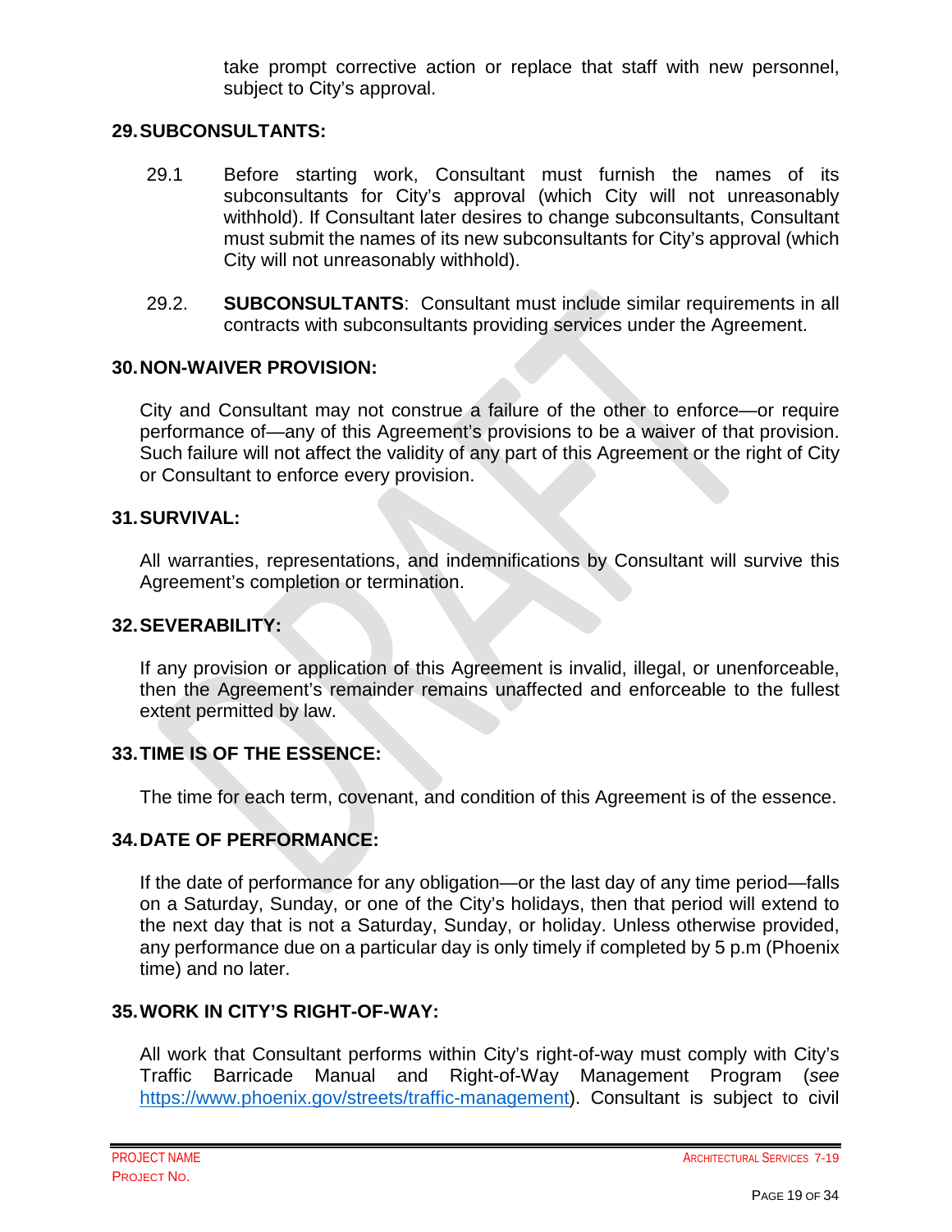take prompt corrective action or replace that staff with new personnel, subject to City's approval.

## 29. SUBCONSULTANTS:

29.1 Before starting work, Consultant must furnish the names of its subconsultants for City's approval (which City will not unreasonably withhold). If Consultant later desires to change subconsultants, Consultant must submit the names of its new subconsultants for City's approval (which City will not unreasonably withhold).

29.2. **SUBCONSULTANTS**: Consultant must include similar requirements in all contracts with subconsultants providing services under the Agreement.

## 30. NON-WAIVER PROVISION:

City and Consultant may not construe a failure of the other to enforce—or require performance of—any of this Agreement's provisions to be a waiver of that provision. Such failure will not affect the validity of any part of this Agreement or the right of City or Consultant to enforce every provision.

## 31. SURVIVAL:

All warranties, representations, and indemnifications by Consultant will survive this Agreement's completion or termination.

## 32. SEVERABILITY:

If any provision or application of this Agreement is invalid, illegal, or unenforceable, then the Agreement's remainder remains unaffected and enforceable to the fullest extent permitted by law.

## 33. TIME IS OF THE ESSENCE:

The time for each term, covenant, and condition of this Agreement is of the essence.

## 34. DATE OF PERFORMANCE:

If the date of performance for any obligation—or the last day of any time period—falls on a Saturday, Sunday, or one of the City's holidays, then that period will extend to the next day that is not a Saturday, Sunday, or holiday. Unless otherwise provided, any performance due on a particular day is only timely if completed by 5 p.m (Phoenix time) and no later.

## 35. WORK IN CITY'S RIGHT-OF-WAY:

All work that Consultant performs within City's right-of-way must comply with City's Traffic Barricade Manual and Right-of-Way Management Program (*see* https://www.phoenix.gov/streets/traffic-management). Consultant is subject to civil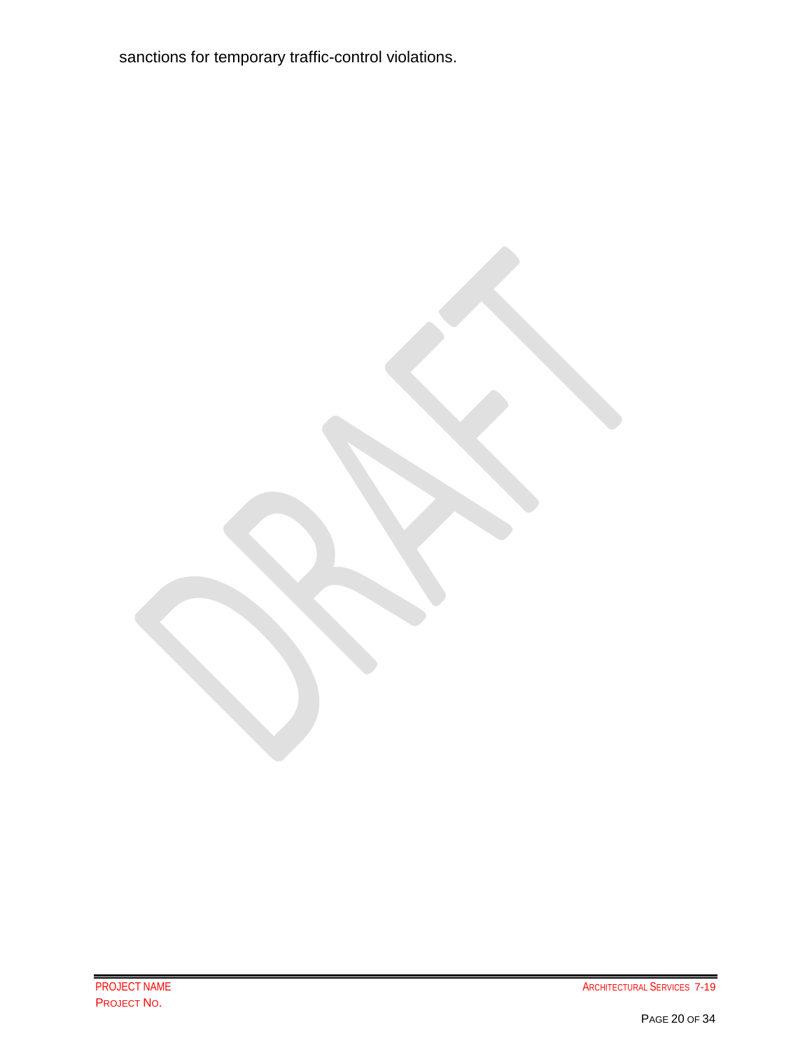sanctions for temporary traffic-control violations.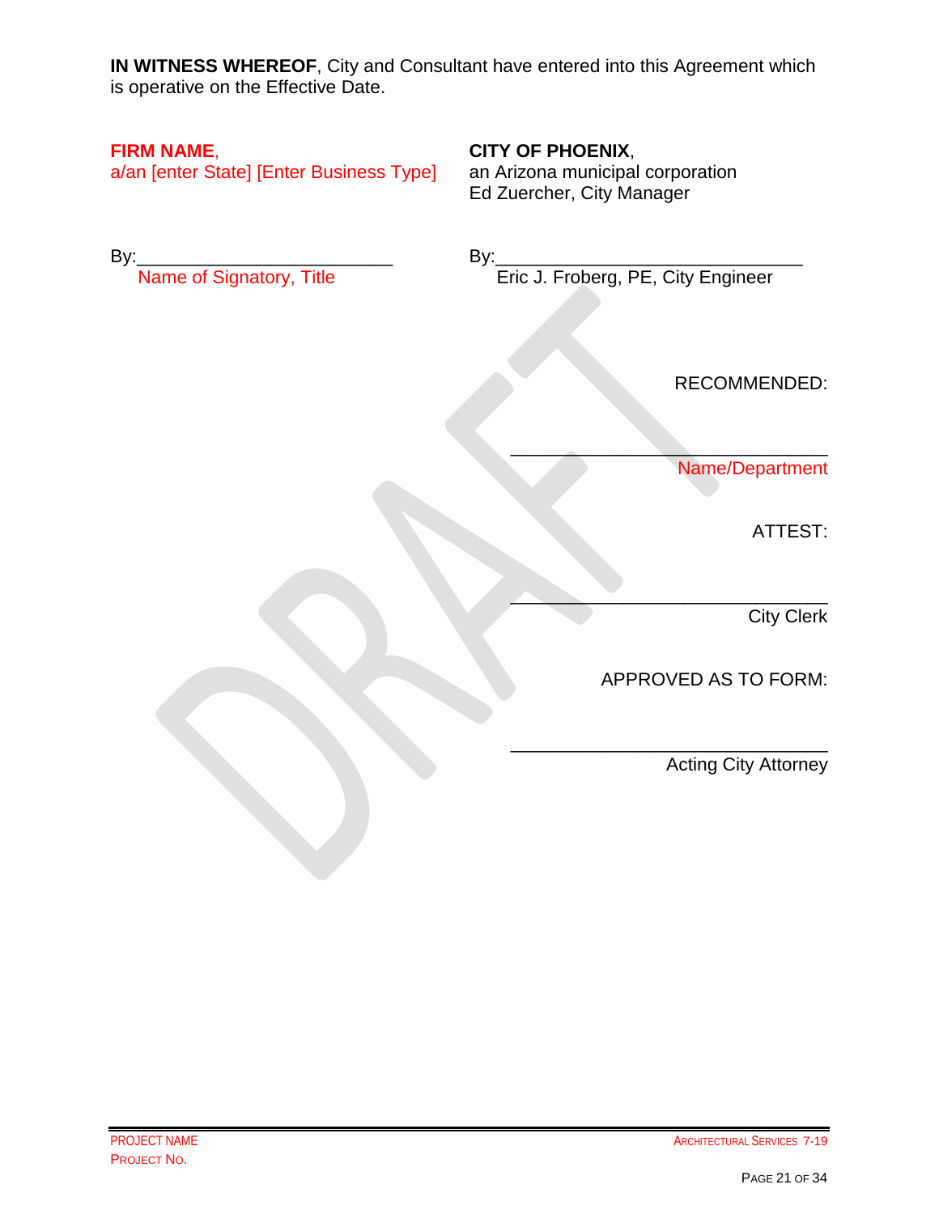**IN WITNESS WHEREOF**, City and Consultant have entered into this Agreement which is operative on the Effective Date.

**FIRM NAME**,
a/an [enter State] [Enter Business Type]

By:___________________________
Name of Signatory, Title

**CITY OF PHOENIX**,
an Arizona municipal corporation
Ed Zuercher, City Manager

By:_________________________________
Eric J. Froberg, PE, City Engineer

RECOMMENDED:

_________________________________
Name/Department

ATTEST:

_________________________________
City Clerk

APPROVED AS TO FORM:

_________________________________
Acting City Attorney

PROJECT NAME
PROJECT NO.

ARCHITECTURAL SERVICES 7-19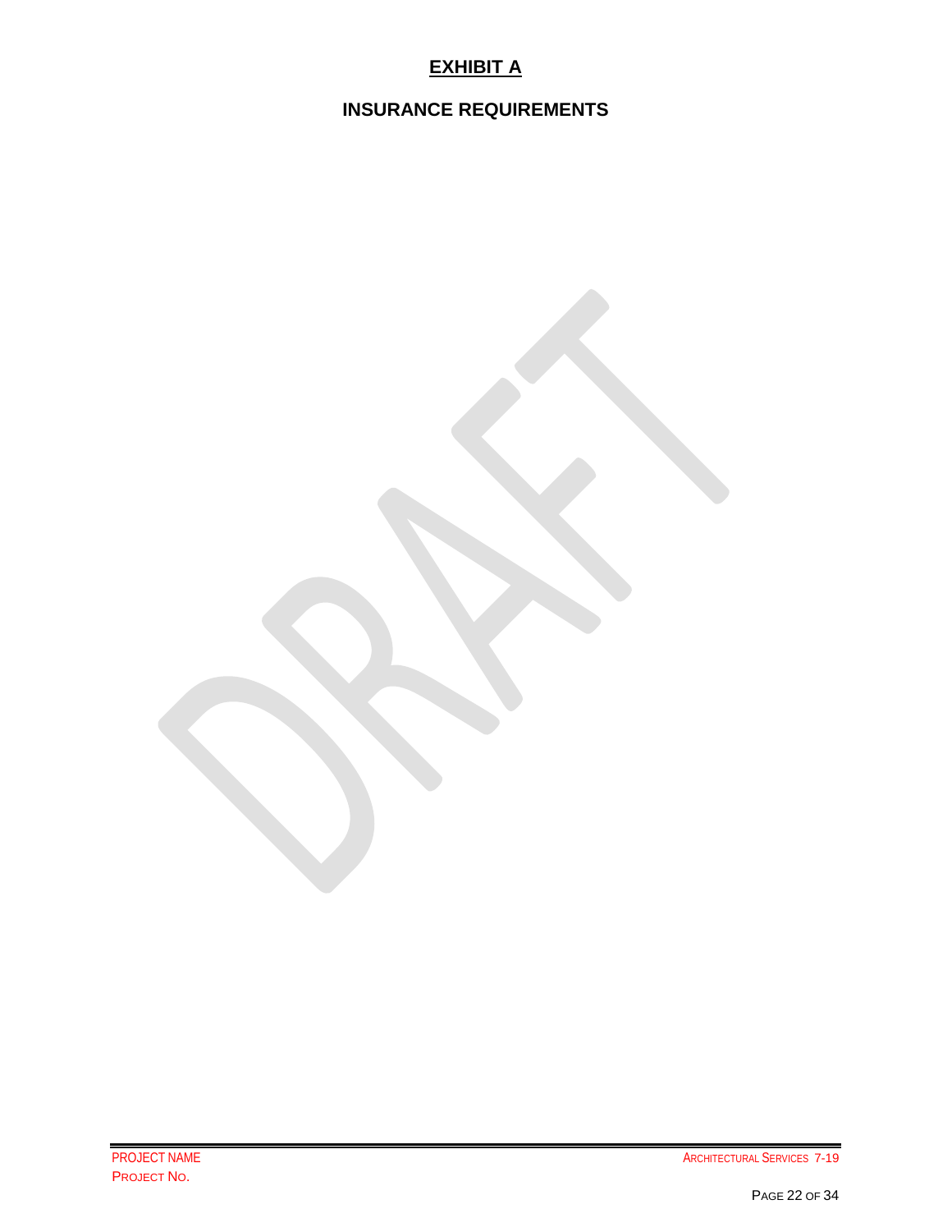# EXHIBIT A

## INSURANCE REQUIREMENTS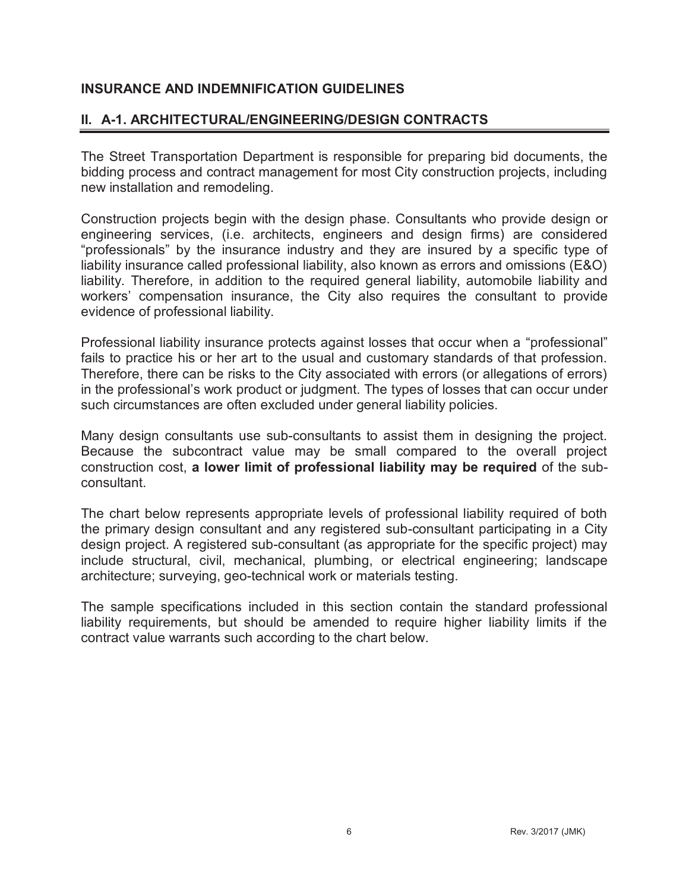## INSURANCE AND INDEMNIFICATION GUIDELINES

## II. A-1. ARCHITECTURAL/ENGINEERING/DESIGN CONTRACTS

The Street Transportation Department is responsible for preparing bid documents, the bidding process and contract management for most City construction projects, including new installation and remodeling.

Construction projects begin with the design phase. Consultants who provide design or engineering services, (i.e. architects, engineers and design firms) are considered "professionals" by the insurance industry and they are insured by a specific type of liability insurance called professional liability, also known as errors and omissions (E&O) liability. Therefore, in addition to the required general liability, automobile liability and workers' compensation insurance, the City also requires the consultant to provide evidence of professional liability.

Professional liability insurance protects against losses that occur when a "professional" fails to practice his or her art to the usual and customary standards of that profession. Therefore, there can be risks to the City associated with errors (or allegations of errors) in the professional's work product or judgment. The types of losses that can occur under such circumstances are often excluded under general liability policies.

Many design consultants use sub-consultants to assist them in designing the project. Because the subcontract value may be small compared to the overall project construction cost, **a lower limit of professional liability may be required** of the sub-consultant.

The chart below represents appropriate levels of professional liability required of both the primary design consultant and any registered sub-consultant participating in a City design project. A registered sub-consultant (as appropriate for the specific project) may include structural, civil, mechanical, plumbing, or electrical engineering; landscape architecture; surveying, geo-technical work or materials testing.

The sample specifications included in this section contain the standard professional liability requirements, but should be amended to require higher liability limits if the contract value warrants such according to the chart below.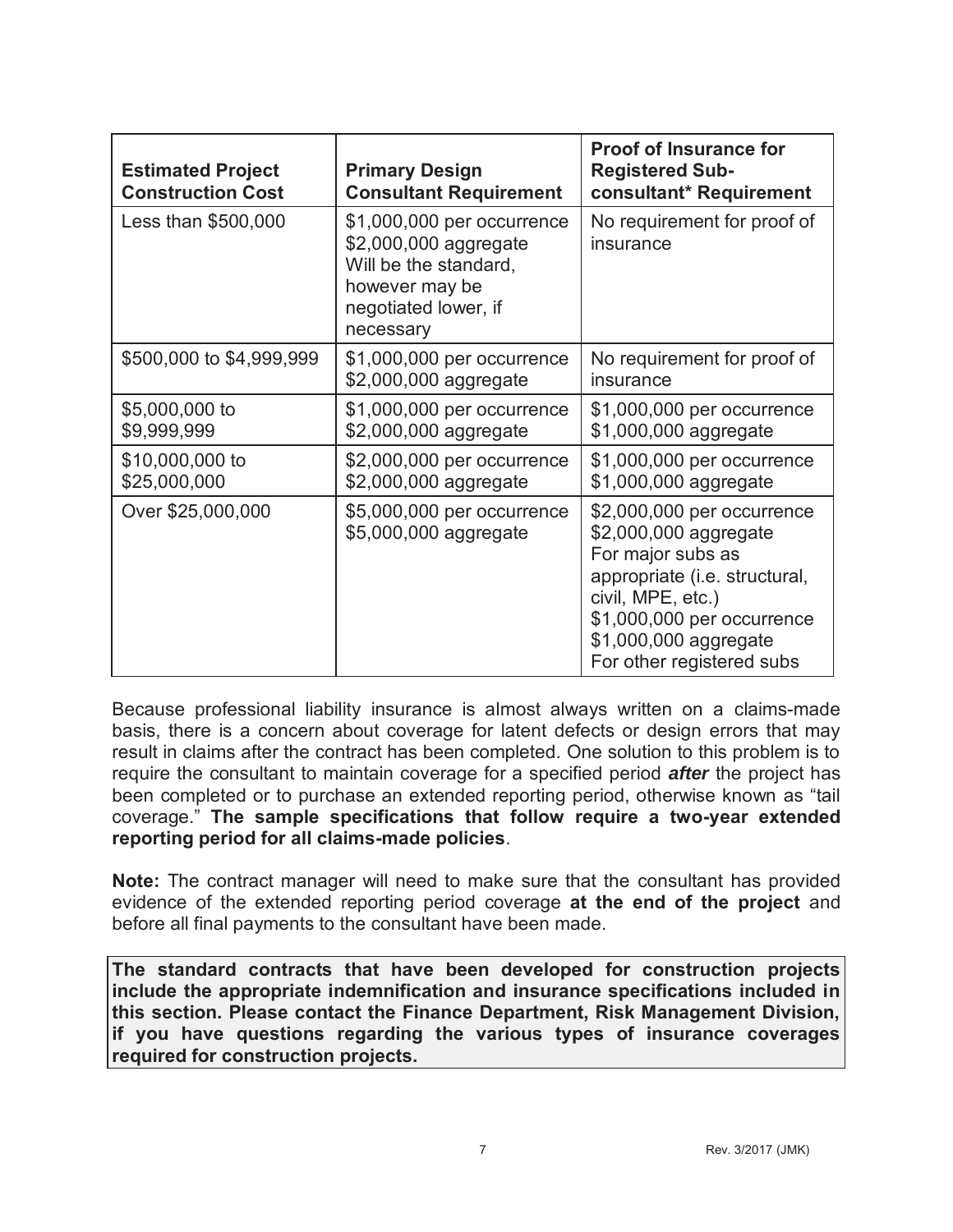| Estimated Project Construction Cost | Primary Design Consultant Requirement | Proof of Insurance for Registered Sub-consultant* Requirement |
|---|---|---|
| Less than $500,000 | $1,000,000 per occurrence $2,000,000 aggregate Will be the standard, however may be negotiated lower, if necessary | No requirement for proof of insurance |
| $500,000 to $4,999,999 | $1,000,000 per occurrence $2,000,000 aggregate | No requirement for proof of insurance |
| $5,000,000 to $9,999,999 | $1,000,000 per occurrence $2,000,000 aggregate | $1,000,000 per occurrence $1,000,000 aggregate |
| $10,000,000 to $25,000,000 | $2,000,000 per occurrence $2,000,000 aggregate | $1,000,000 per occurrence $1,000,000 aggregate |
| Over $25,000,000 | $5,000,000 per occurrence $5,000,000 aggregate | $2,000,000 per occurrence $2,000,000 aggregate For major subs as appropriate (i.e. structural, civil, MPE, etc.) $1,000,000 per occurrence $1,000,000 aggregate For other registered subs |

Because professional liability insurance is almost always written on a claims-made basis, there is a concern about coverage for latent defects or design errors that may result in claims after the contract has been completed. One solution to this problem is to require the consultant to maintain coverage for a specified period ***after*** the project has been completed or to purchase an extended reporting period, otherwise known as "tail coverage." **The sample specifications that follow require a two-year extended reporting period for all claims-made policies**.

**Note:** The contract manager will need to make sure that the consultant has provided evidence of the extended reporting period coverage **at the end of the project** and before all final payments to the consultant have been made.

**The standard contracts that have been developed for construction projects include the appropriate indemnification and insurance specifications included in this section. Please contact the Finance Department, Risk Management Division, if you have questions regarding the various types of insurance coverages required for construction projects.**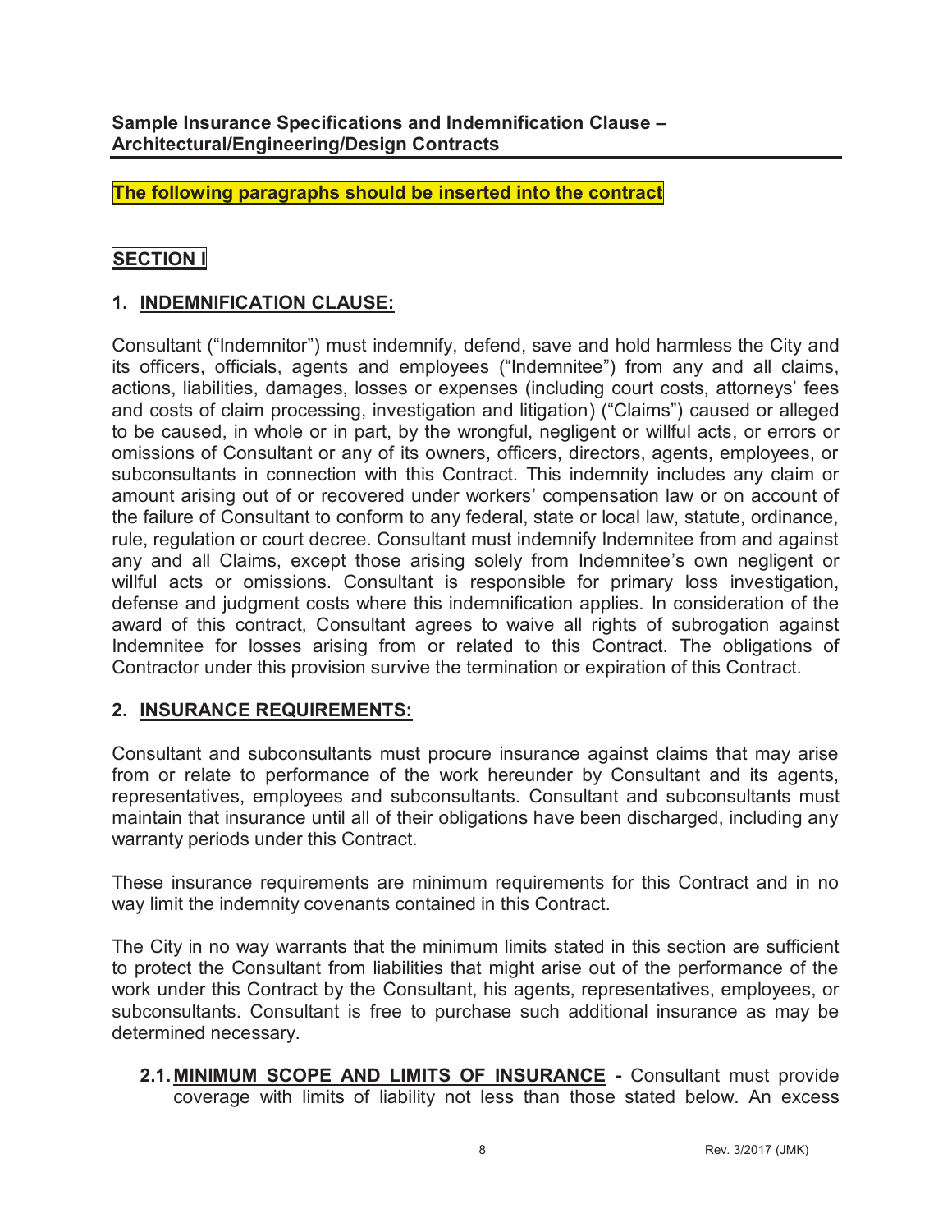**Sample Insurance Specifications and Indemnification Clause – Architectural/Engineering/Design Contracts**

**The following paragraphs should be inserted into the contract**

## SECTION I

### 1. INDEMNIFICATION CLAUSE:

Consultant ("Indemnitor") must indemnify, defend, save and hold harmless the City and its officers, officials, agents and employees ("Indemnitee") from any and all claims, actions, liabilities, damages, losses or expenses (including court costs, attorneys' fees and costs of claim processing, investigation and litigation) ("Claims") caused or alleged to be caused, in whole or in part, by the wrongful, negligent or willful acts, or errors or omissions of Consultant or any of its owners, officers, directors, agents, employees, or subconsultants in connection with this Contract. This indemnity includes any claim or amount arising out of or recovered under workers' compensation law or on account of the failure of Consultant to conform to any federal, state or local law, statute, ordinance, rule, regulation or court decree. Consultant must indemnify Indemnitee from and against any and all Claims, except those arising solely from Indemnitee's own negligent or willful acts or omissions. Consultant is responsible for primary loss investigation, defense and judgment costs where this indemnification applies. In consideration of the award of this contract, Consultant agrees to waive all rights of subrogation against Indemnitee for losses arising from or related to this Contract. The obligations of Contractor under this provision survive the termination or expiration of this Contract.

### 2. INSURANCE REQUIREMENTS:

Consultant and subconsultants must procure insurance against claims that may arise from or relate to performance of the work hereunder by Consultant and its agents, representatives, employees and subconsultants. Consultant and subconsultants must maintain that insurance until all of their obligations have been discharged, including any warranty periods under this Contract.

These insurance requirements are minimum requirements for this Contract and in no way limit the indemnity covenants contained in this Contract.

The City in no way warrants that the minimum limits stated in this section are sufficient to protect the Consultant from liabilities that might arise out of the performance of the work under this Contract by the Consultant, his agents, representatives, employees, or subconsultants. Consultant is free to purchase such additional insurance as may be determined necessary.

**2.1. MINIMUM SCOPE AND LIMITS OF INSURANCE -** Consultant must provide coverage with limits of liability not less than those stated below. An excess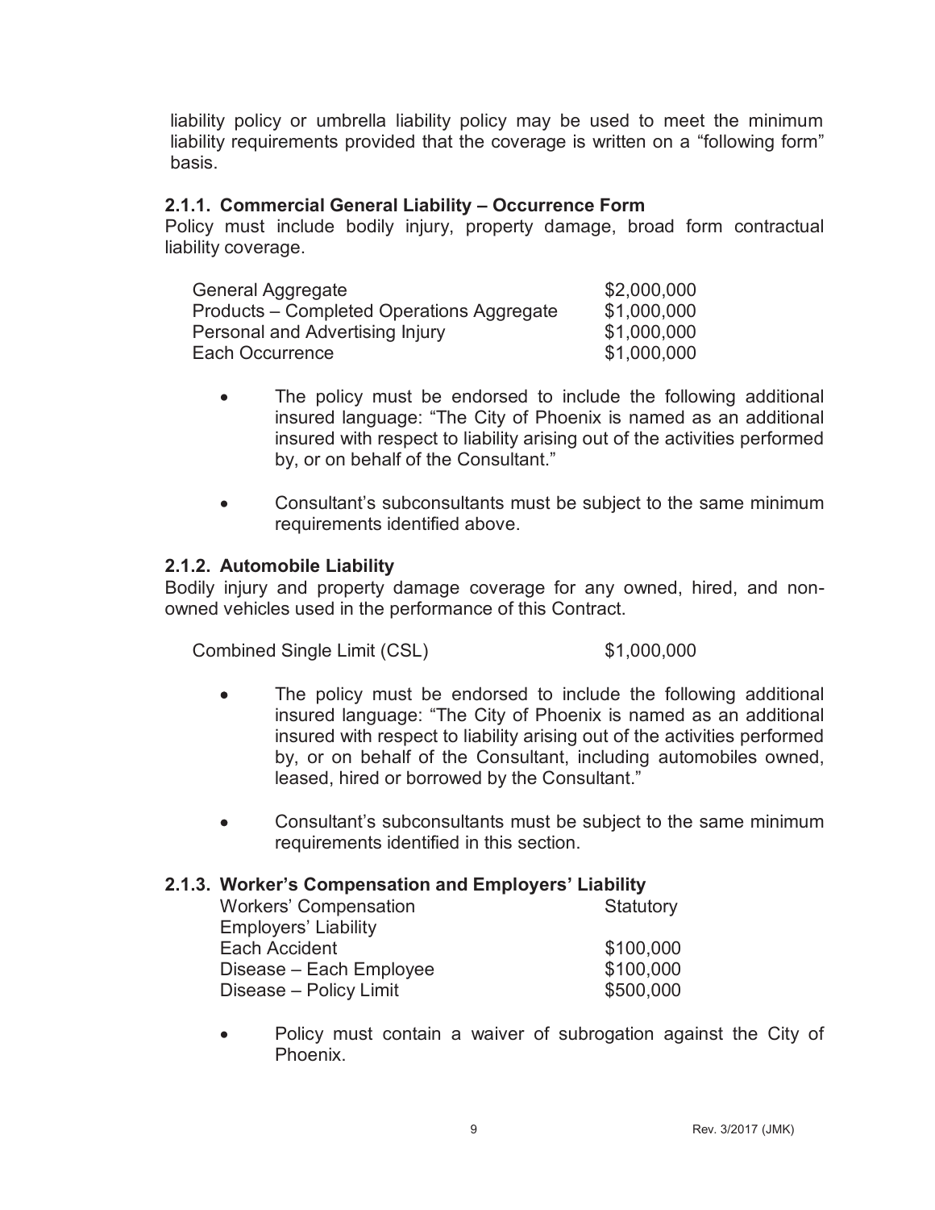liability policy or umbrella liability policy may be used to meet the minimum liability requirements provided that the coverage is written on a "following form" basis.

### 2.1.1. Commercial General Liability – Occurrence Form

Policy must include bodily injury, property damage, broad form contractual liability coverage.

| | |
|---|---|
| General Aggregate | $2,000,000 |
| Products – Completed Operations Aggregate | $1,000,000 |
| Personal and Advertising Injury | $1,000,000 |
| Each Occurrence | $1,000,000 |

- The policy must be endorsed to include the following additional insured language: "The City of Phoenix is named as an additional insured with respect to liability arising out of the activities performed by, or on behalf of the Consultant."
- Consultant's subconsultants must be subject to the same minimum requirements identified above.

### 2.1.2. Automobile Liability

Bodily injury and property damage coverage for any owned, hired, and non-owned vehicles used in the performance of this Contract.

| | |
|---|---|
| Combined Single Limit (CSL) | $1,000,000 |

- The policy must be endorsed to include the following additional insured language: "The City of Phoenix is named as an additional insured with respect to liability arising out of the activities performed by, or on behalf of the Consultant, including automobiles owned, leased, hired or borrowed by the Consultant."
- Consultant's subconsultants must be subject to the same minimum requirements identified in this section.

### 2.1.3. Worker's Compensation and Employers' Liability

| | |
|---|---|
| Workers' Compensation | Statutory |
| Employers' Liability | |
| Each Accident | $100,000 |
| Disease – Each Employee | $100,000 |
| Disease – Policy Limit | $500,000 |

- Policy must contain a waiver of subrogation against the City of Phoenix.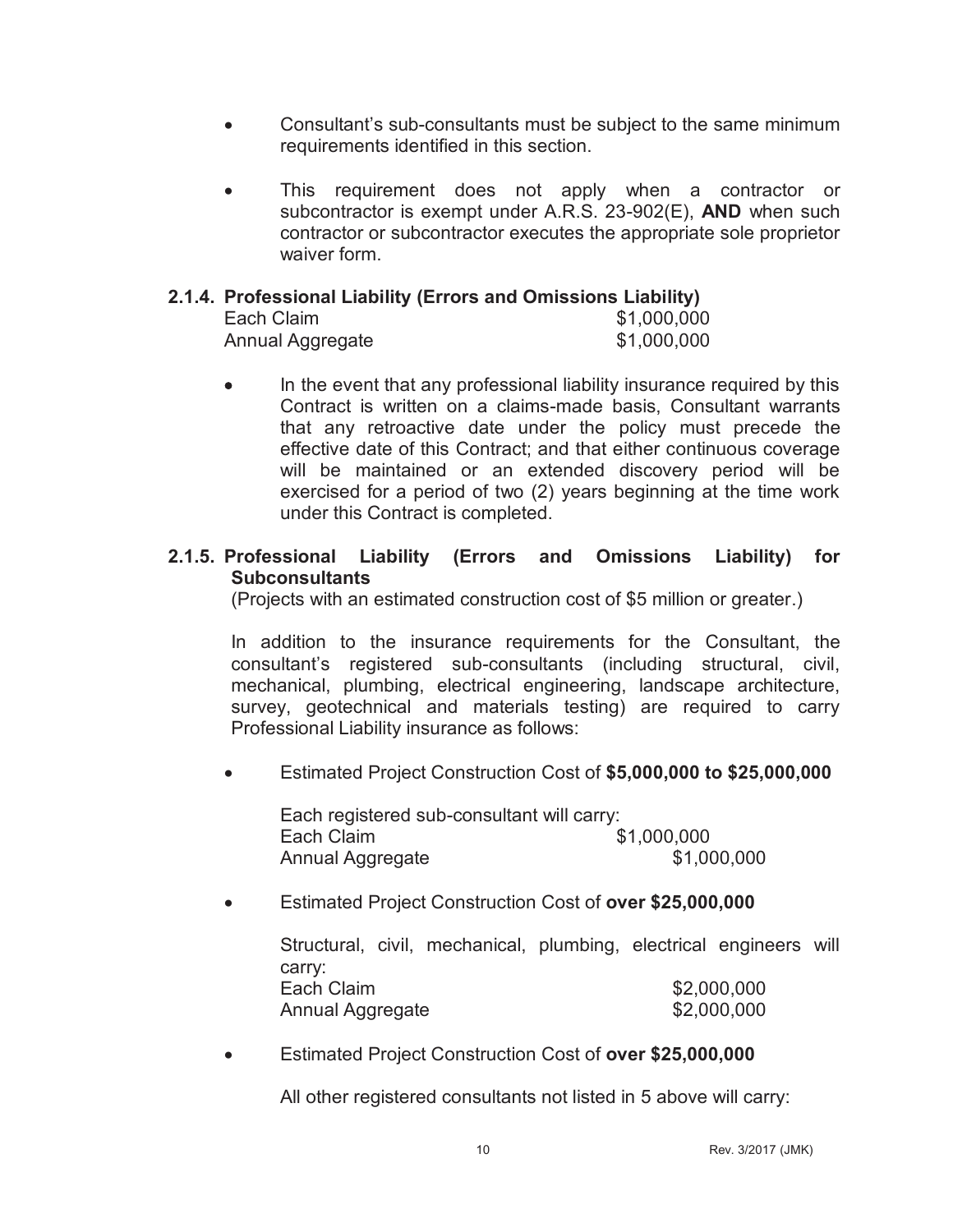- Consultant's sub-consultants must be subject to the same minimum requirements identified in this section.

- This requirement does not apply when a contractor or subcontractor is exempt under A.R.S. 23-902(E), **AND** when such contractor or subcontractor executes the appropriate sole proprietor waiver form.

### 2.1.4. Professional Liability (Errors and Omissions Liability)

| | |
|---|---|
| Each Claim | $1,000,000 |
| Annual Aggregate | $1,000,000 |

- In the event that any professional liability insurance required by this Contract is written on a claims-made basis, Consultant warrants that any retroactive date under the policy must precede the effective date of this Contract; and that either continuous coverage will be maintained or an extended discovery period will be exercised for a period of two (2) years beginning at the time work under this Contract is completed.

### 2.1.5. Professional Liability (Errors and Omissions Liability) for Subconsultants

(Projects with an estimated construction cost of $5 million or greater.)

In addition to the insurance requirements for the Consultant, the consultant's registered sub-consultants (including structural, civil, mechanical, plumbing, electrical engineering, landscape architecture, survey, geotechnical and materials testing) are required to carry Professional Liability insurance as follows:

- Estimated Project Construction Cost of **$5,000,000 to $25,000,000**

  Each registered sub-consultant will carry:

  | | |
  |---|---|
  | Each Claim | $1,000,000 |
  | Annual Aggregate | $1,000,000 |

- Estimated Project Construction Cost of **over $25,000,000**

  Structural, civil, mechanical, plumbing, electrical engineers will carry:

  | | |
  |---|---|
  | Each Claim | $2,000,000 |
  | Annual Aggregate | $2,000,000 |

- Estimated Project Construction Cost of **over $25,000,000**

  All other registered consultants not listed in 5 above will carry: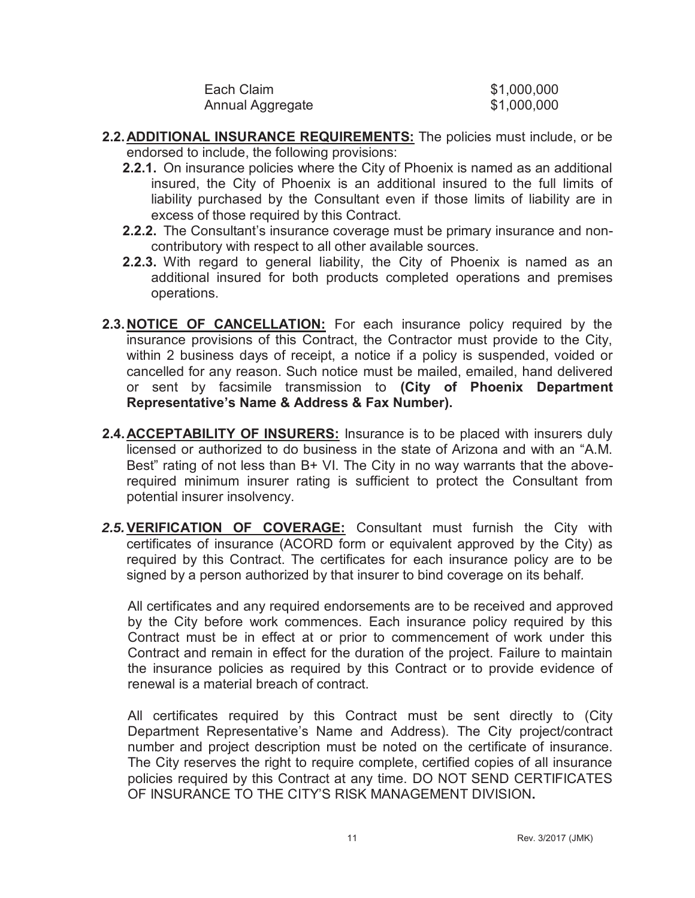| | |
|---|---|
| Each Claim | $1,000,000 |
| Annual Aggregate | $1,000,000 |

**2.2. ADDITIONAL INSURANCE REQUIREMENTS:** The policies must include, or be endorsed to include, the following provisions:

**2.2.1.** On insurance policies where the City of Phoenix is named as an additional insured, the City of Phoenix is an additional insured to the full limits of liability purchased by the Consultant even if those limits of liability are in excess of those required by this Contract.

**2.2.2.** The Consultant's insurance coverage must be primary insurance and non-contributory with respect to all other available sources.

**2.2.3.** With regard to general liability, the City of Phoenix is named as an additional insured for both products completed operations and premises operations.

**2.3. NOTICE OF CANCELLATION:** For each insurance policy required by the insurance provisions of this Contract, the Contractor must provide to the City, within 2 business days of receipt, a notice if a policy is suspended, voided or cancelled for any reason. Such notice must be mailed, emailed, hand delivered or sent by facsimile transmission to **(City of Phoenix Department Representative's Name & Address & Fax Number).**

**2.4. ACCEPTABILITY OF INSURERS:** Insurance is to be placed with insurers duly licensed or authorized to do business in the state of Arizona and with an "A.M. Best" rating of not less than B+ VI. The City in no way warrants that the above-required minimum insurer rating is sufficient to protect the Consultant from potential insurer insolvency.

***2.5.* VERIFICATION OF COVERAGE:** Consultant must furnish the City with certificates of insurance (ACORD form or equivalent approved by the City) as required by this Contract. The certificates for each insurance policy are to be signed by a person authorized by that insurer to bind coverage on its behalf.

All certificates and any required endorsements are to be received and approved by the City before work commences. Each insurance policy required by this Contract must be in effect at or prior to commencement of work under this Contract and remain in effect for the duration of the project. Failure to maintain the insurance policies as required by this Contract or to provide evidence of renewal is a material breach of contract.

All certificates required by this Contract must be sent directly to (City Department Representative's Name and Address). The City project/contract number and project description must be noted on the certificate of insurance. The City reserves the right to require complete, certified copies of all insurance policies required by this Contract at any time. DO NOT SEND CERTIFICATES OF INSURANCE TO THE CITY'S RISK MANAGEMENT DIVISION**.**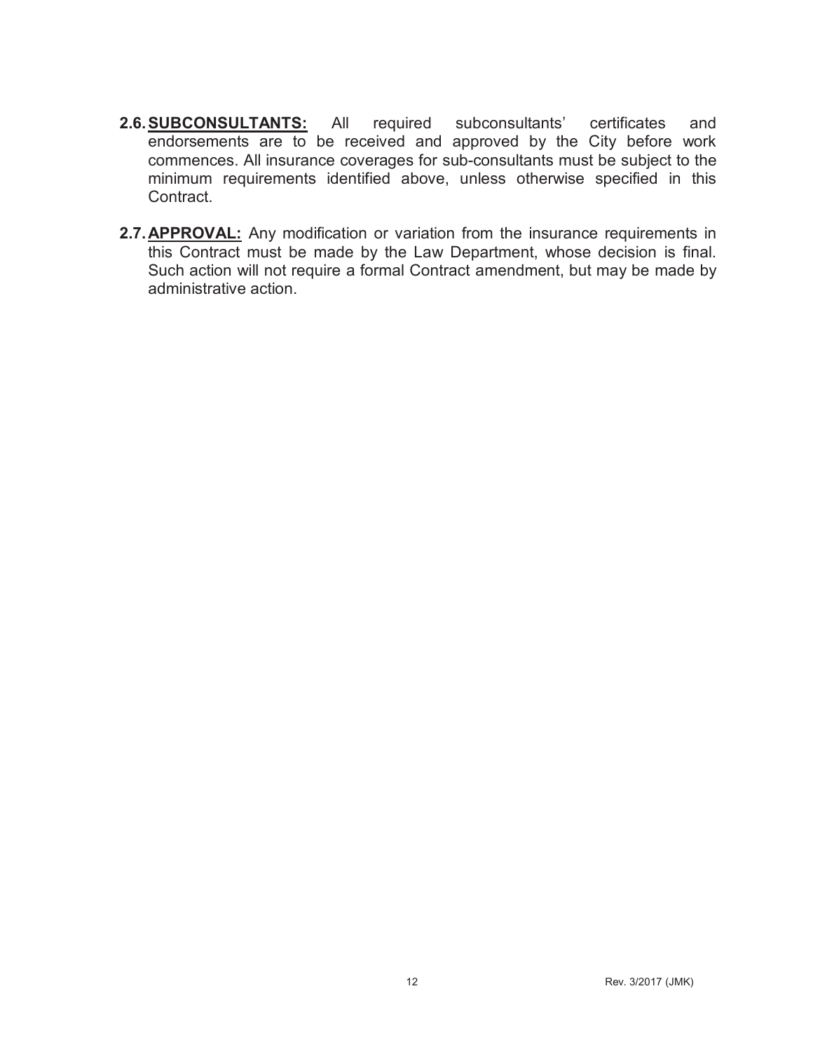2.6. **SUBCONSULTANTS:** All required subconsultants' certificates and endorsements are to be received and approved by the City before work commences. All insurance coverages for sub-consultants must be subject to the minimum requirements identified above, unless otherwise specified in this Contract.

2.7. **APPROVAL:** Any modification or variation from the insurance requirements in this Contract must be made by the Law Department, whose decision is final. Such action will not require a formal Contract amendment, but may be made by administrative action.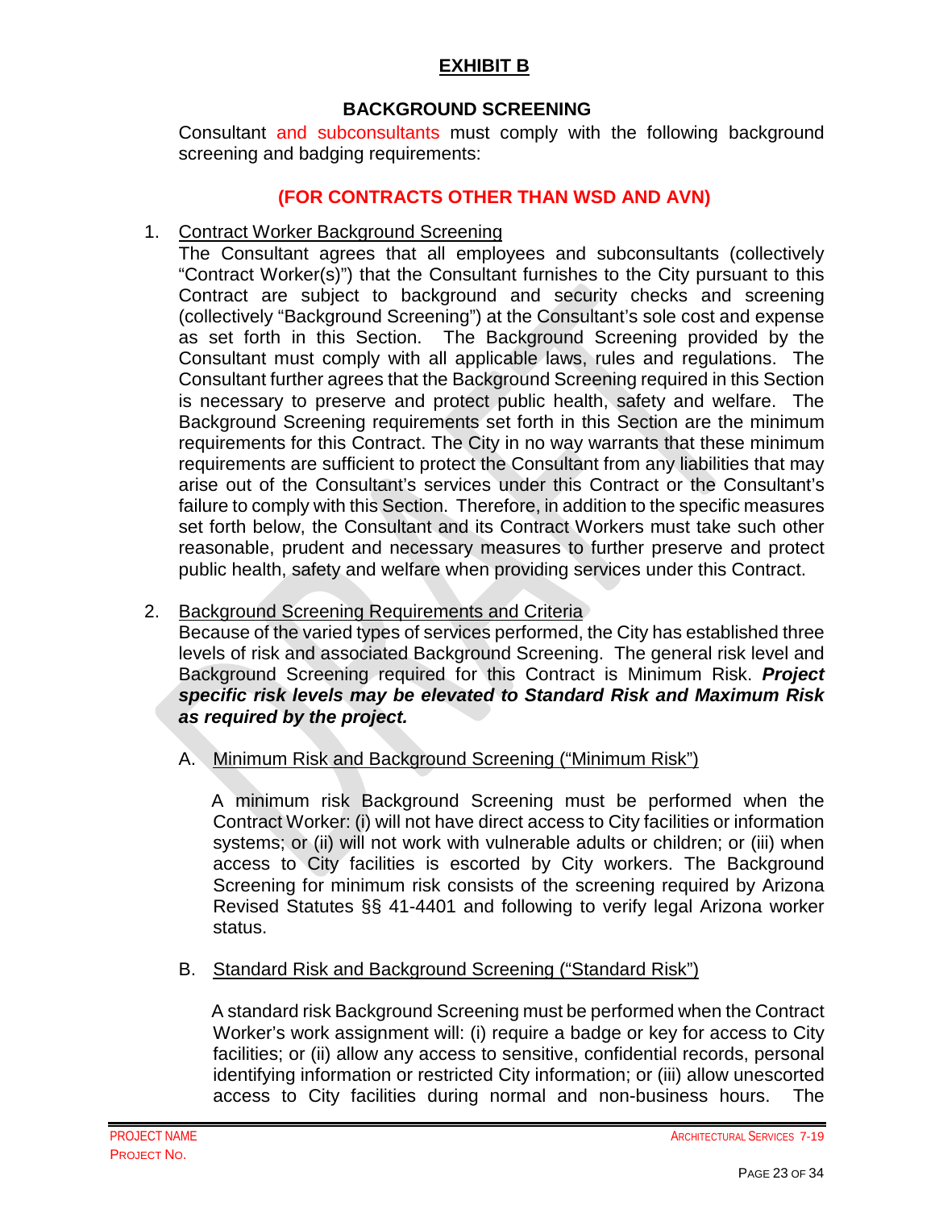# EXHIBIT B

## BACKGROUND SCREENING

Consultant and subconsultants must comply with the following background screening and badging requirements:

**(FOR CONTRACTS OTHER THAN WSD AND AVN)**

1. Contract Worker Background Screening

   The Consultant agrees that all employees and subconsultants (collectively "Contract Worker(s)") that the Consultant furnishes to the City pursuant to this Contract are subject to background and security checks and screening (collectively "Background Screening") at the Consultant's sole cost and expense as set forth in this Section. The Background Screening provided by the Consultant must comply with all applicable laws, rules and regulations. The Consultant further agrees that the Background Screening required in this Section is necessary to preserve and protect public health, safety and welfare. The Background Screening requirements set forth in this Section are the minimum requirements for this Contract. The City in no way warrants that these minimum requirements are sufficient to protect the Consultant from any liabilities that may arise out of the Consultant's services under this Contract or the Consultant's failure to comply with this Section. Therefore, in addition to the specific measures set forth below, the Consultant and its Contract Workers must take such other reasonable, prudent and necessary measures to further preserve and protect public health, safety and welfare when providing services under this Contract.

2. Background Screening Requirements and Criteria

   Because of the varied types of services performed, the City has established three levels of risk and associated Background Screening. The general risk level and Background Screening required for this Contract is Minimum Risk. ***Project specific risk levels may be elevated to Standard Risk and Maximum Risk as required by the project.***

   A. Minimum Risk and Background Screening ("Minimum Risk")

      A minimum risk Background Screening must be performed when the Contract Worker: (i) will not have direct access to City facilities or information systems; or (ii) will not work with vulnerable adults or children; or (iii) when access to City facilities is escorted by City workers. The Background Screening for minimum risk consists of the screening required by Arizona Revised Statutes §§ 41-4401 and following to verify legal Arizona worker status.

   B. Standard Risk and Background Screening ("Standard Risk")

      A standard risk Background Screening must be performed when the Contract Worker's work assignment will: (i) require a badge or key for access to City facilities; or (ii) allow any access to sensitive, confidential records, personal identifying information or restricted City information; or (iii) allow unescorted access to City facilities during normal and non-business hours. The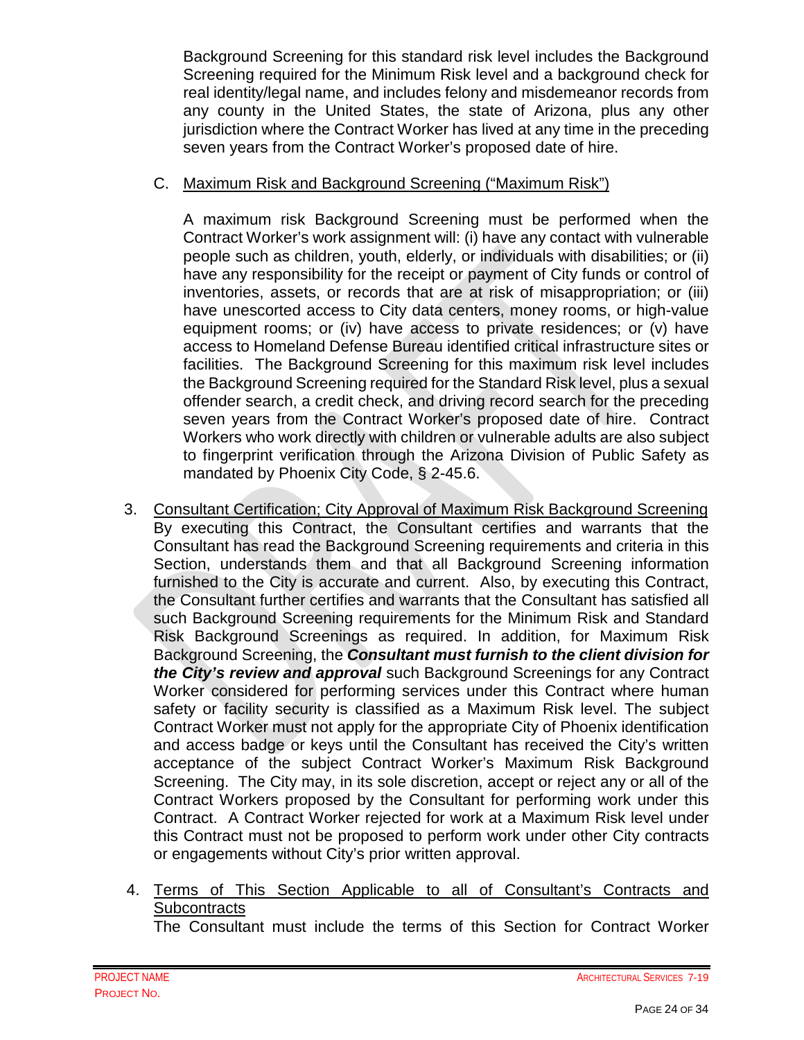Background Screening for this standard risk level includes the Background Screening required for the Minimum Risk level and a background check for real identity/legal name, and includes felony and misdemeanor records from any county in the United States, the state of Arizona, plus any other jurisdiction where the Contract Worker has lived at any time in the preceding seven years from the Contract Worker's proposed date of hire.

C. Maximum Risk and Background Screening ("Maximum Risk")

A maximum risk Background Screening must be performed when the Contract Worker's work assignment will: (i) have any contact with vulnerable people such as children, youth, elderly, or individuals with disabilities; or (ii) have any responsibility for the receipt or payment of City funds or control of inventories, assets, or records that are at risk of misappropriation; or (iii) have unescorted access to City data centers, money rooms, or high-value equipment rooms; or (iv) have access to private residences; or (v) have access to Homeland Defense Bureau identified critical infrastructure sites or facilities. The Background Screening for this maximum risk level includes the Background Screening required for the Standard Risk level, plus a sexual offender search, a credit check, and driving record search for the preceding seven years from the Contract Worker's proposed date of hire. Contract Workers who work directly with children or vulnerable adults are also subject to fingerprint verification through the Arizona Division of Public Safety as mandated by Phoenix City Code, § 2-45.6.

3. Consultant Certification; City Approval of Maximum Risk Background Screening
By executing this Contract, the Consultant certifies and warrants that the Consultant has read the Background Screening requirements and criteria in this Section, understands them and that all Background Screening information furnished to the City is accurate and current. Also, by executing this Contract, the Consultant further certifies and warrants that the Consultant has satisfied all such Background Screening requirements for the Minimum Risk and Standard Risk Background Screenings as required. In addition, for Maximum Risk Background Screening, the ***Consultant must furnish to the client division for the City's review and approval*** such Background Screenings for any Contract Worker considered for performing services under this Contract where human safety or facility security is classified as a Maximum Risk level. The subject Contract Worker must not apply for the appropriate City of Phoenix identification and access badge or keys until the Consultant has received the City's written acceptance of the subject Contract Worker's Maximum Risk Background Screening. The City may, in its sole discretion, accept or reject any or all of the Contract Workers proposed by the Consultant for performing work under this Contract. A Contract Worker rejected for work at a Maximum Risk level under this Contract must not be proposed to perform work under other City contracts or engagements without City's prior written approval.

4. Terms of This Section Applicable to all of Consultant's Contracts and Subcontracts
The Consultant must include the terms of this Section for Contract Worker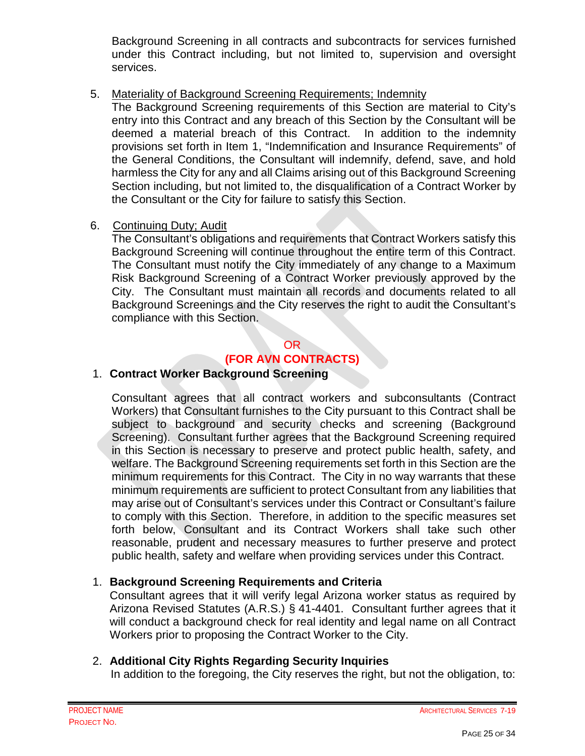Background Screening in all contracts and subcontracts for services furnished under this Contract including, but not limited to, supervision and oversight services.

5. Materiality of Background Screening Requirements; Indemnity
   The Background Screening requirements of this Section are material to City's entry into this Contract and any breach of this Section by the Consultant will be deemed a material breach of this Contract. In addition to the indemnity provisions set forth in Item 1, "Indemnification and Insurance Requirements" of the General Conditions, the Consultant will indemnify, defend, save, and hold harmless the City for any and all Claims arising out of this Background Screening Section including, but not limited to, the disqualification of a Contract Worker by the Consultant or the City for failure to satisfy this Section.

6. Continuing Duty; Audit
   The Consultant's obligations and requirements that Contract Workers satisfy this Background Screening will continue throughout the entire term of this Contract. The Consultant must notify the City immediately of any change to a Maximum Risk Background Screening of a Contract Worker previously approved by the City. The Consultant must maintain all records and documents related to all Background Screenings and the City reserves the right to audit the Consultant's compliance with this Section.

OR

**(FOR AVN CONTRACTS)**

1. **Contract Worker Background Screening**

   Consultant agrees that all contract workers and subconsultants (Contract Workers) that Consultant furnishes to the City pursuant to this Contract shall be subject to background and security checks and screening (Background Screening). Consultant further agrees that the Background Screening required in this Section is necessary to preserve and protect public health, safety, and welfare. The Background Screening requirements set forth in this Section are the minimum requirements for this Contract. The City in no way warrants that these minimum requirements are sufficient to protect Consultant from any liabilities that may arise out of Consultant's services under this Contract or Consultant's failure to comply with this Section. Therefore, in addition to the specific measures set forth below, Consultant and its Contract Workers shall take such other reasonable, prudent and necessary measures to further preserve and protect public health, safety and welfare when providing services under this Contract.

1. **Background Screening Requirements and Criteria**
   Consultant agrees that it will verify legal Arizona worker status as required by Arizona Revised Statutes (A.R.S.) § 41-4401. Consultant further agrees that it will conduct a background check for real identity and legal name on all Contract Workers prior to proposing the Contract Worker to the City.

2. **Additional City Rights Regarding Security Inquiries**
   In addition to the foregoing, the City reserves the right, but not the obligation, to: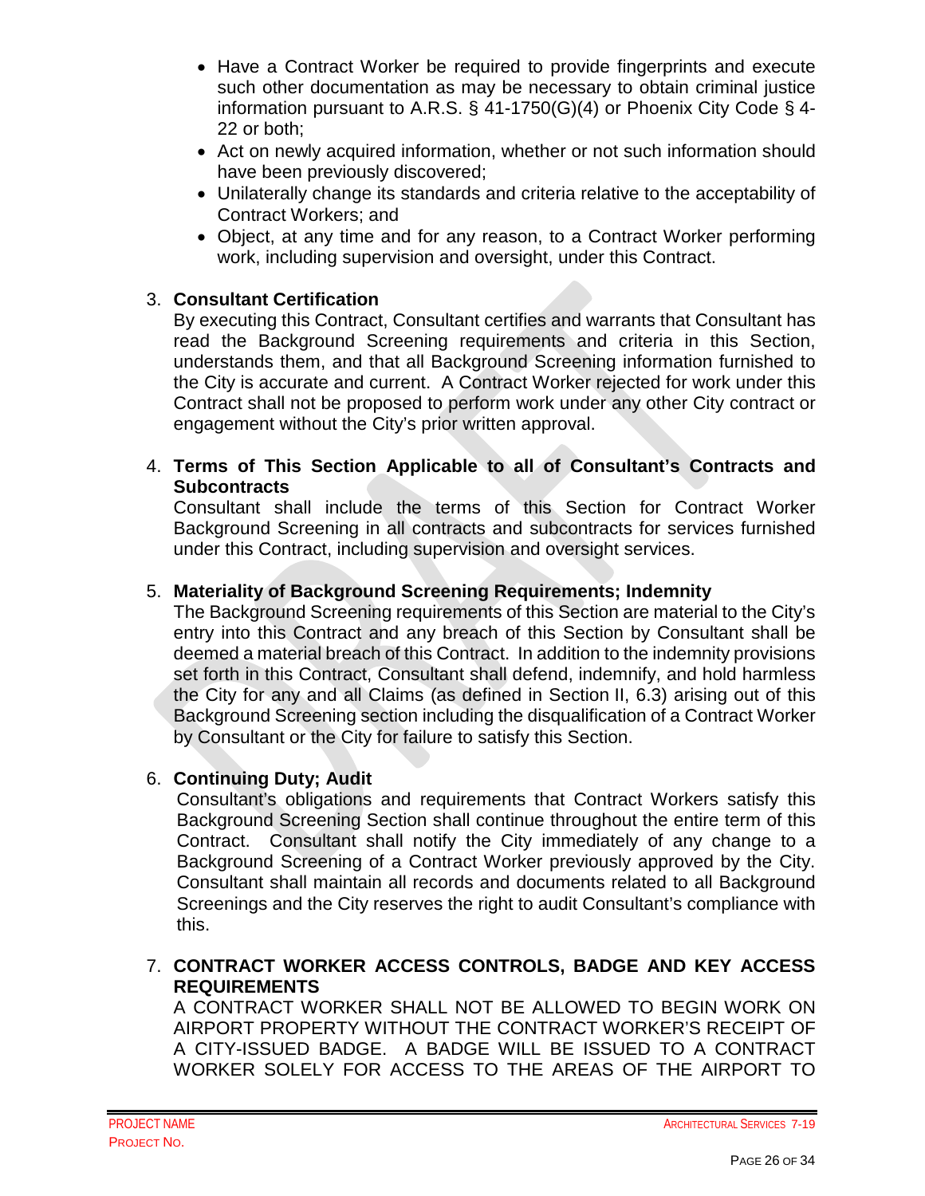- Have a Contract Worker be required to provide fingerprints and execute such other documentation as may be necessary to obtain criminal justice information pursuant to A.R.S. § 41-1750(G)(4) or Phoenix City Code § 4-22 or both;
- Act on newly acquired information, whether or not such information should have been previously discovered;
- Unilaterally change its standards and criteria relative to the acceptability of Contract Workers; and
- Object, at any time and for any reason, to a Contract Worker performing work, including supervision and oversight, under this Contract.

3. **Consultant Certification**
   By executing this Contract, Consultant certifies and warrants that Consultant has read the Background Screening requirements and criteria in this Section, understands them, and that all Background Screening information furnished to the City is accurate and current. A Contract Worker rejected for work under this Contract shall not be proposed to perform work under any other City contract or engagement without the City's prior written approval.

4. **Terms of This Section Applicable to all of Consultant's Contracts and Subcontracts**
   Consultant shall include the terms of this Section for Contract Worker Background Screening in all contracts and subcontracts for services furnished under this Contract, including supervision and oversight services.

5. **Materiality of Background Screening Requirements; Indemnity**
   The Background Screening requirements of this Section are material to the City's entry into this Contract and any breach of this Section by Consultant shall be deemed a material breach of this Contract. In addition to the indemnity provisions set forth in this Contract, Consultant shall defend, indemnify, and hold harmless the City for any and all Claims (as defined in Section II, 6.3) arising out of this Background Screening section including the disqualification of a Contract Worker by Consultant or the City for failure to satisfy this Section.

6. **Continuing Duty; Audit**
   Consultant's obligations and requirements that Contract Workers satisfy this Background Screening Section shall continue throughout the entire term of this Contract. Consultant shall notify the City immediately of any change to a Background Screening of a Contract Worker previously approved by the City. Consultant shall maintain all records and documents related to all Background Screenings and the City reserves the right to audit Consultant's compliance with this.

7. **CONTRACT WORKER ACCESS CONTROLS, BADGE AND KEY ACCESS REQUIREMENTS**
   A CONTRACT WORKER SHALL NOT BE ALLOWED TO BEGIN WORK ON AIRPORT PROPERTY WITHOUT THE CONTRACT WORKER'S RECEIPT OF A CITY-ISSUED BADGE. A BADGE WILL BE ISSUED TO A CONTRACT WORKER SOLELY FOR ACCESS TO THE AREAS OF THE AIRPORT TO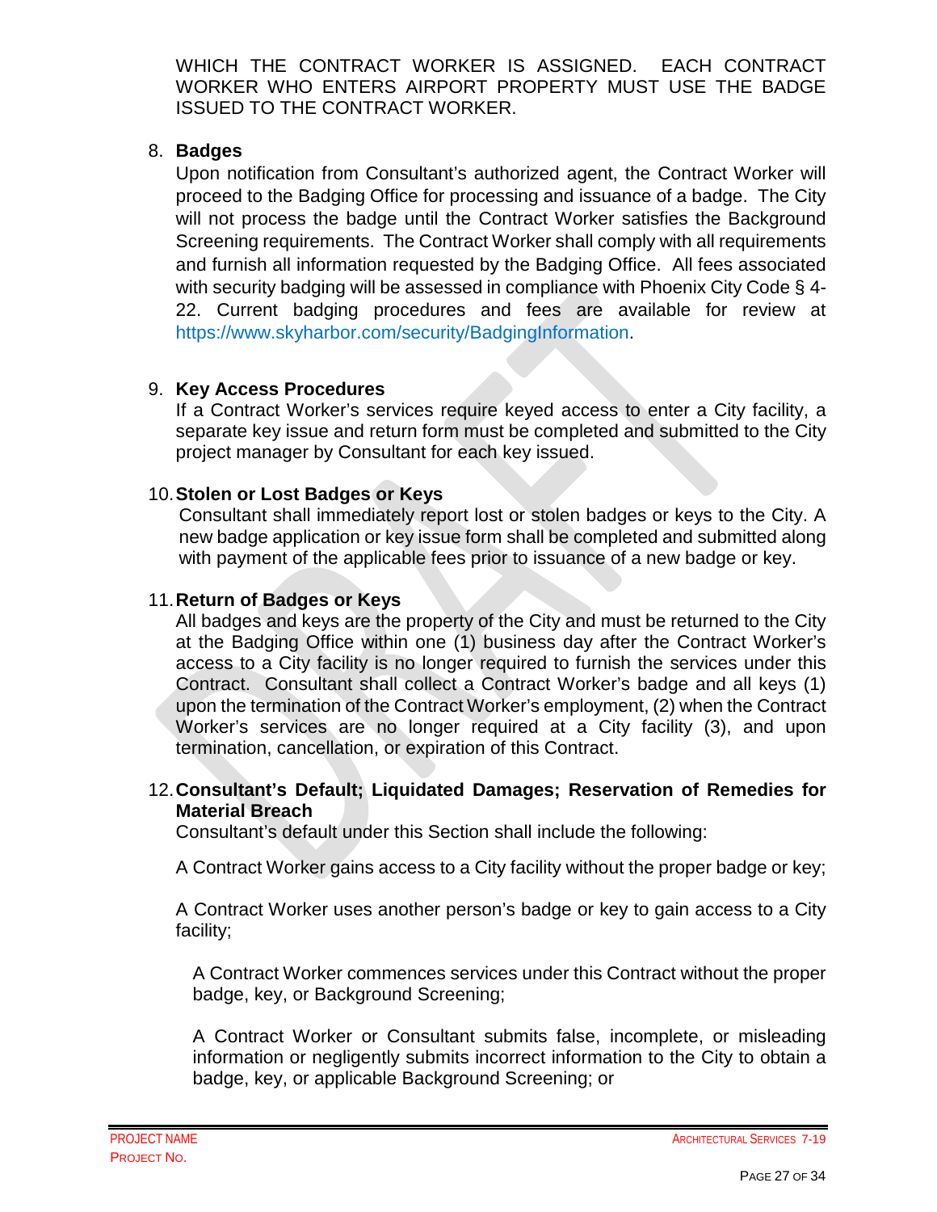WHICH THE CONTRACT WORKER IS ASSIGNED. EACH CONTRACT WORKER WHO ENTERS AIRPORT PROPERTY MUST USE THE BADGE ISSUED TO THE CONTRACT WORKER.

8. **Badges**

   Upon notification from Consultant's authorized agent, the Contract Worker will proceed to the Badging Office for processing and issuance of a badge. The City will not process the badge until the Contract Worker satisfies the Background Screening requirements. The Contract Worker shall comply with all requirements and furnish all information requested by the Badging Office. All fees associated with security badging will be assessed in compliance with Phoenix City Code § 4-22. Current badging procedures and fees are available for review at https://www.skyharbor.com/security/BadgingInformation.

9. **Key Access Procedures**

   If a Contract Worker's services require keyed access to enter a City facility, a separate key issue and return form must be completed and submitted to the City project manager by Consultant for each key issued.

10. **Stolen or Lost Badges or Keys**

    Consultant shall immediately report lost or stolen badges or keys to the City. A new badge application or key issue form shall be completed and submitted along with payment of the applicable fees prior to issuance of a new badge or key.

11. **Return of Badges or Keys**

    All badges and keys are the property of the City and must be returned to the City at the Badging Office within one (1) business day after the Contract Worker's access to a City facility is no longer required to furnish the services under this Contract. Consultant shall collect a Contract Worker's badge and all keys (1) upon the termination of the Contract Worker's employment, (2) when the Contract Worker's services are no longer required at a City facility (3), and upon termination, cancellation, or expiration of this Contract.

12. **Consultant's Default; Liquidated Damages; Reservation of Remedies for Material Breach**

    Consultant's default under this Section shall include the following:

    A Contract Worker gains access to a City facility without the proper badge or key;

    A Contract Worker uses another person's badge or key to gain access to a City facility;

    A Contract Worker commences services under this Contract without the proper badge, key, or Background Screening;

    A Contract Worker or Consultant submits false, incomplete, or misleading information or negligently submits incorrect information to the City to obtain a badge, key, or applicable Background Screening; or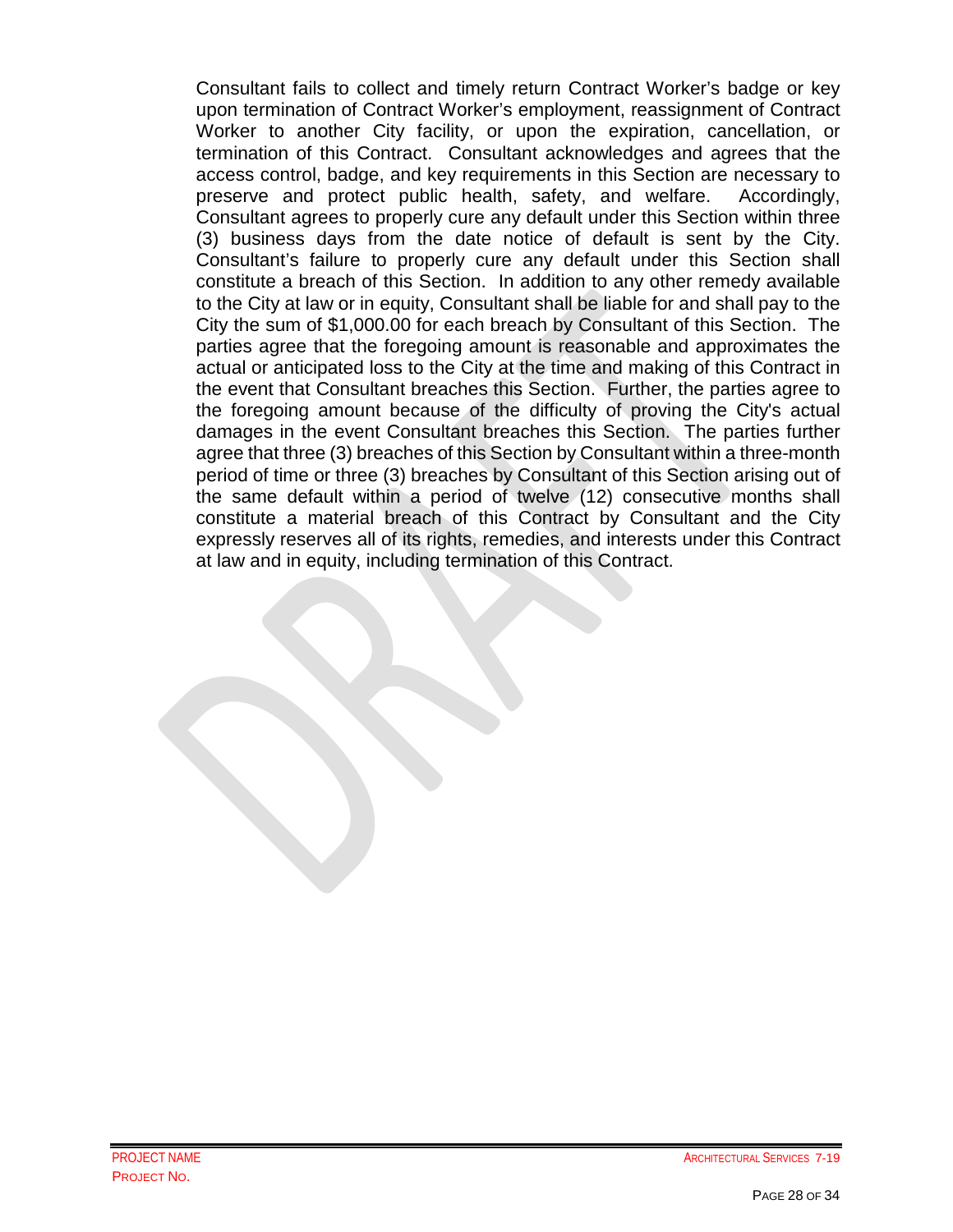Consultant fails to collect and timely return Contract Worker's badge or key upon termination of Contract Worker's employment, reassignment of Contract Worker to another City facility, or upon the expiration, cancellation, or termination of this Contract. Consultant acknowledges and agrees that the access control, badge, and key requirements in this Section are necessary to preserve and protect public health, safety, and welfare. Accordingly, Consultant agrees to properly cure any default under this Section within three (3) business days from the date notice of default is sent by the City. Consultant's failure to properly cure any default under this Section shall constitute a breach of this Section. In addition to any other remedy available to the City at law or in equity, Consultant shall be liable for and shall pay to the City the sum of $1,000.00 for each breach by Consultant of this Section. The parties agree that the foregoing amount is reasonable and approximates the actual or anticipated loss to the City at the time and making of this Contract in the event that Consultant breaches this Section. Further, the parties agree to the foregoing amount because of the difficulty of proving the City's actual damages in the event Consultant breaches this Section. The parties further agree that three (3) breaches of this Section by Consultant within a three-month period of time or three (3) breaches by Consultant of this Section arising out of the same default within a period of twelve (12) consecutive months shall constitute a material breach of this Contract by Consultant and the City expressly reserves all of its rights, remedies, and interests under this Contract at law and in equity, including termination of this Contract.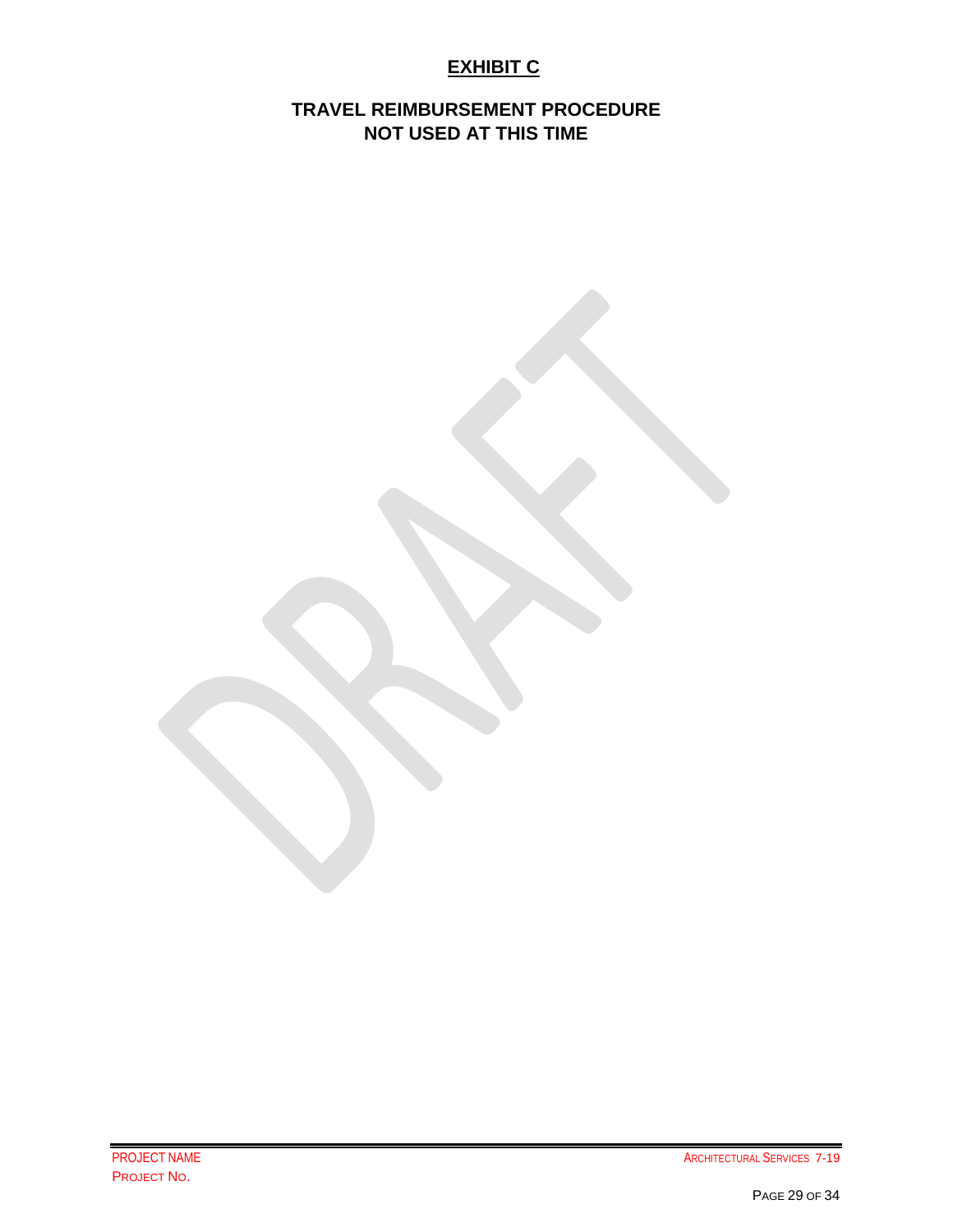# EXHIBIT C

## TRAVEL REIMBURSEMENT PROCEDURE
## NOT USED AT THIS TIME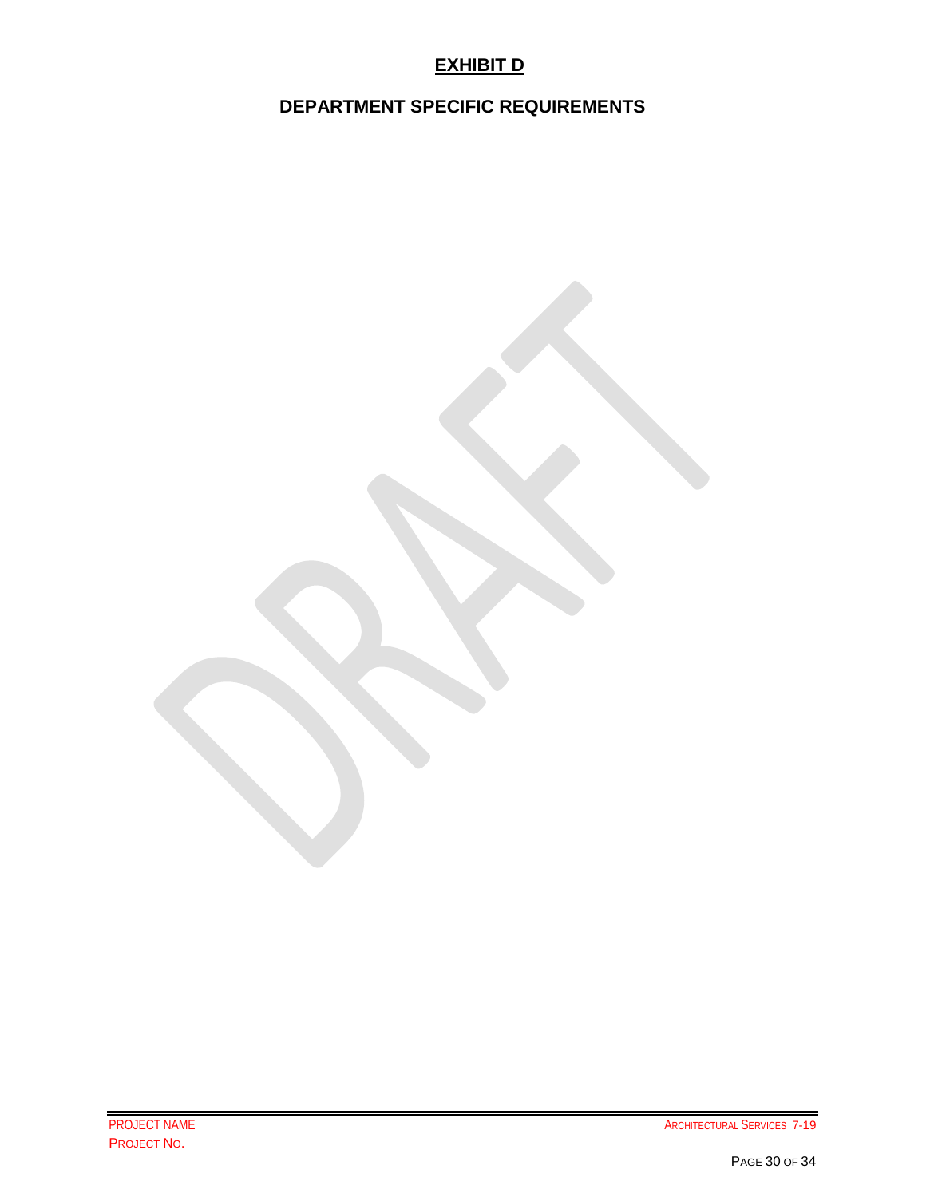# EXHIBIT D

## DEPARTMENT SPECIFIC REQUIREMENTS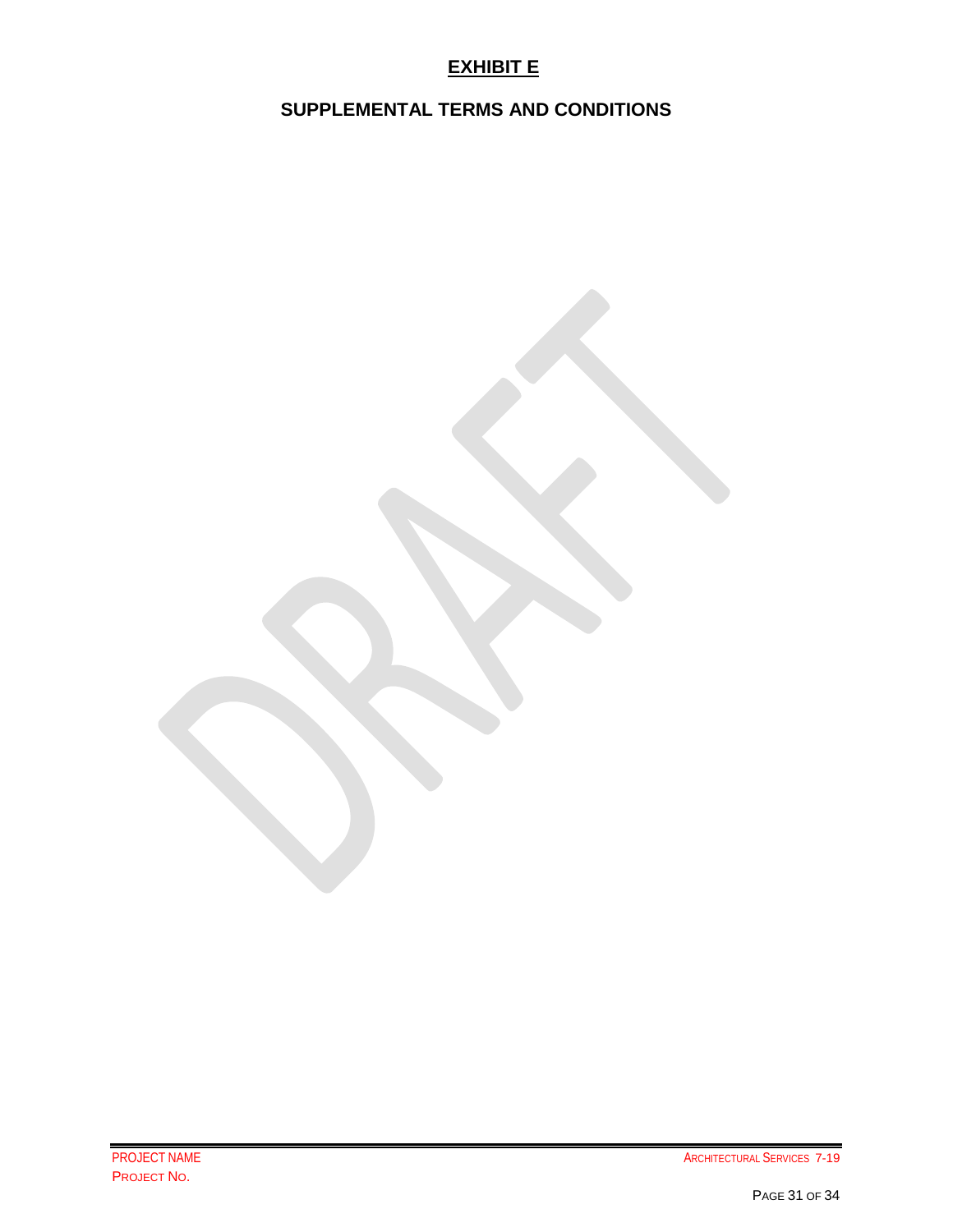# EXHIBIT E

## SUPPLEMENTAL TERMS AND CONDITIONS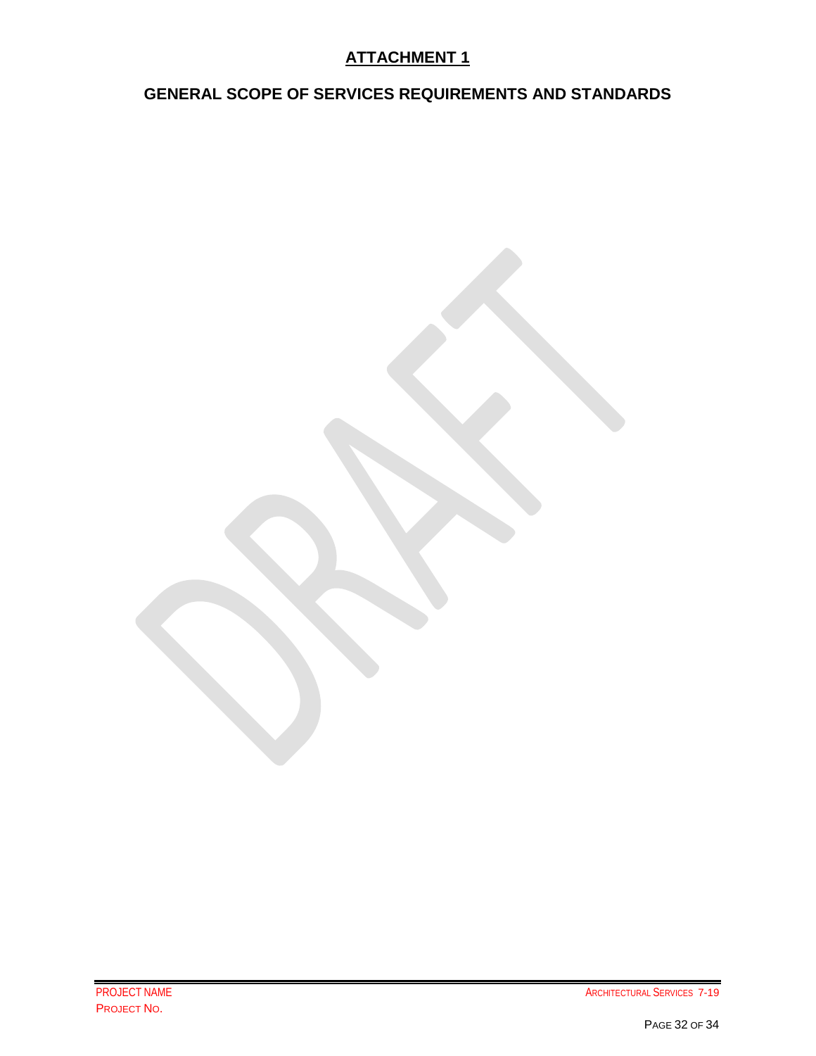# ATTACHMENT 1

## GENERAL SCOPE OF SERVICES REQUIREMENTS AND STANDARDS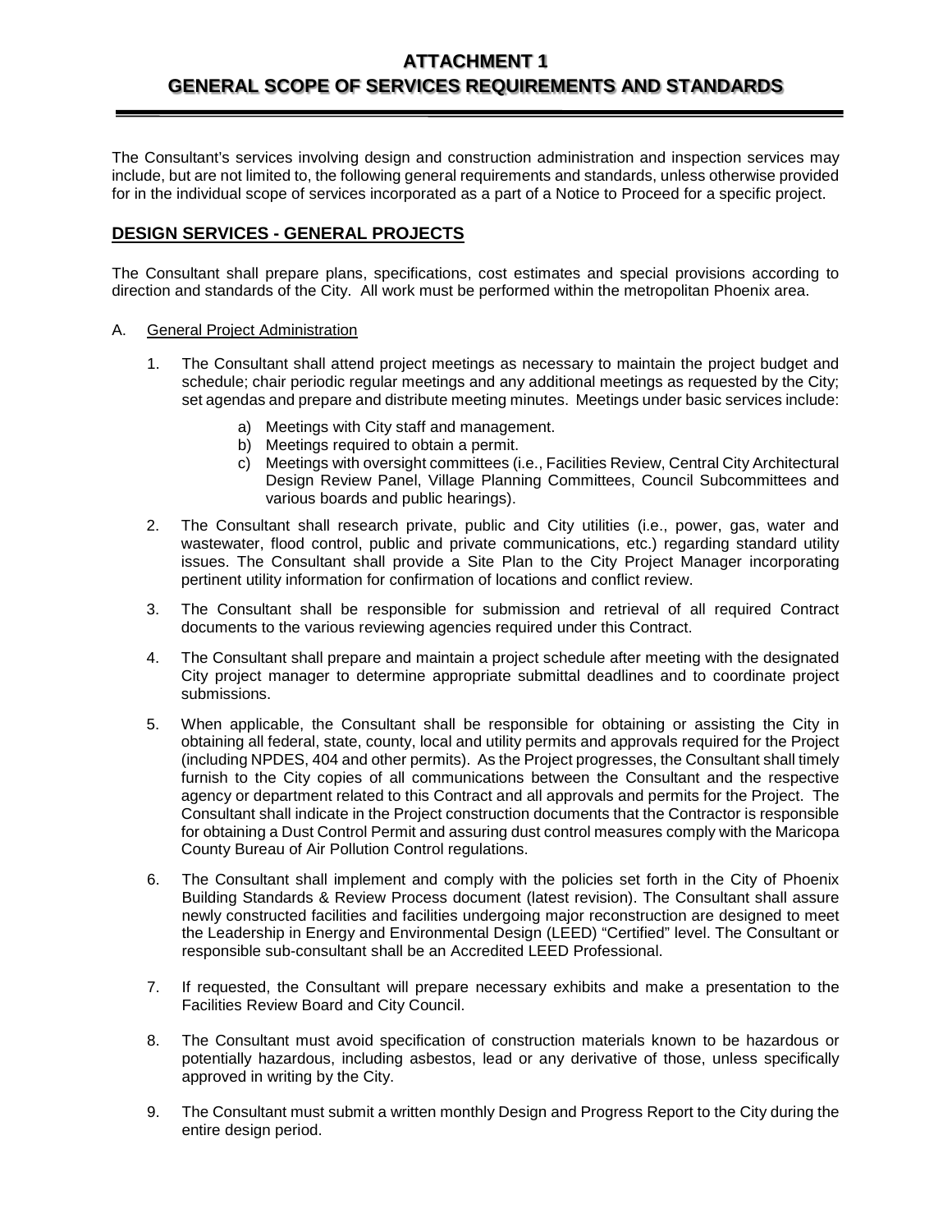# ATTACHMENT 1
# GENERAL SCOPE OF SERVICES REQUIREMENTS AND STANDARDS

The Consultant's services involving design and construction administration and inspection services may include, but are not limited to, the following general requirements and standards, unless otherwise provided for in the individual scope of services incorporated as a part of a Notice to Proceed for a specific project.

## DESIGN SERVICES - GENERAL PROJECTS

The Consultant shall prepare plans, specifications, cost estimates and special provisions according to direction and standards of the City. All work must be performed within the metropolitan Phoenix area.

A. General Project Administration

1. The Consultant shall attend project meetings as necessary to maintain the project budget and schedule; chair periodic regular meetings and any additional meetings as requested by the City; set agendas and prepare and distribute meeting minutes. Meetings under basic services include:
    a) Meetings with City staff and management.
    b) Meetings required to obtain a permit.
    c) Meetings with oversight committees (i.e., Facilities Review, Central City Architectural Design Review Panel, Village Planning Committees, Council Subcommittees and various boards and public hearings).

2. The Consultant shall research private, public and City utilities (i.e., power, gas, water and wastewater, flood control, public and private communications, etc.) regarding standard utility issues. The Consultant shall provide a Site Plan to the City Project Manager incorporating pertinent utility information for confirmation of locations and conflict review.

3. The Consultant shall be responsible for submission and retrieval of all required Contract documents to the various reviewing agencies required under this Contract.

4. The Consultant shall prepare and maintain a project schedule after meeting with the designated City project manager to determine appropriate submittal deadlines and to coordinate project submissions.

5. When applicable, the Consultant shall be responsible for obtaining or assisting the City in obtaining all federal, state, county, local and utility permits and approvals required for the Project (including NPDES, 404 and other permits). As the Project progresses, the Consultant shall timely furnish to the City copies of all communications between the Consultant and the respective agency or department related to this Contract and all approvals and permits for the Project. The Consultant shall indicate in the Project construction documents that the Contractor is responsible for obtaining a Dust Control Permit and assuring dust control measures comply with the Maricopa County Bureau of Air Pollution Control regulations.

6. The Consultant shall implement and comply with the policies set forth in the City of Phoenix Building Standards & Review Process document (latest revision). The Consultant shall assure newly constructed facilities and facilities undergoing major reconstruction are designed to meet the Leadership in Energy and Environmental Design (LEED) "Certified" level. The Consultant or responsible sub-consultant shall be an Accredited LEED Professional.

7. If requested, the Consultant will prepare necessary exhibits and make a presentation to the Facilities Review Board and City Council.

8. The Consultant must avoid specification of construction materials known to be hazardous or potentially hazardous, including asbestos, lead or any derivative of those, unless specifically approved in writing by the City.

9. The Consultant must submit a written monthly Design and Progress Report to the City during the entire design period.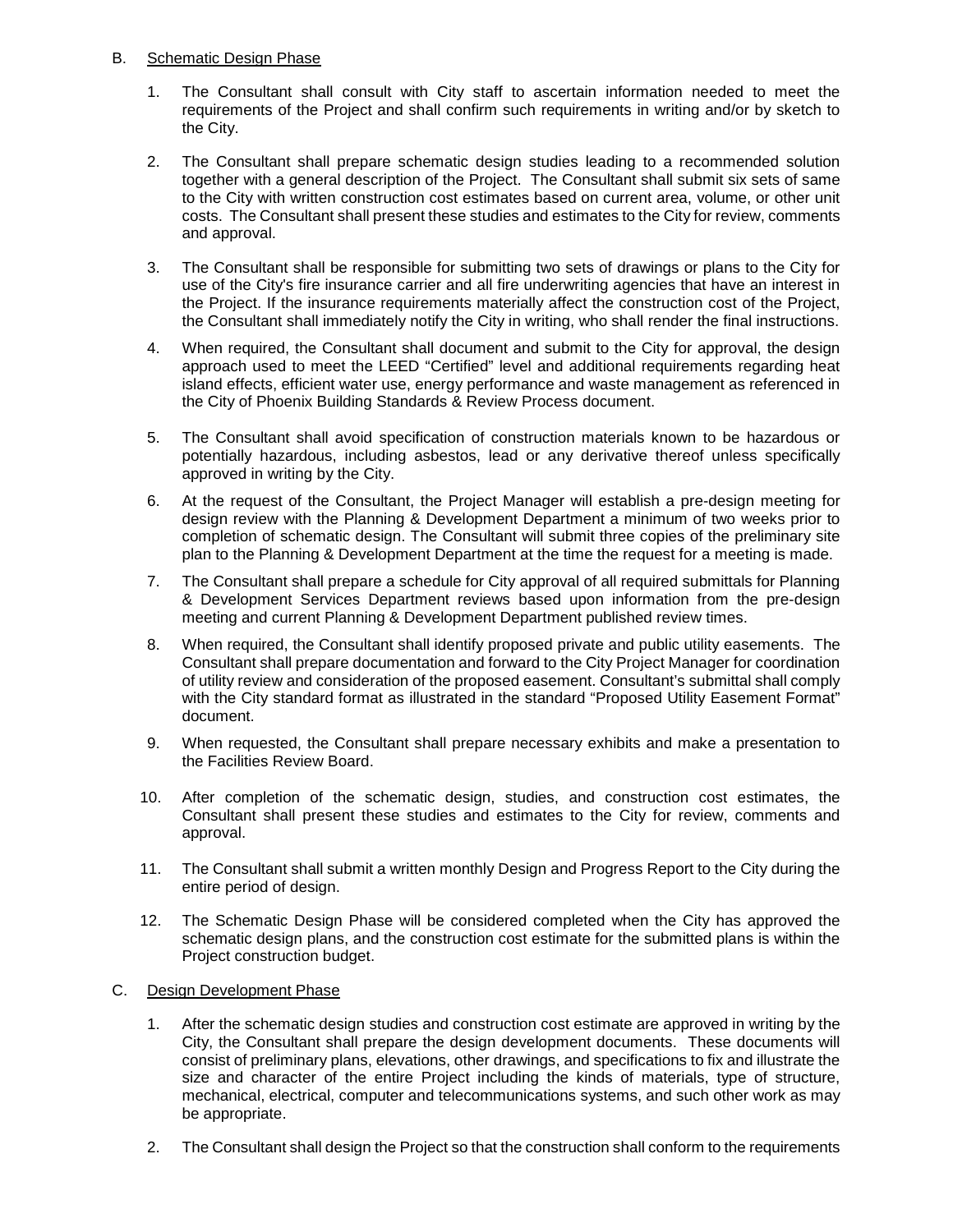B. Schematic Design Phase

1. The Consultant shall consult with City staff to ascertain information needed to meet the requirements of the Project and shall confirm such requirements in writing and/or by sketch to the City.

2. The Consultant shall prepare schematic design studies leading to a recommended solution together with a general description of the Project. The Consultant shall submit six sets of same to the City with written construction cost estimates based on current area, volume, or other unit costs. The Consultant shall present these studies and estimates to the City for review, comments and approval.

3. The Consultant shall be responsible for submitting two sets of drawings or plans to the City for use of the City's fire insurance carrier and all fire underwriting agencies that have an interest in the Project. If the insurance requirements materially affect the construction cost of the Project, the Consultant shall immediately notify the City in writing, who shall render the final instructions.

4. When required, the Consultant shall document and submit to the City for approval, the design approach used to meet the LEED "Certified" level and additional requirements regarding heat island effects, efficient water use, energy performance and waste management as referenced in the City of Phoenix Building Standards & Review Process document.

5. The Consultant shall avoid specification of construction materials known to be hazardous or potentially hazardous, including asbestos, lead or any derivative thereof unless specifically approved in writing by the City.

6. At the request of the Consultant, the Project Manager will establish a pre-design meeting for design review with the Planning & Development Department a minimum of two weeks prior to completion of schematic design. The Consultant will submit three copies of the preliminary site plan to the Planning & Development Department at the time the request for a meeting is made.

7. The Consultant shall prepare a schedule for City approval of all required submittals for Planning & Development Services Department reviews based upon information from the pre-design meeting and current Planning & Development Department published review times.

8. When required, the Consultant shall identify proposed private and public utility easements. The Consultant shall prepare documentation and forward to the City Project Manager for coordination of utility review and consideration of the proposed easement. Consultant's submittal shall comply with the City standard format as illustrated in the standard "Proposed Utility Easement Format" document.

9. When requested, the Consultant shall prepare necessary exhibits and make a presentation to the Facilities Review Board.

10. After completion of the schematic design, studies, and construction cost estimates, the Consultant shall present these studies and estimates to the City for review, comments and approval.

11. The Consultant shall submit a written monthly Design and Progress Report to the City during the entire period of design.

12. The Schematic Design Phase will be considered completed when the City has approved the schematic design plans, and the construction cost estimate for the submitted plans is within the Project construction budget.

C. Design Development Phase

1. After the schematic design studies and construction cost estimate are approved in writing by the City, the Consultant shall prepare the design development documents. These documents will consist of preliminary plans, elevations, other drawings, and specifications to fix and illustrate the size and character of the entire Project including the kinds of materials, type of structure, mechanical, electrical, computer and telecommunications systems, and such other work as may be appropriate.

2. The Consultant shall design the Project so that the construction shall conform to the requirements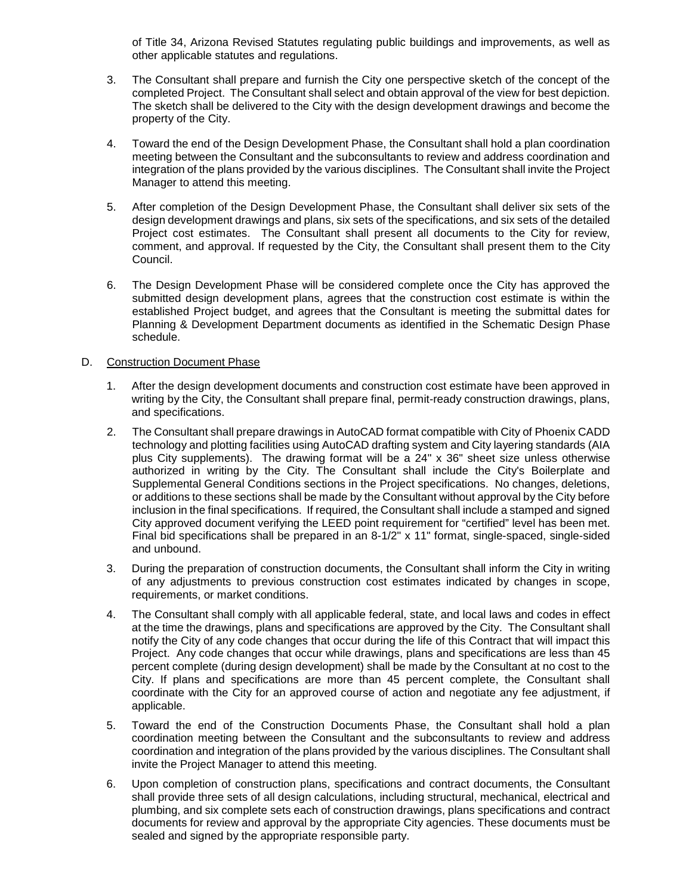of Title 34, Arizona Revised Statutes regulating public buildings and improvements, as well as other applicable statutes and regulations.

3. The Consultant shall prepare and furnish the City one perspective sketch of the concept of the completed Project. The Consultant shall select and obtain approval of the view for best depiction. The sketch shall be delivered to the City with the design development drawings and become the property of the City.

4. Toward the end of the Design Development Phase, the Consultant shall hold a plan coordination meeting between the Consultant and the subconsultants to review and address coordination and integration of the plans provided by the various disciplines. The Consultant shall invite the Project Manager to attend this meeting.

5. After completion of the Design Development Phase, the Consultant shall deliver six sets of the design development drawings and plans, six sets of the specifications, and six sets of the detailed Project cost estimates. The Consultant shall present all documents to the City for review, comment, and approval. If requested by the City, the Consultant shall present them to the City Council.

6. The Design Development Phase will be considered complete once the City has approved the submitted design development plans, agrees that the construction cost estimate is within the established Project budget, and agrees that the Consultant is meeting the submittal dates for Planning & Development Department documents as identified in the Schematic Design Phase schedule.

D. <u>Construction Document Phase</u>

1. After the design development documents and construction cost estimate have been approved in writing by the City, the Consultant shall prepare final, permit-ready construction drawings, plans, and specifications.

2. The Consultant shall prepare drawings in AutoCAD format compatible with City of Phoenix CADD technology and plotting facilities using AutoCAD drafting system and City layering standards (AIA plus City supplements). The drawing format will be a 24" x 36" sheet size unless otherwise authorized in writing by the City. The Consultant shall include the City's Boilerplate and Supplemental General Conditions sections in the Project specifications. No changes, deletions, or additions to these sections shall be made by the Consultant without approval by the City before inclusion in the final specifications. If required, the Consultant shall include a stamped and signed City approved document verifying the LEED point requirement for "certified" level has been met. Final bid specifications shall be prepared in an 8-1/2" x 11" format, single-spaced, single-sided and unbound.

3. During the preparation of construction documents, the Consultant shall inform the City in writing of any adjustments to previous construction cost estimates indicated by changes in scope, requirements, or market conditions.

4. The Consultant shall comply with all applicable federal, state, and local laws and codes in effect at the time the drawings, plans and specifications are approved by the City. The Consultant shall notify the City of any code changes that occur during the life of this Contract that will impact this Project. Any code changes that occur while drawings, plans and specifications are less than 45 percent complete (during design development) shall be made by the Consultant at no cost to the City. If plans and specifications are more than 45 percent complete, the Consultant shall coordinate with the City for an approved course of action and negotiate any fee adjustment, if applicable.

5. Toward the end of the Construction Documents Phase, the Consultant shall hold a plan coordination meeting between the Consultant and the subconsultants to review and address coordination and integration of the plans provided by the various disciplines. The Consultant shall invite the Project Manager to attend this meeting.

6. Upon completion of construction plans, specifications and contract documents, the Consultant shall provide three sets of all design calculations, including structural, mechanical, electrical and plumbing, and six complete sets each of construction drawings, plans specifications and contract documents for review and approval by the appropriate City agencies. These documents must be sealed and signed by the appropriate responsible party.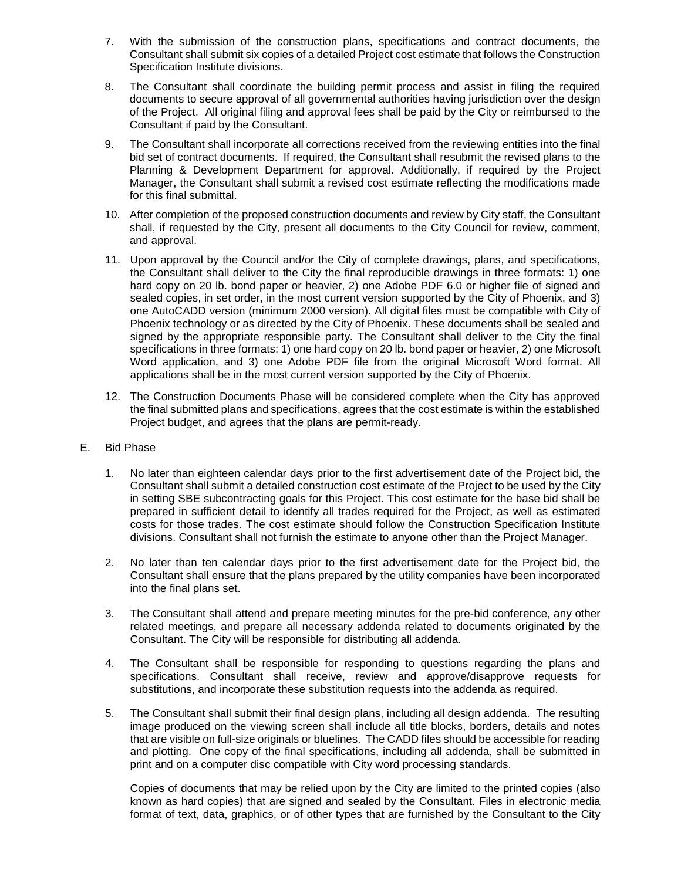7. With the submission of the construction plans, specifications and contract documents, the Consultant shall submit six copies of a detailed Project cost estimate that follows the Construction Specification Institute divisions.

8. The Consultant shall coordinate the building permit process and assist in filing the required documents to secure approval of all governmental authorities having jurisdiction over the design of the Project. All original filing and approval fees shall be paid by the City or reimbursed to the Consultant if paid by the Consultant.

9. The Consultant shall incorporate all corrections received from the reviewing entities into the final bid set of contract documents. If required, the Consultant shall resubmit the revised plans to the Planning & Development Department for approval. Additionally, if required by the Project Manager, the Consultant shall submit a revised cost estimate reflecting the modifications made for this final submittal.

10. After completion of the proposed construction documents and review by City staff, the Consultant shall, if requested by the City, present all documents to the City Council for review, comment, and approval.

11. Upon approval by the Council and/or the City of complete drawings, plans, and specifications, the Consultant shall deliver to the City the final reproducible drawings in three formats: 1) one hard copy on 20 lb. bond paper or heavier, 2) one Adobe PDF 6.0 or higher file of signed and sealed copies, in set order, in the most current version supported by the City of Phoenix, and 3) one AutoCADD version (minimum 2000 version). All digital files must be compatible with City of Phoenix technology or as directed by the City of Phoenix. These documents shall be sealed and signed by the appropriate responsible party. The Consultant shall deliver to the City the final specifications in three formats: 1) one hard copy on 20 lb. bond paper or heavier, 2) one Microsoft Word application, and 3) one Adobe PDF file from the original Microsoft Word format. All applications shall be in the most current version supported by the City of Phoenix.

12. The Construction Documents Phase will be considered complete when the City has approved the final submitted plans and specifications, agrees that the cost estimate is within the established Project budget, and agrees that the plans are permit-ready.

E. Bid Phase

1. No later than eighteen calendar days prior to the first advertisement date of the Project bid, the Consultant shall submit a detailed construction cost estimate of the Project to be used by the City in setting SBE subcontracting goals for this Project. This cost estimate for the base bid shall be prepared in sufficient detail to identify all trades required for the Project, as well as estimated costs for those trades. The cost estimate should follow the Construction Specification Institute divisions. Consultant shall not furnish the estimate to anyone other than the Project Manager.

2. No later than ten calendar days prior to the first advertisement date for the Project bid, the Consultant shall ensure that the plans prepared by the utility companies have been incorporated into the final plans set.

3. The Consultant shall attend and prepare meeting minutes for the pre-bid conference, any other related meetings, and prepare all necessary addenda related to documents originated by the Consultant. The City will be responsible for distributing all addenda.

4. The Consultant shall be responsible for responding to questions regarding the plans and specifications. Consultant shall receive, review and approve/disapprove requests for substitutions, and incorporate these substitution requests into the addenda as required.

5. The Consultant shall submit their final design plans, including all design addenda. The resulting image produced on the viewing screen shall include all title blocks, borders, details and notes that are visible on full-size originals or bluelines. The CADD files should be accessible for reading and plotting. One copy of the final specifications, including all addenda, shall be submitted in print and on a computer disc compatible with City word processing standards.

   Copies of documents that may be relied upon by the City are limited to the printed copies (also known as hard copies) that are signed and sealed by the Consultant. Files in electronic media format of text, data, graphics, or of other types that are furnished by the Consultant to the City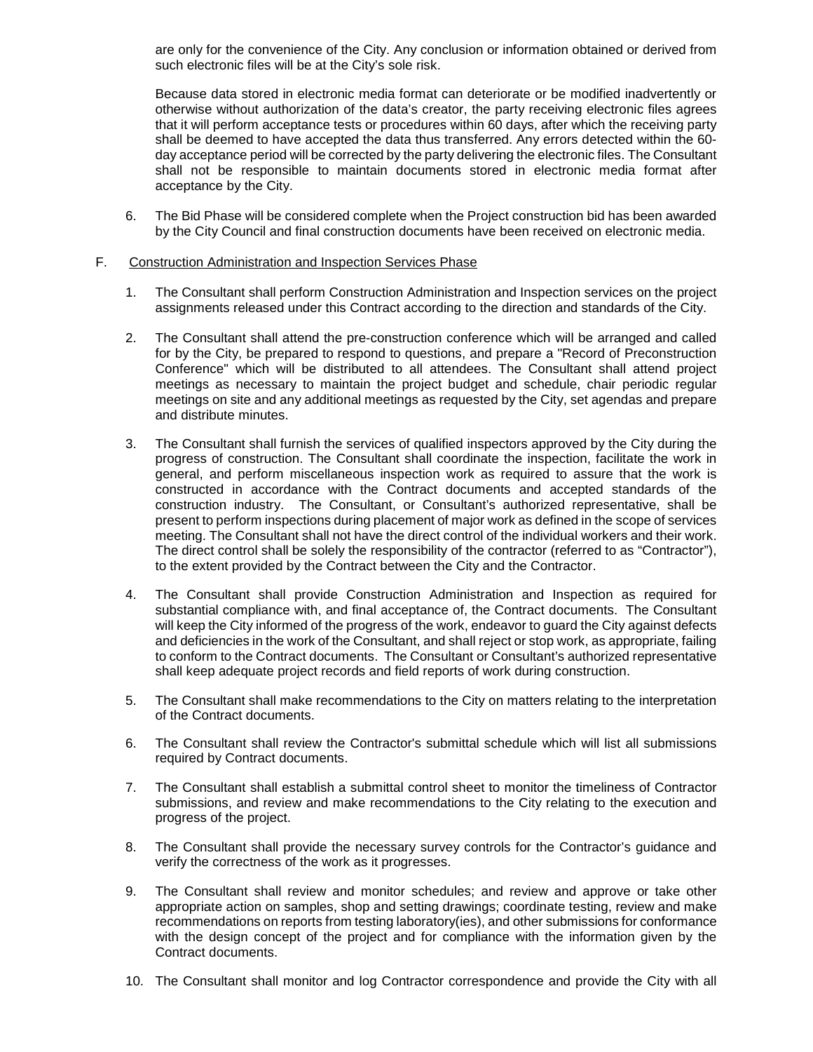are only for the convenience of the City. Any conclusion or information obtained or derived from such electronic files will be at the City's sole risk.

Because data stored in electronic media format can deteriorate or be modified inadvertently or otherwise without authorization of the data's creator, the party receiving electronic files agrees that it will perform acceptance tests or procedures within 60 days, after which the receiving party shall be deemed to have accepted the data thus transferred. Any errors detected within the 60-day acceptance period will be corrected by the party delivering the electronic files. The Consultant shall not be responsible to maintain documents stored in electronic media format after acceptance by the City.

6. The Bid Phase will be considered complete when the Project construction bid has been awarded by the City Council and final construction documents have been received on electronic media.

F. Construction Administration and Inspection Services Phase

1. The Consultant shall perform Construction Administration and Inspection services on the project assignments released under this Contract according to the direction and standards of the City.

2. The Consultant shall attend the pre-construction conference which will be arranged and called for by the City, be prepared to respond to questions, and prepare a "Record of Preconstruction Conference" which will be distributed to all attendees. The Consultant shall attend project meetings as necessary to maintain the project budget and schedule, chair periodic regular meetings on site and any additional meetings as requested by the City, set agendas and prepare and distribute minutes.

3. The Consultant shall furnish the services of qualified inspectors approved by the City during the progress of construction. The Consultant shall coordinate the inspection, facilitate the work in general, and perform miscellaneous inspection work as required to assure that the work is constructed in accordance with the Contract documents and accepted standards of the construction industry. The Consultant, or Consultant's authorized representative, shall be present to perform inspections during placement of major work as defined in the scope of services meeting. The Consultant shall not have the direct control of the individual workers and their work. The direct control shall be solely the responsibility of the contractor (referred to as "Contractor"), to the extent provided by the Contract between the City and the Contractor.

4. The Consultant shall provide Construction Administration and Inspection as required for substantial compliance with, and final acceptance of, the Contract documents. The Consultant will keep the City informed of the progress of the work, endeavor to guard the City against defects and deficiencies in the work of the Consultant, and shall reject or stop work, as appropriate, failing to conform to the Contract documents. The Consultant or Consultant's authorized representative shall keep adequate project records and field reports of work during construction.

5. The Consultant shall make recommendations to the City on matters relating to the interpretation of the Contract documents.

6. The Consultant shall review the Contractor's submittal schedule which will list all submissions required by Contract documents.

7. The Consultant shall establish a submittal control sheet to monitor the timeliness of Contractor submissions, and review and make recommendations to the City relating to the execution and progress of the project.

8. The Consultant shall provide the necessary survey controls for the Contractor's guidance and verify the correctness of the work as it progresses.

9. The Consultant shall review and monitor schedules; and review and approve or take other appropriate action on samples, shop and setting drawings; coordinate testing, review and make recommendations on reports from testing laboratory(ies), and other submissions for conformance with the design concept of the project and for compliance with the information given by the Contract documents.

10. The Consultant shall monitor and log Contractor correspondence and provide the City with all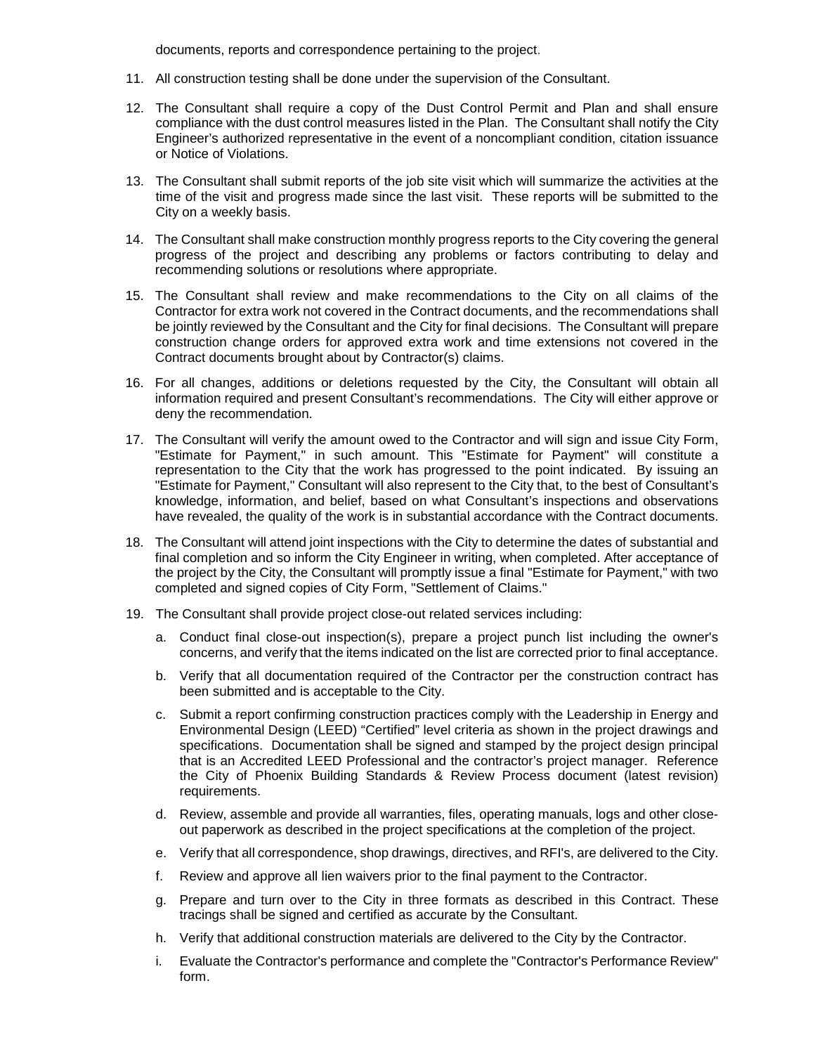documents, reports and correspondence pertaining to the project.

11. All construction testing shall be done under the supervision of the Consultant.

12. The Consultant shall require a copy of the Dust Control Permit and Plan and shall ensure compliance with the dust control measures listed in the Plan. The Consultant shall notify the City Engineer's authorized representative in the event of a noncompliant condition, citation issuance or Notice of Violations.

13. The Consultant shall submit reports of the job site visit which will summarize the activities at the time of the visit and progress made since the last visit. These reports will be submitted to the City on a weekly basis.

14. The Consultant shall make construction monthly progress reports to the City covering the general progress of the project and describing any problems or factors contributing to delay and recommending solutions or resolutions where appropriate.

15. The Consultant shall review and make recommendations to the City on all claims of the Contractor for extra work not covered in the Contract documents, and the recommendations shall be jointly reviewed by the Consultant and the City for final decisions. The Consultant will prepare construction change orders for approved extra work and time extensions not covered in the Contract documents brought about by Contractor(s) claims.

16. For all changes, additions or deletions requested by the City, the Consultant will obtain all information required and present Consultant's recommendations. The City will either approve or deny the recommendation.

17. The Consultant will verify the amount owed to the Contractor and will sign and issue City Form, "Estimate for Payment," in such amount. This "Estimate for Payment" will constitute a representation to the City that the work has progressed to the point indicated. By issuing an "Estimate for Payment," Consultant will also represent to the City that, to the best of Consultant's knowledge, information, and belief, based on what Consultant's inspections and observations have revealed, the quality of the work is in substantial accordance with the Contract documents.

18. The Consultant will attend joint inspections with the City to determine the dates of substantial and final completion and so inform the City Engineer in writing, when completed. After acceptance of the project by the City, the Consultant will promptly issue a final "Estimate for Payment," with two completed and signed copies of City Form, "Settlement of Claims."

19. The Consultant shall provide project close-out related services including:

    a. Conduct final close-out inspection(s), prepare a project punch list including the owner's concerns, and verify that the items indicated on the list are corrected prior to final acceptance.

    b. Verify that all documentation required of the Contractor per the construction contract has been submitted and is acceptable to the City.

    c. Submit a report confirming construction practices comply with the Leadership in Energy and Environmental Design (LEED) "Certified" level criteria as shown in the project drawings and specifications. Documentation shall be signed and stamped by the project design principal that is an Accredited LEED Professional and the contractor's project manager. Reference the City of Phoenix Building Standards & Review Process document (latest revision) requirements.

    d. Review, assemble and provide all warranties, files, operating manuals, logs and other close-out paperwork as described in the project specifications at the completion of the project.

    e. Verify that all correspondence, shop drawings, directives, and RFI's, are delivered to the City.

    f. Review and approve all lien waivers prior to the final payment to the Contractor.

    g. Prepare and turn over to the City in three formats as described in this Contract. These tracings shall be signed and certified as accurate by the Consultant.

    h. Verify that additional construction materials are delivered to the City by the Contractor.

    i. Evaluate the Contractor's performance and complete the "Contractor's Performance Review" form.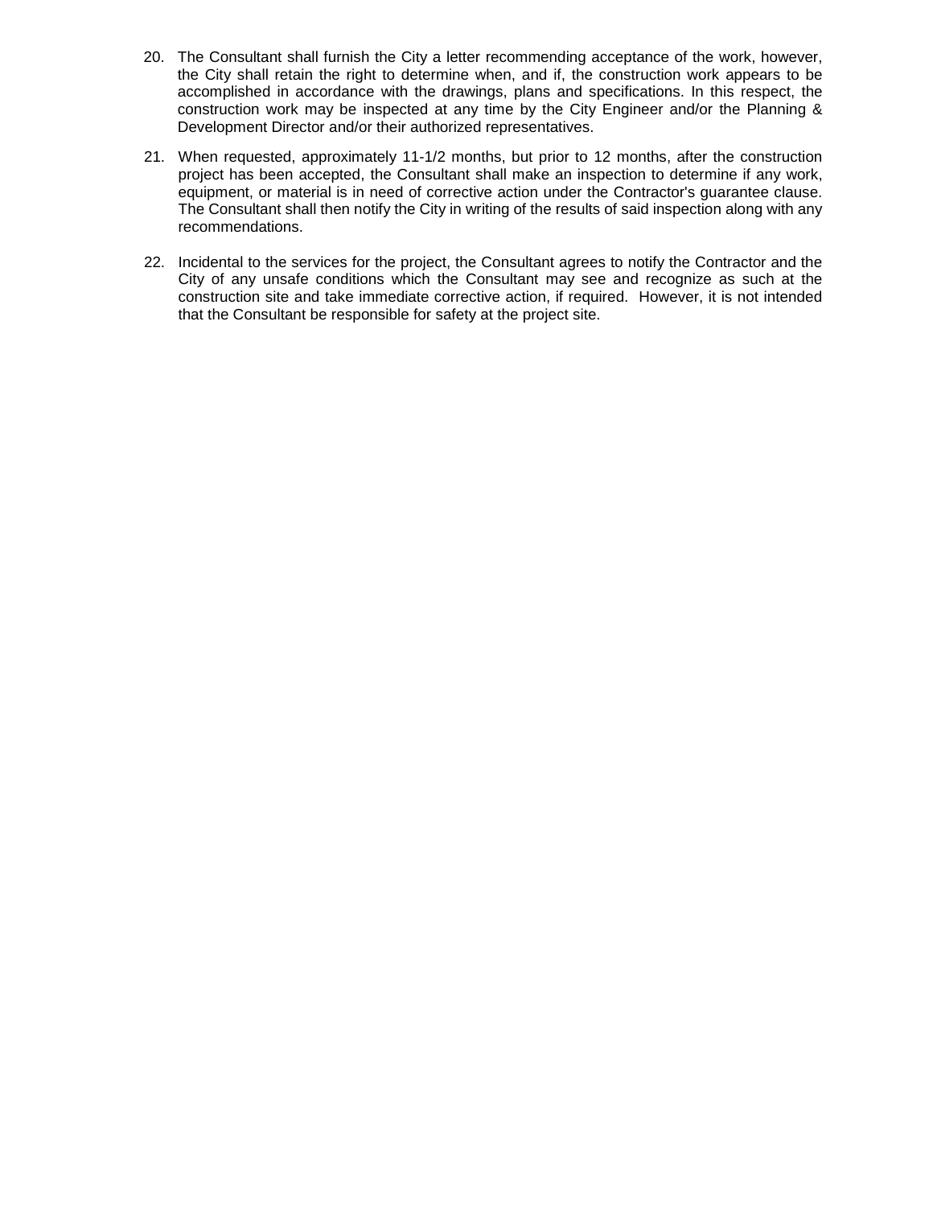20. The Consultant shall furnish the City a letter recommending acceptance of the work, however, the City shall retain the right to determine when, and if, the construction work appears to be accomplished in accordance with the drawings, plans and specifications. In this respect, the construction work may be inspected at any time by the City Engineer and/or the Planning & Development Director and/or their authorized representatives.

21. When requested, approximately 11-1/2 months, but prior to 12 months, after the construction project has been accepted, the Consultant shall make an inspection to determine if any work, equipment, or material is in need of corrective action under the Contractor's guarantee clause. The Consultant shall then notify the City in writing of the results of said inspection along with any recommendations.

22. Incidental to the services for the project, the Consultant agrees to notify the Contractor and the City of any unsafe conditions which the Consultant may see and recognize as such at the construction site and take immediate corrective action, if required. However, it is not intended that the Consultant be responsible for safety at the project site.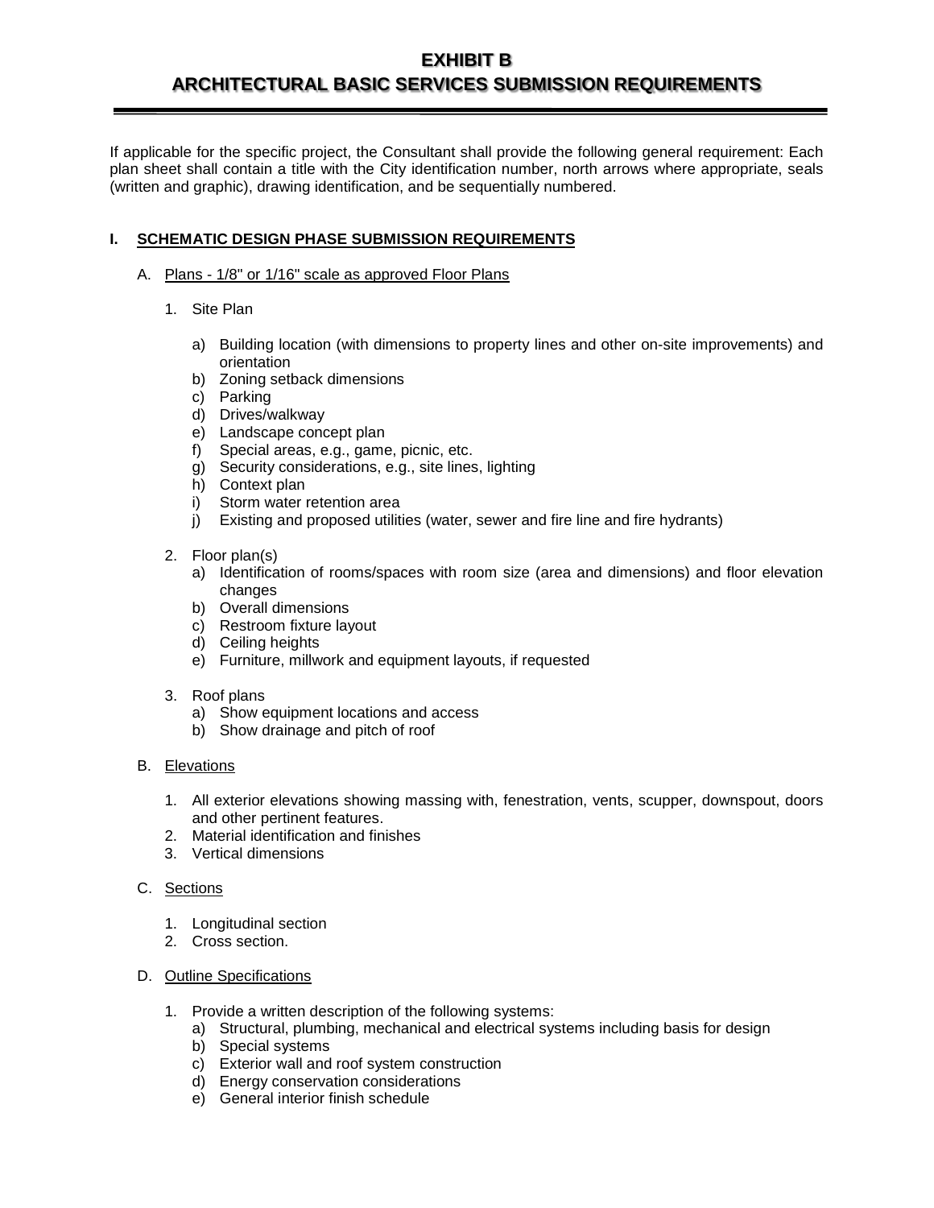# EXHIBIT B
# ARCHITECTURAL BASIC SERVICES SUBMISSION REQUIREMENTS

If applicable for the specific project, the Consultant shall provide the following general requirement: Each plan sheet shall contain a title with the City identification number, north arrows where appropriate, seals (written and graphic), drawing identification, and be sequentially numbered.

## I. SCHEMATIC DESIGN PHASE SUBMISSION REQUIREMENTS

A. Plans - 1/8" or 1/16" scale as approved Floor Plans

1. Site Plan

   a) Building location (with dimensions to property lines and other on-site improvements) and orientation
   b) Zoning setback dimensions
   c) Parking
   d) Drives/walkway
   e) Landscape concept plan
   f) Special areas, e.g., game, picnic, etc.
   g) Security considerations, e.g., site lines, lighting
   h) Context plan
   i) Storm water retention area
   j) Existing and proposed utilities (water, sewer and fire line and fire hydrants)

2. Floor plan(s)
   a) Identification of rooms/spaces with room size (area and dimensions) and floor elevation changes
   b) Overall dimensions
   c) Restroom fixture layout
   d) Ceiling heights
   e) Furniture, millwork and equipment layouts, if requested

3. Roof plans
   a) Show equipment locations and access
   b) Show drainage and pitch of roof

B. Elevations

1. All exterior elevations showing massing with, fenestration, vents, scupper, downspout, doors and other pertinent features.
2. Material identification and finishes
3. Vertical dimensions

C. Sections

1. Longitudinal section
2. Cross section.

D. Outline Specifications

1. Provide a written description of the following systems:
   a) Structural, plumbing, mechanical and electrical systems including basis for design
   b) Special systems
   c) Exterior wall and roof system construction
   d) Energy conservation considerations
   e) General interior finish schedule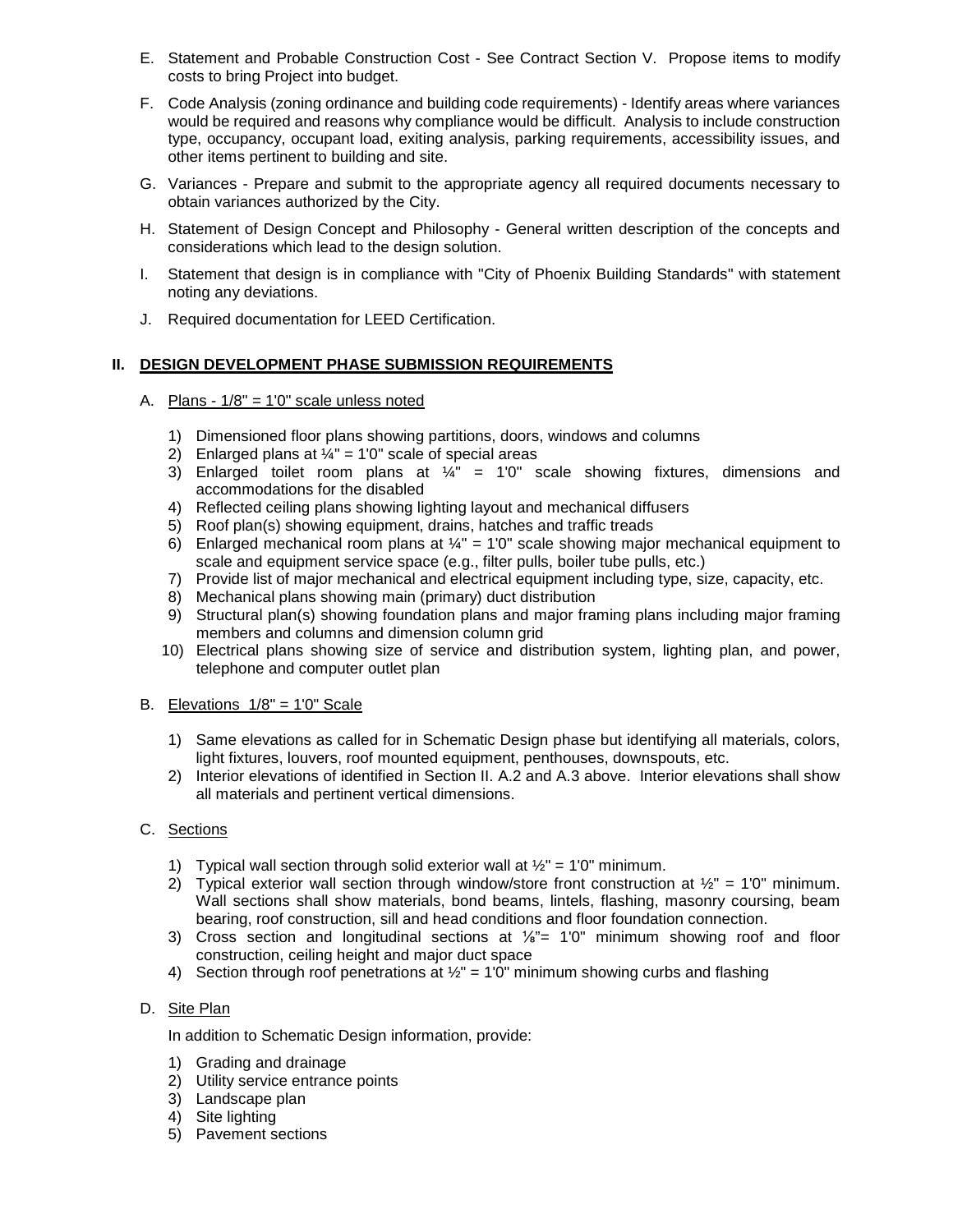E. Statement and Probable Construction Cost - See Contract Section V. Propose items to modify costs to bring Project into budget.

F. Code Analysis (zoning ordinance and building code requirements) - Identify areas where variances would be required and reasons why compliance would be difficult. Analysis to include construction type, occupancy, occupant load, exiting analysis, parking requirements, accessibility issues, and other items pertinent to building and site.

G. Variances - Prepare and submit to the appropriate agency all required documents necessary to obtain variances authorized by the City.

H. Statement of Design Concept and Philosophy - General written description of the concepts and considerations which lead to the design solution.

I. Statement that design is in compliance with "City of Phoenix Building Standards" with statement noting any deviations.

J. Required documentation for LEED Certification.

## II. DESIGN DEVELOPMENT PHASE SUBMISSION REQUIREMENTS

A. Plans - 1/8" = 1'0" scale unless noted

1) Dimensioned floor plans showing partitions, doors, windows and columns
2) Enlarged plans at ¼" = 1'0" scale of special areas
3) Enlarged toilet room plans at ¼" = 1'0" scale showing fixtures, dimensions and accommodations for the disabled
4) Reflected ceiling plans showing lighting layout and mechanical diffusers
5) Roof plan(s) showing equipment, drains, hatches and traffic treads
6) Enlarged mechanical room plans at ¼" = 1'0" scale showing major mechanical equipment to scale and equipment service space (e.g., filter pulls, boiler tube pulls, etc.)
7) Provide list of major mechanical and electrical equipment including type, size, capacity, etc.
8) Mechanical plans showing main (primary) duct distribution
9) Structural plan(s) showing foundation plans and major framing plans including major framing members and columns and dimension column grid
10) Electrical plans showing size of service and distribution system, lighting plan, and power, telephone and computer outlet plan

B. Elevations 1/8" = 1'0" Scale

1) Same elevations as called for in Schematic Design phase but identifying all materials, colors, light fixtures, louvers, roof mounted equipment, penthouses, downspouts, etc.
2) Interior elevations of identified in Section II. A.2 and A.3 above. Interior elevations shall show all materials and pertinent vertical dimensions.

C. Sections

1) Typical wall section through solid exterior wall at ½" = 1'0" minimum.
2) Typical exterior wall section through window/store front construction at ½" = 1'0" minimum. Wall sections shall show materials, bond beams, lintels, flashing, masonry coursing, beam bearing, roof construction, sill and head conditions and floor foundation connection.
3) Cross section and longitudinal sections at ⅛"= 1'0" minimum showing roof and floor construction, ceiling height and major duct space
4) Section through roof penetrations at ½" = 1'0" minimum showing curbs and flashing

D. Site Plan

In addition to Schematic Design information, provide:

1) Grading and drainage
2) Utility service entrance points
3) Landscape plan
4) Site lighting
5) Pavement sections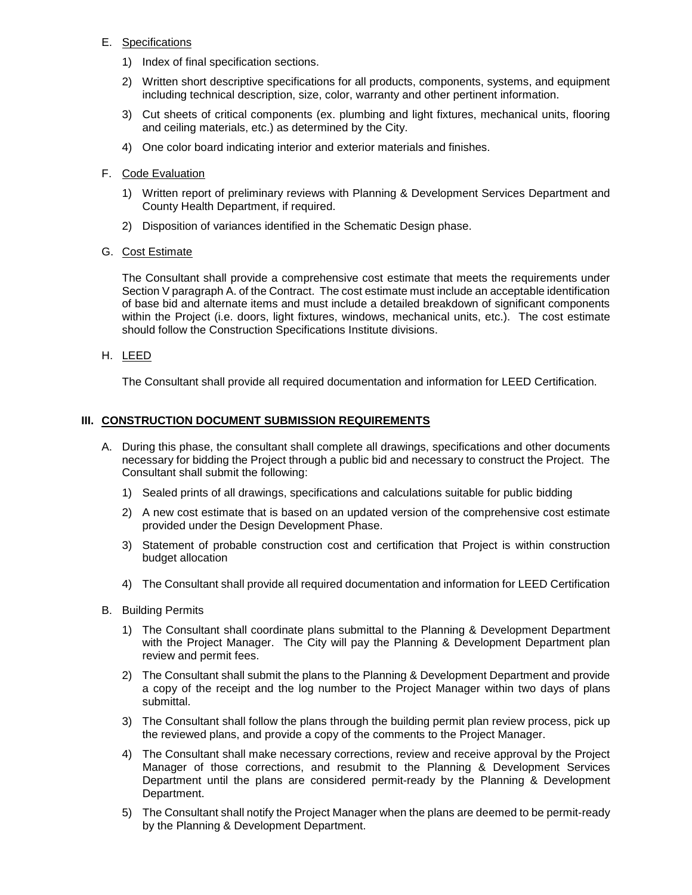E. Specifications

1) Index of final specification sections.

2) Written short descriptive specifications for all products, components, systems, and equipment including technical description, size, color, warranty and other pertinent information.

3) Cut sheets of critical components (ex. plumbing and light fixtures, mechanical units, flooring and ceiling materials, etc.) as determined by the City.

4) One color board indicating interior and exterior materials and finishes.

F. Code Evaluation

1) Written report of preliminary reviews with Planning & Development Services Department and County Health Department, if required.

2) Disposition of variances identified in the Schematic Design phase.

G. Cost Estimate

The Consultant shall provide a comprehensive cost estimate that meets the requirements under Section V paragraph A. of the Contract. The cost estimate must include an acceptable identification of base bid and alternate items and must include a detailed breakdown of significant components within the Project (i.e. doors, light fixtures, windows, mechanical units, etc.). The cost estimate should follow the Construction Specifications Institute divisions.

H. LEED

The Consultant shall provide all required documentation and information for LEED Certification.

## III. CONSTRUCTION DOCUMENT SUBMISSION REQUIREMENTS

A. During this phase, the consultant shall complete all drawings, specifications and other documents necessary for bidding the Project through a public bid and necessary to construct the Project. The Consultant shall submit the following:

1) Sealed prints of all drawings, specifications and calculations suitable for public bidding

2) A new cost estimate that is based on an updated version of the comprehensive cost estimate provided under the Design Development Phase.

3) Statement of probable construction cost and certification that Project is within construction budget allocation

4) The Consultant shall provide all required documentation and information for LEED Certification

B. Building Permits

1) The Consultant shall coordinate plans submittal to the Planning & Development Department with the Project Manager. The City will pay the Planning & Development Department plan review and permit fees.

2) The Consultant shall submit the plans to the Planning & Development Department and provide a copy of the receipt and the log number to the Project Manager within two days of plans submittal.

3) The Consultant shall follow the plans through the building permit plan review process, pick up the reviewed plans, and provide a copy of the comments to the Project Manager.

4) The Consultant shall make necessary corrections, review and receive approval by the Project Manager of those corrections, and resubmit to the Planning & Development Services Department until the plans are considered permit-ready by the Planning & Development Department.

5) The Consultant shall notify the Project Manager when the plans are deemed to be permit-ready by the Planning & Development Department.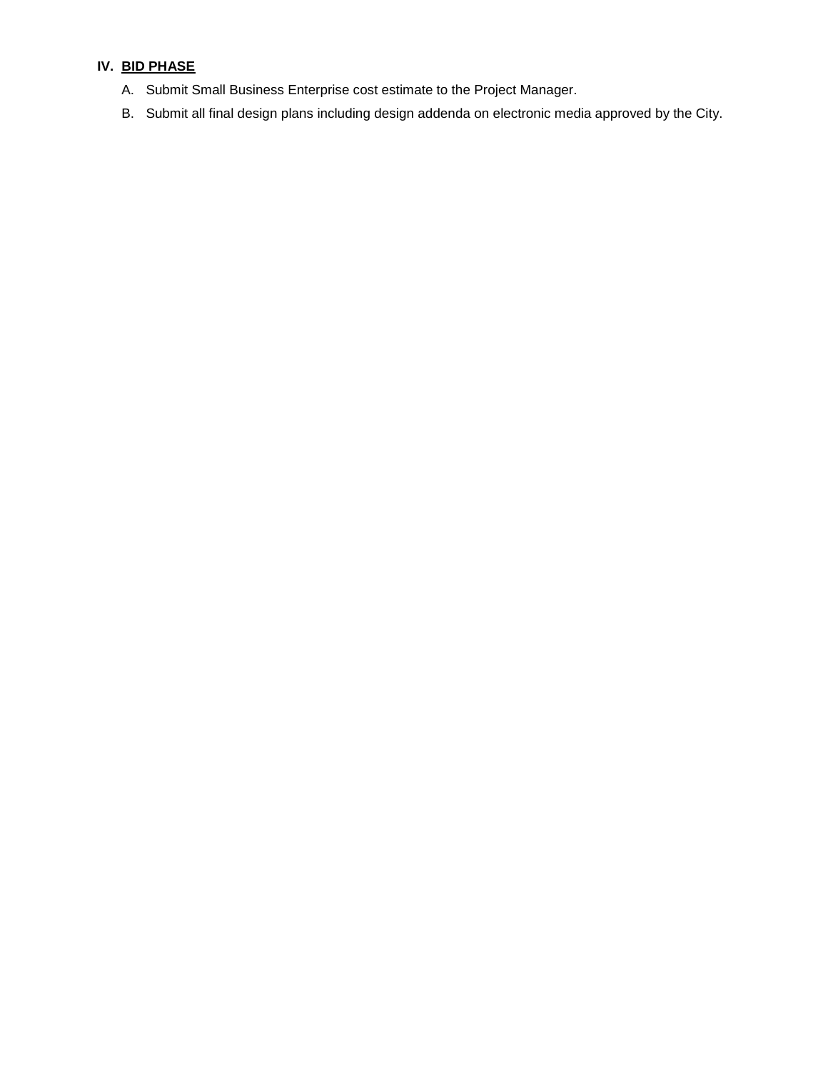## IV. BID PHASE

A. Submit Small Business Enterprise cost estimate to the Project Manager.

B. Submit all final design plans including design addenda on electronic media approved by the City.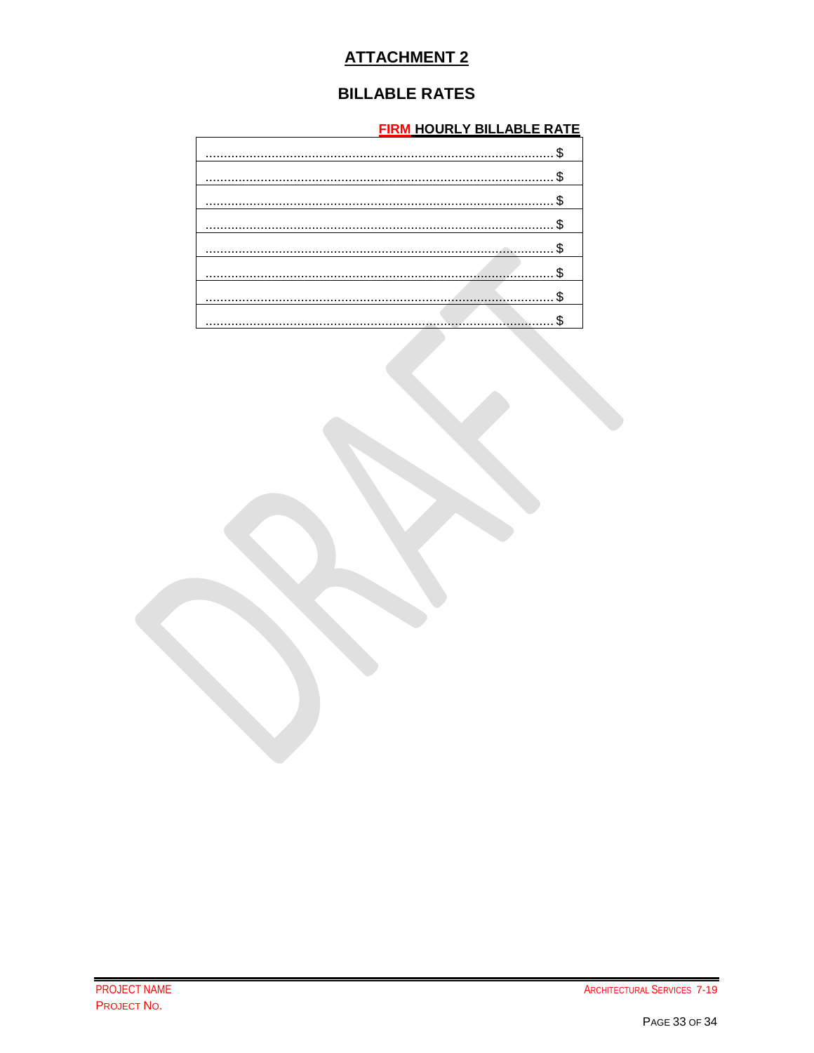# ATTACHMENT 2

## BILLABLE RATES

**FIRM HOURLY BILLABLE RATE**

| |
|---|
| ............................................................................................... $ |
| ............................................................................................... $ |
| ............................................................................................... $ |
| ............................................................................................... $ |
| ............................................................................................... $ |
| ............................................................................................... $ |
| ............................................................................................... $ |
| ............................................................................................... $ |

DRAFT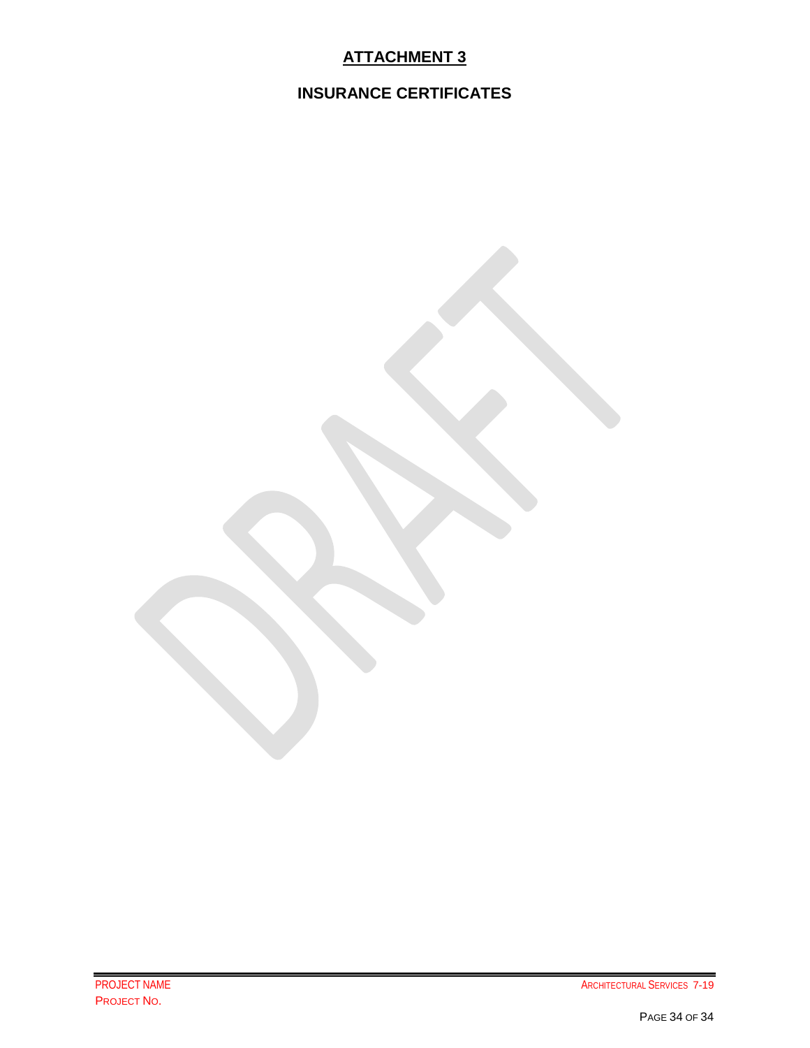# ATTACHMENT 3

## INSURANCE CERTIFICATES